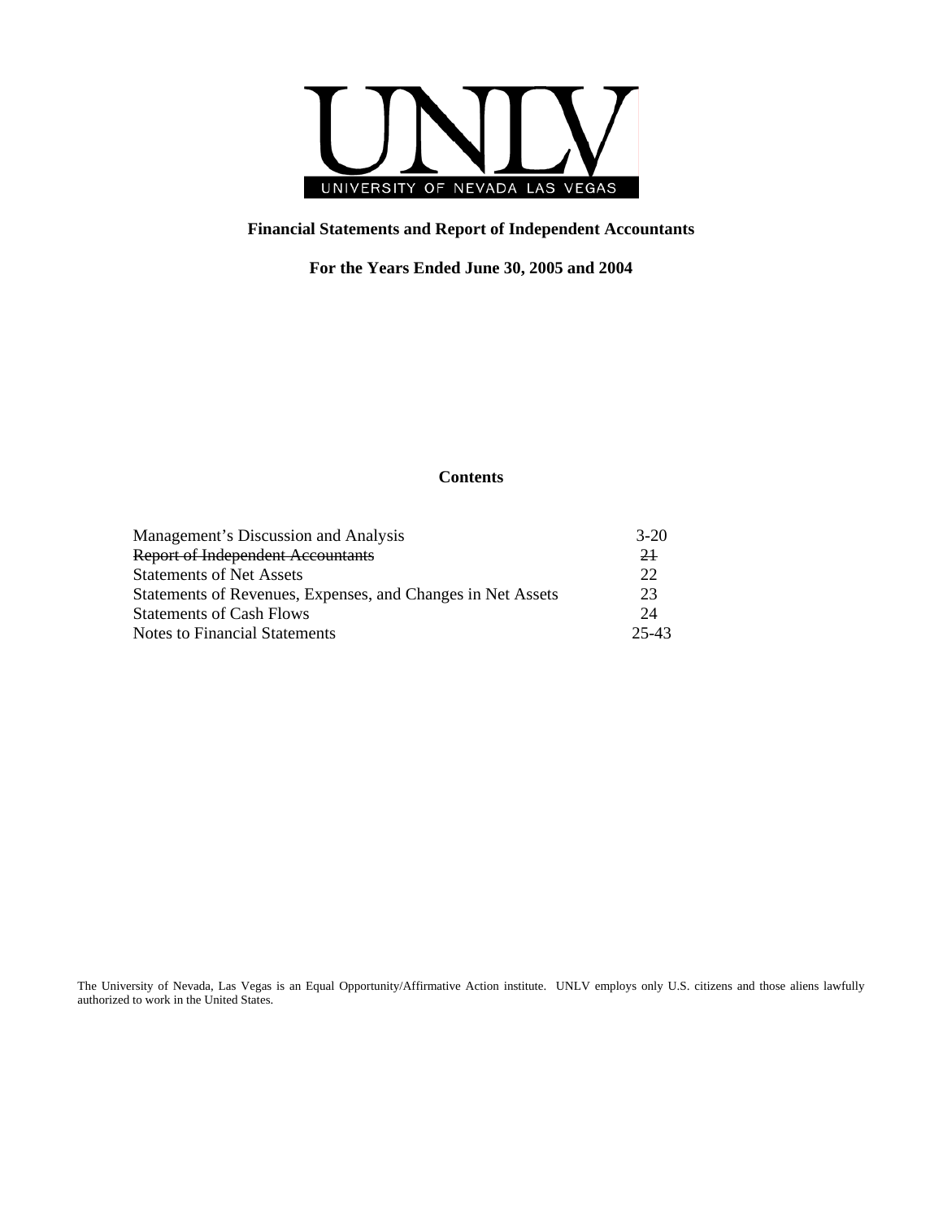# UNLV

UNIVERSITY OF NEVADA LAS VEGAS

**Financial Statements and Report of Independent Accountants**

**For the Years Ended June 30, 2005 and 2004**

**Contents**

| | |
|---|---|
| Management's Discussion and Analysis | 3-20 |
| ~~Report of Independent Accountants~~ | ~~21~~ |
| Statements of Net Assets | 22 |
| Statements of Revenues, Expenses, and Changes in Net Assets | 23 |
| Statements of Cash Flows | 24 |
| Notes to Financial Statements | 25-43 |

The University of Nevada, Las Vegas is an Equal Opportunity/Affirmative Action institute. UNLV employs only U.S. citizens and those aliens lawfully authorized to work in the United States.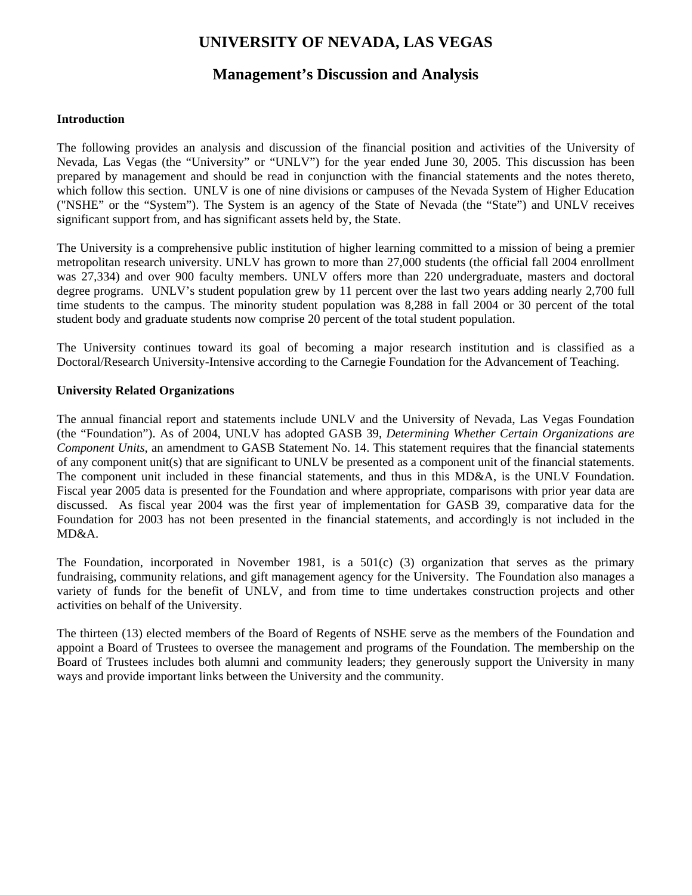# UNIVERSITY OF NEVADA, LAS VEGAS

## Management's Discussion and Analysis

**Introduction**

The following provides an analysis and discussion of the financial position and activities of the University of Nevada, Las Vegas (the "University" or "UNLV") for the year ended June 30, 2005. This discussion has been prepared by management and should be read in conjunction with the financial statements and the notes thereto, which follow this section. UNLV is one of nine divisions or campuses of the Nevada System of Higher Education ("NSHE" or the "System"). The System is an agency of the State of Nevada (the "State") and UNLV receives significant support from, and has significant assets held by, the State.

The University is a comprehensive public institution of higher learning committed to a mission of being a premier metropolitan research university. UNLV has grown to more than 27,000 students (the official fall 2004 enrollment was 27,334) and over 900 faculty members. UNLV offers more than 220 undergraduate, masters and doctoral degree programs. UNLV's student population grew by 11 percent over the last two years adding nearly 2,700 full time students to the campus. The minority student population was 8,288 in fall 2004 or 30 percent of the total student body and graduate students now comprise 20 percent of the total student population.

The University continues toward its goal of becoming a major research institution and is classified as a Doctoral/Research University-Intensive according to the Carnegie Foundation for the Advancement of Teaching.

**University Related Organizations**

The annual financial report and statements include UNLV and the University of Nevada, Las Vegas Foundation (the "Foundation"). As of 2004, UNLV has adopted GASB 39, *Determining Whether Certain Organizations are Component Units*, an amendment to GASB Statement No. 14. This statement requires that the financial statements of any component unit(s) that are significant to UNLV be presented as a component unit of the financial statements. The component unit included in these financial statements, and thus in this MD&A, is the UNLV Foundation. Fiscal year 2005 data is presented for the Foundation and where appropriate, comparisons with prior year data are discussed. As fiscal year 2004 was the first year of implementation for GASB 39, comparative data for the Foundation for 2003 has not been presented in the financial statements, and accordingly is not included in the MD&A.

The Foundation, incorporated in November 1981, is a 501(c) (3) organization that serves as the primary fundraising, community relations, and gift management agency for the University. The Foundation also manages a variety of funds for the benefit of UNLV, and from time to time undertakes construction projects and other activities on behalf of the University.

The thirteen (13) elected members of the Board of Regents of NSHE serve as the members of the Foundation and appoint a Board of Trustees to oversee the management and programs of the Foundation. The membership on the Board of Trustees includes both alumni and community leaders; they generously support the University in many ways and provide important links between the University and the community.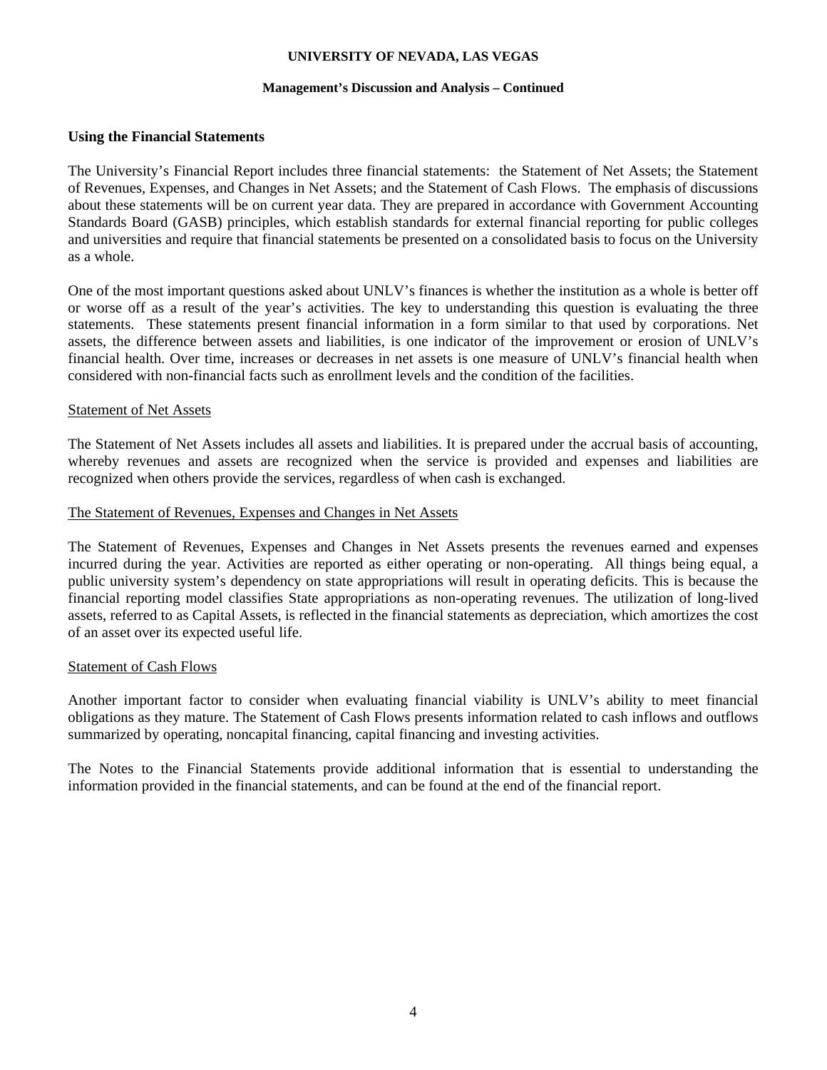## Using the Financial Statements

The University's Financial Report includes three financial statements: the Statement of Net Assets; the Statement of Revenues, Expenses, and Changes in Net Assets; and the Statement of Cash Flows. The emphasis of discussions about these statements will be on current year data. They are prepared in accordance with Government Accounting Standards Board (GASB) principles, which establish standards for external financial reporting for public colleges and universities and require that financial statements be presented on a consolidated basis to focus on the University as a whole.

One of the most important questions asked about UNLV's finances is whether the institution as a whole is better off or worse off as a result of the year's activities. The key to understanding this question is evaluating the three statements. These statements present financial information in a form similar to that used by corporations. Net assets, the difference between assets and liabilities, is one indicator of the improvement or erosion of UNLV's financial health. Over time, increases or decreases in net assets is one measure of UNLV's financial health when considered with non-financial facts such as enrollment levels and the condition of the facilities.

### Statement of Net Assets

The Statement of Net Assets includes all assets and liabilities. It is prepared under the accrual basis of accounting, whereby revenues and assets are recognized when the service is provided and expenses and liabilities are recognized when others provide the services, regardless of when cash is exchanged.

### The Statement of Revenues, Expenses and Changes in Net Assets

The Statement of Revenues, Expenses and Changes in Net Assets presents the revenues earned and expenses incurred during the year. Activities are reported as either operating or non-operating. All things being equal, a public university system's dependency on state appropriations will result in operating deficits. This is because the financial reporting model classifies State appropriations as non-operating revenues. The utilization of long-lived assets, referred to as Capital Assets, is reflected in the financial statements as depreciation, which amortizes the cost of an asset over its expected useful life.

### Statement of Cash Flows

Another important factor to consider when evaluating financial viability is UNLV's ability to meet financial obligations as they mature. The Statement of Cash Flows presents information related to cash inflows and outflows summarized by operating, noncapital financing, capital financing and investing activities.

The Notes to the Financial Statements provide additional information that is essential to understanding the information provided in the financial statements, and can be found at the end of the financial report.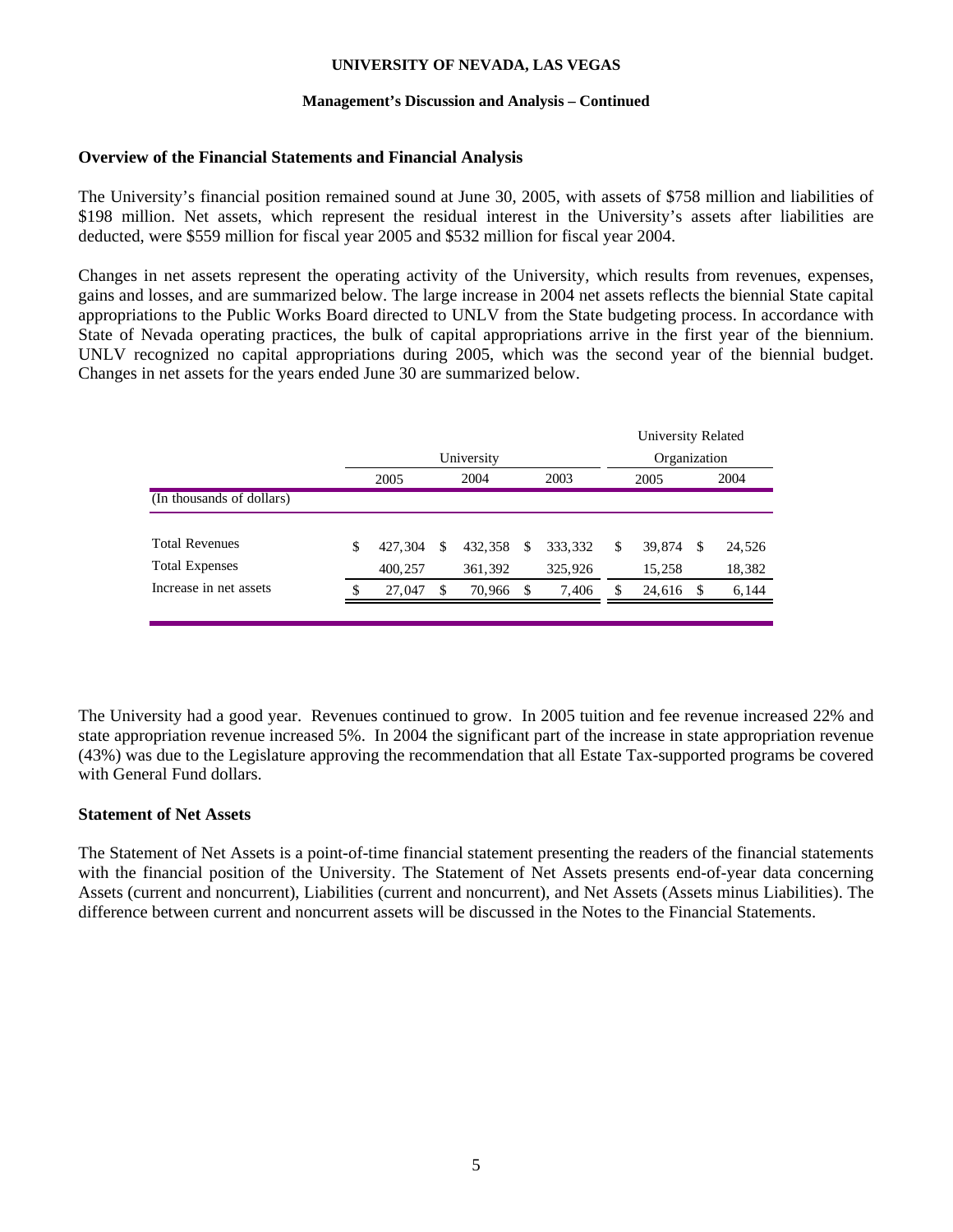**UNIVERSITY OF NEVADA, LAS VEGAS**

**Management's Discussion and Analysis – Continued**

## Overview of the Financial Statements and Financial Analysis

The University's financial position remained sound at June 30, 2005, with assets of $758 million and liabilities of $198 million. Net assets, which represent the residual interest in the University's assets after liabilities are deducted, were $559 million for fiscal year 2005 and $532 million for fiscal year 2004.

Changes in net assets represent the operating activity of the University, which results from revenues, expenses, gains and losses, and are summarized below. The large increase in 2004 net assets reflects the biennial State capital appropriations to the Public Works Board directed to UNLV from the State budgeting process. In accordance with State of Nevada operating practices, the bulk of capital appropriations arrive in the first year of the biennium. UNLV recognized no capital appropriations during 2005, which was the second year of the biennial budget. Changes in net assets for the years ended June 30 are summarized below.

| | University | | | University Related Organization | |
|---|---|---|---|---|---|
| | 2005 | 2004 | 2003 | 2005 | 2004 |
| (In thousands of dollars) | | | | | |
| Total Revenues | $ 427,304 | $ 432,358 | $ 333,332 | $ 39,874 | $ 24,526 |
| Total Expenses | 400,257 | 361,392 | 325,926 | 15,258 | 18,382 |
| Increase in net assets | $ 27,047 | $ 70,966 | $ 7,406 | $ 24,616 | $ 6,144 |

The University had a good year. Revenues continued to grow. In 2005 tuition and fee revenue increased 22% and state appropriation revenue increased 5%. In 2004 the significant part of the increase in state appropriation revenue (43%) was due to the Legislature approving the recommendation that all Estate Tax-supported programs be covered with General Fund dollars.

## Statement of Net Assets

The Statement of Net Assets is a point-of-time financial statement presenting the readers of the financial statements with the financial position of the University. The Statement of Net Assets presents end-of-year data concerning Assets (current and noncurrent), Liabilities (current and noncurrent), and Net Assets (Assets minus Liabilities). The difference between current and noncurrent assets will be discussed in the Notes to the Financial Statements.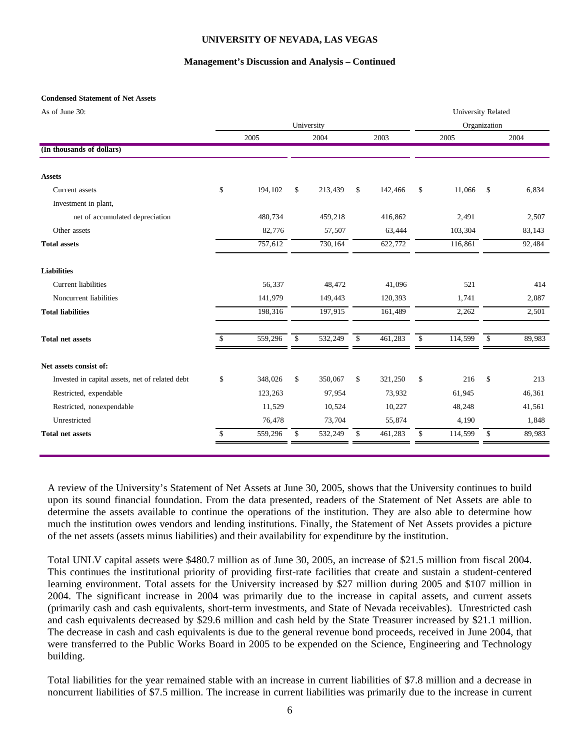**Condensed Statement of Net Assets**

As of June 30:

| (In thousands of dollars) | University | | | University Related Organization | |
|---|---|---|---|---|---|
| | 2005 | 2004 | 2003 | 2005 | 2004 |
| **Assets** | | | | | |
| Current assets | $ 194,102 | $ 213,439 | $ 142,466 | $ 11,066 | $ 6,834 |
| Investment in plant, net of accumulated depreciation | 480,734 | 459,218 | 416,862 | 2,491 | 2,507 |
| Other assets | 82,776 | 57,507 | 63,444 | 103,304 | 83,143 |
| **Total assets** | 757,612 | 730,164 | 622,772 | 116,861 | 92,484 |
| **Liabilities** | | | | | |
| Current liabilities | 56,337 | 48,472 | 41,096 | 521 | 414 |
| Noncurrent liabilities | 141,979 | 149,443 | 120,393 | 1,741 | 2,087 |
| **Total liabilities** | 198,316 | 197,915 | 161,489 | 2,262 | 2,501 |
| **Total net assets** | $ 559,296 | $ 532,249 | $ 461,283 | $ 114,599 | $ 89,983 |
| **Net assets consist of:** | | | | | |
| Invested in capital assets, net of related debt | $ 348,026 | $ 350,067 | $ 321,250 | $ 216 | $ 213 |
| Restricted, expendable | 123,263 | 97,954 | 73,932 | 61,945 | 46,361 |
| Restricted, nonexpendable | 11,529 | 10,524 | 10,227 | 48,248 | 41,561 |
| Unrestricted | 76,478 | 73,704 | 55,874 | 4,190 | 1,848 |
| **Total net assets** | $ 559,296 | $ 532,249 | $ 461,283 | $ 114,599 | $ 89,983 |

A review of the University's Statement of Net Assets at June 30, 2005, shows that the University continues to build upon its sound financial foundation. From the data presented, readers of the Statement of Net Assets are able to determine the assets available to continue the operations of the institution. They are also able to determine how much the institution owes vendors and lending institutions. Finally, the Statement of Net Assets provides a picture of the net assets (assets minus liabilities) and their availability for expenditure by the institution.

Total UNLV capital assets were $480.7 million as of June 30, 2005, an increase of $21.5 million from fiscal 2004. This continues the institutional priority of providing first-rate facilities that create and sustain a student-centered learning environment. Total assets for the University increased by $27 million during 2005 and $107 million in 2004. The significant increase in 2004 was primarily due to the increase in capital assets, and current assets (primarily cash and cash equivalents, short-term investments, and State of Nevada receivables). Unrestricted cash and cash equivalents decreased by $29.6 million and cash held by the State Treasurer increased by $21.1 million. The decrease in cash and cash equivalents is due to the general revenue bond proceeds, received in June 2004, that were transferred to the Public Works Board in 2005 to be expended on the Science, Engineering and Technology building.

Total liabilities for the year remained stable with an increase in current liabilities of $7.8 million and a decrease in noncurrent liabilities of $7.5 million. The increase in current liabilities was primarily due to the increase in current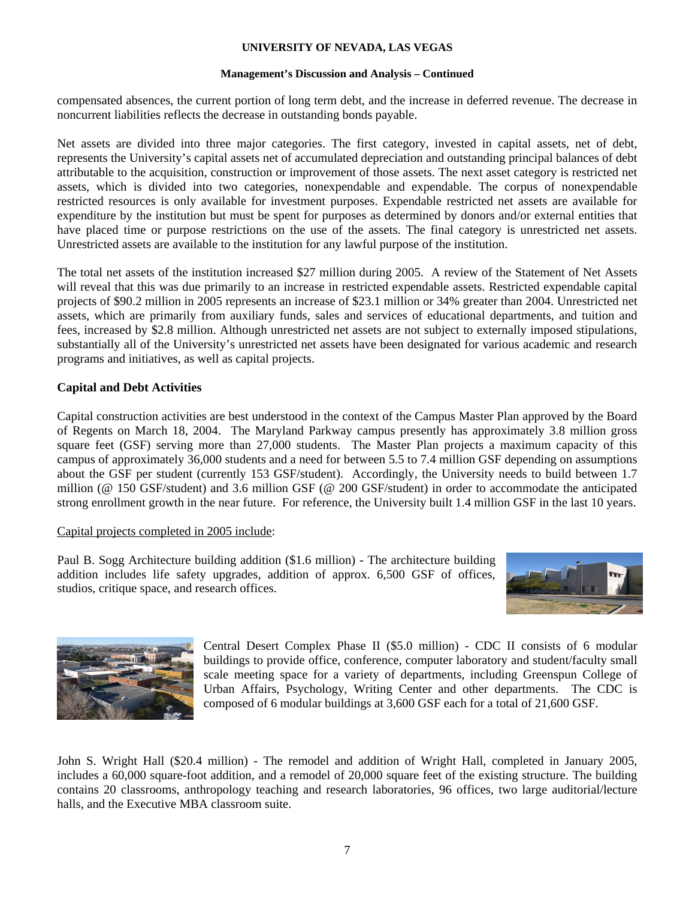compensated absences, the current portion of long term debt, and the increase in deferred revenue. The decrease in noncurrent liabilities reflects the decrease in outstanding bonds payable.

Net assets are divided into three major categories. The first category, invested in capital assets, net of debt, represents the University's capital assets net of accumulated depreciation and outstanding principal balances of debt attributable to the acquisition, construction or improvement of those assets. The next asset category is restricted net assets, which is divided into two categories, nonexpendable and expendable. The corpus of nonexpendable restricted resources is only available for investment purposes. Expendable restricted net assets are available for expenditure by the institution but must be spent for purposes as determined by donors and/or external entities that have placed time or purpose restrictions on the use of the assets. The final category is unrestricted net assets. Unrestricted assets are available to the institution for any lawful purpose of the institution.

The total net assets of the institution increased $27 million during 2005. A review of the Statement of Net Assets will reveal that this was due primarily to an increase in restricted expendable assets. Restricted expendable capital projects of $90.2 million in 2005 represents an increase of $23.1 million or 34% greater than 2004. Unrestricted net assets, which are primarily from auxiliary funds, sales and services of educational departments, and tuition and fees, increased by $2.8 million. Although unrestricted net assets are not subject to externally imposed stipulations, substantially all of the University's unrestricted net assets have been designated for various academic and research programs and initiatives, as well as capital projects.

**Capital and Debt Activities**

Capital construction activities are best understood in the context of the Campus Master Plan approved by the Board of Regents on March 18, 2004. The Maryland Parkway campus presently has approximately 3.8 million gross square feet (GSF) serving more than 27,000 students. The Master Plan projects a maximum capacity of this campus of approximately 36,000 students and a need for between 5.5 to 7.4 million GSF depending on assumptions about the GSF per student (currently 153 GSF/student). Accordingly, the University needs to build between 1.7 million (@ 150 GSF/student) and 3.6 million GSF (@ 200 GSF/student) in order to accommodate the anticipated strong enrollment growth in the near future. For reference, the University built 1.4 million GSF in the last 10 years.

Capital projects completed in 2005 include:

Paul B. Sogg Architecture building addition ($1.6 million) - The architecture building addition includes life safety upgrades, addition of approx. 6,500 GSF of offices, studios, critique space, and research offices.

Central Desert Complex Phase II ($5.0 million) - CDC II consists of 6 modular buildings to provide office, conference, computer laboratory and student/faculty small scale meeting space for a variety of departments, including Greenspun College of Urban Affairs, Psychology, Writing Center and other departments. The CDC is composed of 6 modular buildings at 3,600 GSF each for a total of 21,600 GSF.

John S. Wright Hall ($20.4 million) - The remodel and addition of Wright Hall, completed in January 2005, includes a 60,000 square-foot addition, and a remodel of 20,000 square feet of the existing structure. The building contains 20 classrooms, anthropology teaching and research laboratories, 96 offices, two large auditorial/lecture halls, and the Executive MBA classroom suite.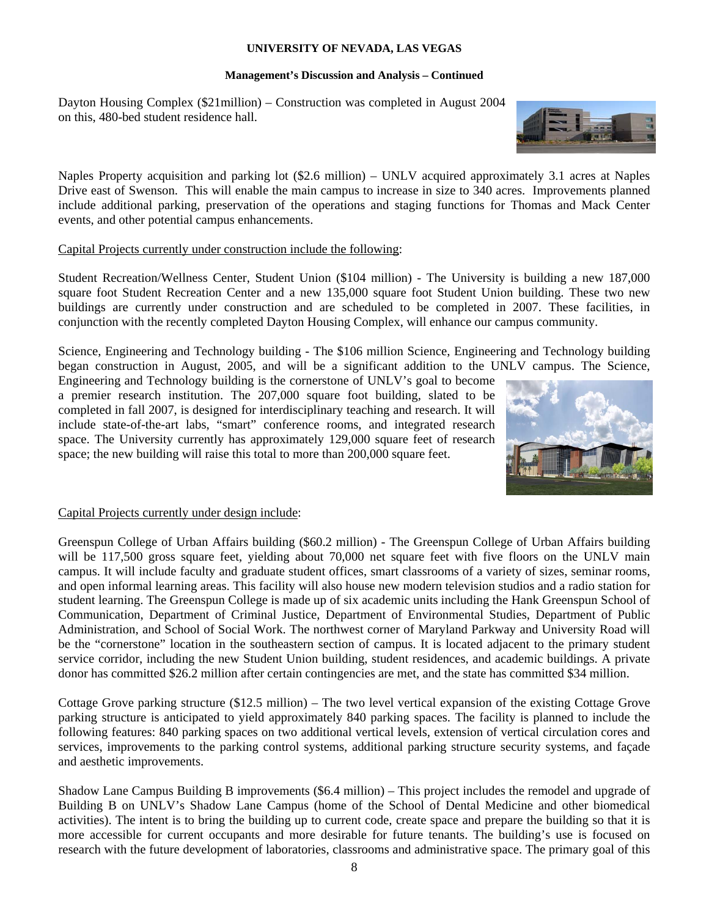Dayton Housing Complex ($21million) – Construction was completed in August 2004 on this, 480-bed student residence hall.

Naples Property acquisition and parking lot ($2.6 million) – UNLV acquired approximately 3.1 acres at Naples Drive east of Swenson. This will enable the main campus to increase in size to 340 acres. Improvements planned include additional parking, preservation of the operations and staging functions for Thomas and Mack Center events, and other potential campus enhancements.

Capital Projects currently under construction include the following:

Student Recreation/Wellness Center, Student Union ($104 million) - The University is building a new 187,000 square foot Student Recreation Center and a new 135,000 square foot Student Union building. These two new buildings are currently under construction and are scheduled to be completed in 2007. These facilities, in conjunction with the recently completed Dayton Housing Complex, will enhance our campus community.

Science, Engineering and Technology building - The $106 million Science, Engineering and Technology building began construction in August, 2005, and will be a significant addition to the UNLV campus. The Science, Engineering and Technology building is the cornerstone of UNLV's goal to become a premier research institution. The 207,000 square foot building, slated to be completed in fall 2007, is designed for interdisciplinary teaching and research. It will include state-of-the-art labs, "smart" conference rooms, and integrated research space. The University currently has approximately 129,000 square feet of research space; the new building will raise this total to more than 200,000 square feet.

Capital Projects currently under design include:

Greenspun College of Urban Affairs building ($60.2 million) - The Greenspun College of Urban Affairs building will be 117,500 gross square feet, yielding about 70,000 net square feet with five floors on the UNLV main campus. It will include faculty and graduate student offices, smart classrooms of a variety of sizes, seminar rooms, and open informal learning areas. This facility will also house new modern television studios and a radio station for student learning. The Greenspun College is made up of six academic units including the Hank Greenspun School of Communication, Department of Criminal Justice, Department of Environmental Studies, Department of Public Administration, and School of Social Work. The northwest corner of Maryland Parkway and University Road will be the "cornerstone" location in the southeastern section of campus. It is located adjacent to the primary student service corridor, including the new Student Union building, student residences, and academic buildings. A private donor has committed $26.2 million after certain contingencies are met, and the state has committed $34 million.

Cottage Grove parking structure ($12.5 million) – The two level vertical expansion of the existing Cottage Grove parking structure is anticipated to yield approximately 840 parking spaces. The facility is planned to include the following features: 840 parking spaces on two additional vertical levels, extension of vertical circulation cores and services, improvements to the parking control systems, additional parking structure security systems, and façade and aesthetic improvements.

Shadow Lane Campus Building B improvements ($6.4 million) – This project includes the remodel and upgrade of Building B on UNLV's Shadow Lane Campus (home of the School of Dental Medicine and other biomedical activities). The intent is to bring the building up to current code, create space and prepare the building so that it is more accessible for current occupants and more desirable for future tenants. The building's use is focused on research with the future development of laboratories, classrooms and administrative space. The primary goal of this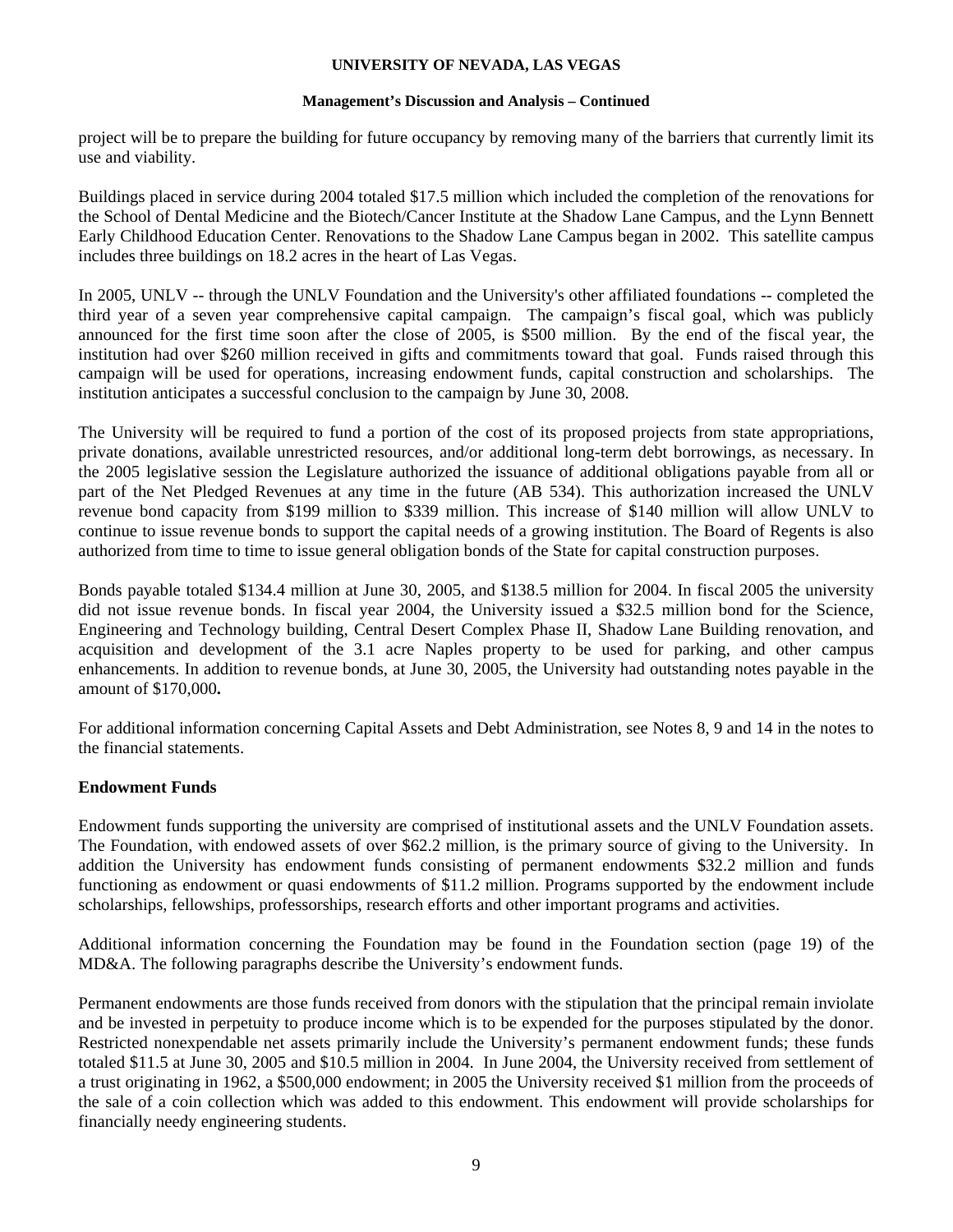project will be to prepare the building for future occupancy by removing many of the barriers that currently limit its use and viability.

Buildings placed in service during 2004 totaled \$17.5 million which included the completion of the renovations for the School of Dental Medicine and the Biotech/Cancer Institute at the Shadow Lane Campus, and the Lynn Bennett Early Childhood Education Center. Renovations to the Shadow Lane Campus began in 2002. This satellite campus includes three buildings on 18.2 acres in the heart of Las Vegas.

In 2005, UNLV -- through the UNLV Foundation and the University's other affiliated foundations -- completed the third year of a seven year comprehensive capital campaign. The campaign's fiscal goal, which was publicly announced for the first time soon after the close of 2005, is \$500 million. By the end of the fiscal year, the institution had over \$260 million received in gifts and commitments toward that goal. Funds raised through this campaign will be used for operations, increasing endowment funds, capital construction and scholarships. The institution anticipates a successful conclusion to the campaign by June 30, 2008.

The University will be required to fund a portion of the cost of its proposed projects from state appropriations, private donations, available unrestricted resources, and/or additional long-term debt borrowings, as necessary. In the 2005 legislative session the Legislature authorized the issuance of additional obligations payable from all or part of the Net Pledged Revenues at any time in the future (AB 534). This authorization increased the UNLV revenue bond capacity from \$199 million to \$339 million. This increase of \$140 million will allow UNLV to continue to issue revenue bonds to support the capital needs of a growing institution. The Board of Regents is also authorized from time to time to issue general obligation bonds of the State for capital construction purposes.

Bonds payable totaled \$134.4 million at June 30, 2005, and \$138.5 million for 2004. In fiscal 2005 the university did not issue revenue bonds. In fiscal year 2004, the University issued a \$32.5 million bond for the Science, Engineering and Technology building, Central Desert Complex Phase II, Shadow Lane Building renovation, and acquisition and development of the 3.1 acre Naples property to be used for parking, and other campus enhancements. In addition to revenue bonds, at June 30, 2005, the University had outstanding notes payable in the amount of \$170,000**.**

For additional information concerning Capital Assets and Debt Administration, see Notes 8, 9 and 14 in the notes to the financial statements.

## Endowment Funds

Endowment funds supporting the university are comprised of institutional assets and the UNLV Foundation assets. The Foundation, with endowed assets of over \$62.2 million, is the primary source of giving to the University. In addition the University has endowment funds consisting of permanent endowments \$32.2 million and funds functioning as endowment or quasi endowments of \$11.2 million. Programs supported by the endowment include scholarships, fellowships, professorships, research efforts and other important programs and activities.

Additional information concerning the Foundation may be found in the Foundation section (page 19) of the MD&A. The following paragraphs describe the University's endowment funds.

Permanent endowments are those funds received from donors with the stipulation that the principal remain inviolate and be invested in perpetuity to produce income which is to be expended for the purposes stipulated by the donor. Restricted nonexpendable net assets primarily include the University's permanent endowment funds; these funds totaled \$11.5 at June 30, 2005 and \$10.5 million in 2004. In June 2004, the University received from settlement of a trust originating in 1962, a \$500,000 endowment; in 2005 the University received \$1 million from the proceeds of the sale of a coin collection which was added to this endowment. This endowment will provide scholarships for financially needy engineering students.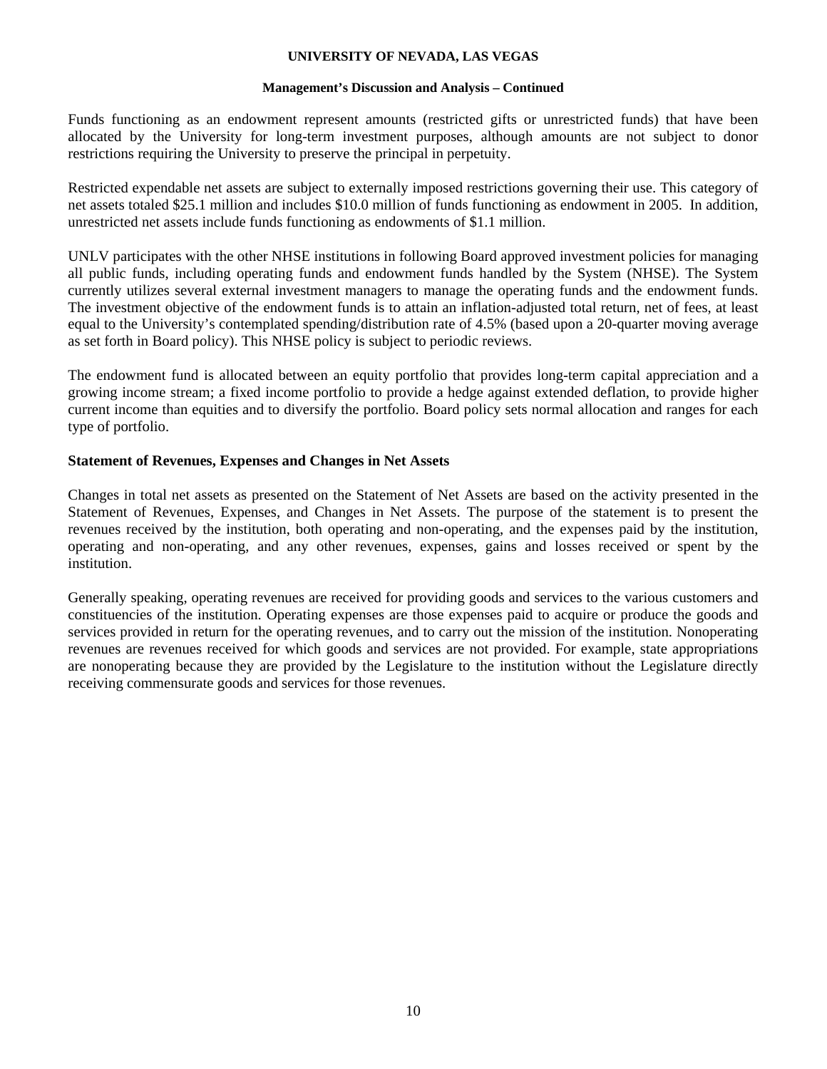Funds functioning as an endowment represent amounts (restricted gifts or unrestricted funds) that have been allocated by the University for long-term investment purposes, although amounts are not subject to donor restrictions requiring the University to preserve the principal in perpetuity.

Restricted expendable net assets are subject to externally imposed restrictions governing their use. This category of net assets totaled $25.1 million and includes $10.0 million of funds functioning as endowment in 2005. In addition, unrestricted net assets include funds functioning as endowments of $1.1 million.

UNLV participates with the other NHSE institutions in following Board approved investment policies for managing all public funds, including operating funds and endowment funds handled by the System (NHSE). The System currently utilizes several external investment managers to manage the operating funds and the endowment funds. The investment objective of the endowment funds is to attain an inflation-adjusted total return, net of fees, at least equal to the University's contemplated spending/distribution rate of 4.5% (based upon a 20-quarter moving average as set forth in Board policy). This NHSE policy is subject to periodic reviews.

The endowment fund is allocated between an equity portfolio that provides long-term capital appreciation and a growing income stream; a fixed income portfolio to provide a hedge against extended deflation, to provide higher current income than equities and to diversify the portfolio. Board policy sets normal allocation and ranges for each type of portfolio.

## Statement of Revenues, Expenses and Changes in Net Assets

Changes in total net assets as presented on the Statement of Net Assets are based on the activity presented in the Statement of Revenues, Expenses, and Changes in Net Assets. The purpose of the statement is to present the revenues received by the institution, both operating and non-operating, and the expenses paid by the institution, operating and non-operating, and any other revenues, expenses, gains and losses received or spent by the institution.

Generally speaking, operating revenues are received for providing goods and services to the various customers and constituencies of the institution. Operating expenses are those expenses paid to acquire or produce the goods and services provided in return for the operating revenues, and to carry out the mission of the institution. Nonoperating revenues are revenues received for which goods and services are not provided. For example, state appropriations are nonoperating because they are provided by the Legislature to the institution without the Legislature directly receiving commensurate goods and services for those revenues.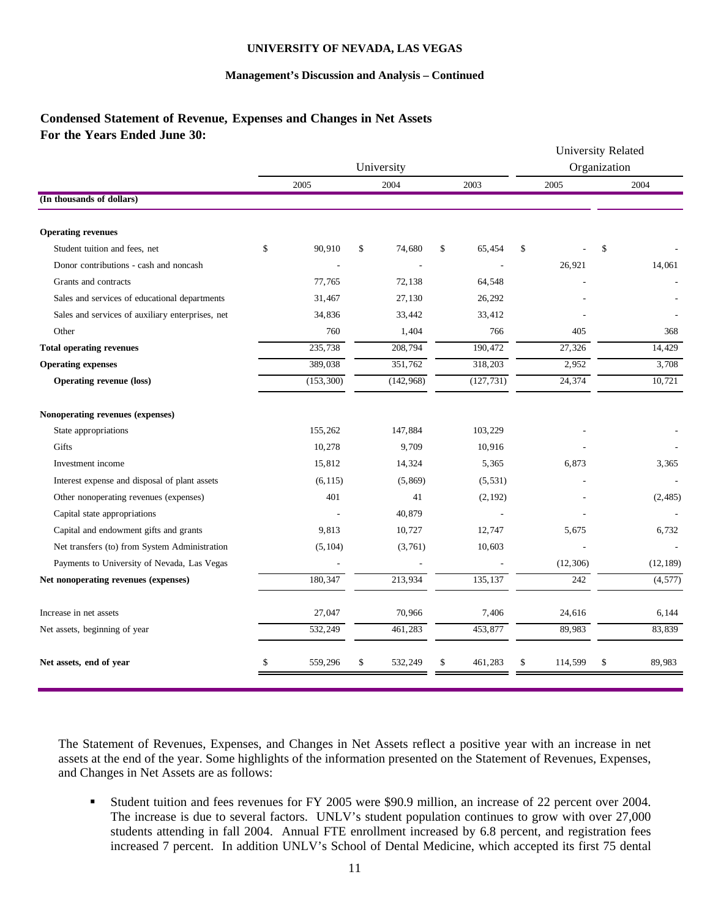## Condensed Statement of Revenue, Expenses and Changes in Net Assets
## For the Years Ended June 30:

| | University | | | University Related Organization | |
|---|---|---|---|---|---|
| | 2005 | 2004 | 2003 | 2005 | 2004 |
| **(In thousands of dollars)** | | | | | |
| **Operating revenues** | | | | | |
| Student tuition and fees, net | $ 90,910 | $ 74,680 | $ 65,454 | $ - | $ - |
| Donor contributions - cash and noncash | - | - | - | 26,921 | 14,061 |
| Grants and contracts | 77,765 | 72,138 | 64,548 | - | - |
| Sales and services of educational departments | 31,467 | 27,130 | 26,292 | - | - |
| Sales and services of auxiliary enterprises, net | 34,836 | 33,442 | 33,412 | - | - |
| Other | 760 | 1,404 | 766 | 405 | 368 |
| **Total operating revenues** | 235,738 | 208,794 | 190,472 | 27,326 | 14,429 |
| **Operating expenses** | 389,038 | 351,762 | 318,203 | 2,952 | 3,708 |
| **Operating revenue (loss)** | (153,300) | (142,968) | (127,731) | 24,374 | 10,721 |
| **Nonoperating revenues (expenses)** | | | | | |
| State appropriations | 155,262 | 147,884 | 103,229 | - | - |
| Gifts | 10,278 | 9,709 | 10,916 | - | - |
| Investment income | 15,812 | 14,324 | 5,365 | 6,873 | 3,365 |
| Interest expense and disposal of plant assets | (6,115) | (5,869) | (5,531) | - | - |
| Other nonoperating revenues (expenses) | 401 | 41 | (2,192) | - | (2,485) |
| Capital state appropriations | - | 40,879 | - | - | - |
| Capital and endowment gifts and grants | 9,813 | 10,727 | 12,747 | 5,675 | 6,732 |
| Net transfers (to) from System Administration | (5,104) | (3,761) | 10,603 | - | - |
| Payments to University of Nevada, Las Vegas | - | - | - | (12,306) | (12,189) |
| **Net nonoperating revenues (expenses)** | 180,347 | 213,934 | 135,137 | 242 | (4,577) |
| Increase in net assets | 27,047 | 70,966 | 7,406 | 24,616 | 6,144 |
| Net assets, beginning of year | 532,249 | 461,283 | 453,877 | 89,983 | 83,839 |
| **Net assets, end of year** | $ 559,296 | $ 532,249 | $ 461,283 | $ 114,599 | $ 89,983 |

The Statement of Revenues, Expenses, and Changes in Net Assets reflect a positive year with an increase in net assets at the end of the year. Some highlights of the information presented on the Statement of Revenues, Expenses, and Changes in Net Assets are as follows:

- Student tuition and fees revenues for FY 2005 were $90.9 million, an increase of 22 percent over 2004. The increase is due to several factors. UNLV's student population continues to grow with over 27,000 students attending in fall 2004. Annual FTE enrollment increased by 6.8 percent, and registration fees increased 7 percent. In addition UNLV's School of Dental Medicine, which accepted its first 75 dental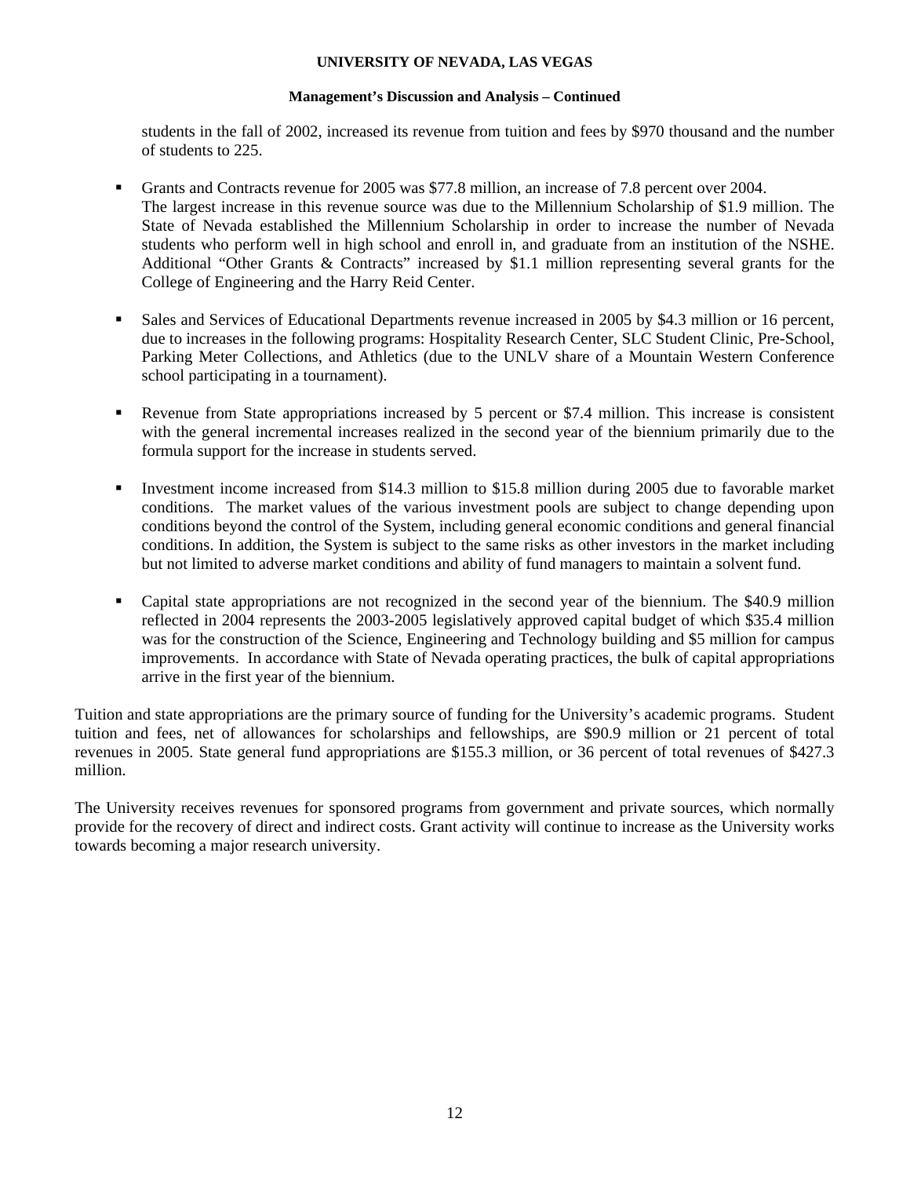students in the fall of 2002, increased its revenue from tuition and fees by $970 thousand and the number of students to 225.

- Grants and Contracts revenue for 2005 was $77.8 million, an increase of 7.8 percent over 2004. The largest increase in this revenue source was due to the Millennium Scholarship of $1.9 million. The State of Nevada established the Millennium Scholarship in order to increase the number of Nevada students who perform well in high school and enroll in, and graduate from an institution of the NSHE. Additional "Other Grants & Contracts" increased by $1.1 million representing several grants for the College of Engineering and the Harry Reid Center.

- Sales and Services of Educational Departments revenue increased in 2005 by $4.3 million or 16 percent, due to increases in the following programs: Hospitality Research Center, SLC Student Clinic, Pre-School, Parking Meter Collections, and Athletics (due to the UNLV share of a Mountain Western Conference school participating in a tournament).

- Revenue from State appropriations increased by 5 percent or $7.4 million. This increase is consistent with the general incremental increases realized in the second year of the biennium primarily due to the formula support for the increase in students served.

- Investment income increased from $14.3 million to $15.8 million during 2005 due to favorable market conditions. The market values of the various investment pools are subject to change depending upon conditions beyond the control of the System, including general economic conditions and general financial conditions. In addition, the System is subject to the same risks as other investors in the market including but not limited to adverse market conditions and ability of fund managers to maintain a solvent fund.

- Capital state appropriations are not recognized in the second year of the biennium. The $40.9 million reflected in 2004 represents the 2003-2005 legislatively approved capital budget of which $35.4 million was for the construction of the Science, Engineering and Technology building and $5 million for campus improvements. In accordance with State of Nevada operating practices, the bulk of capital appropriations arrive in the first year of the biennium.

Tuition and state appropriations are the primary source of funding for the University's academic programs. Student tuition and fees, net of allowances for scholarships and fellowships, are $90.9 million or 21 percent of total revenues in 2005. State general fund appropriations are $155.3 million, or 36 percent of total revenues of $427.3 million.

The University receives revenues for sponsored programs from government and private sources, which normally provide for the recovery of direct and indirect costs. Grant activity will continue to increase as the University works towards becoming a major research university.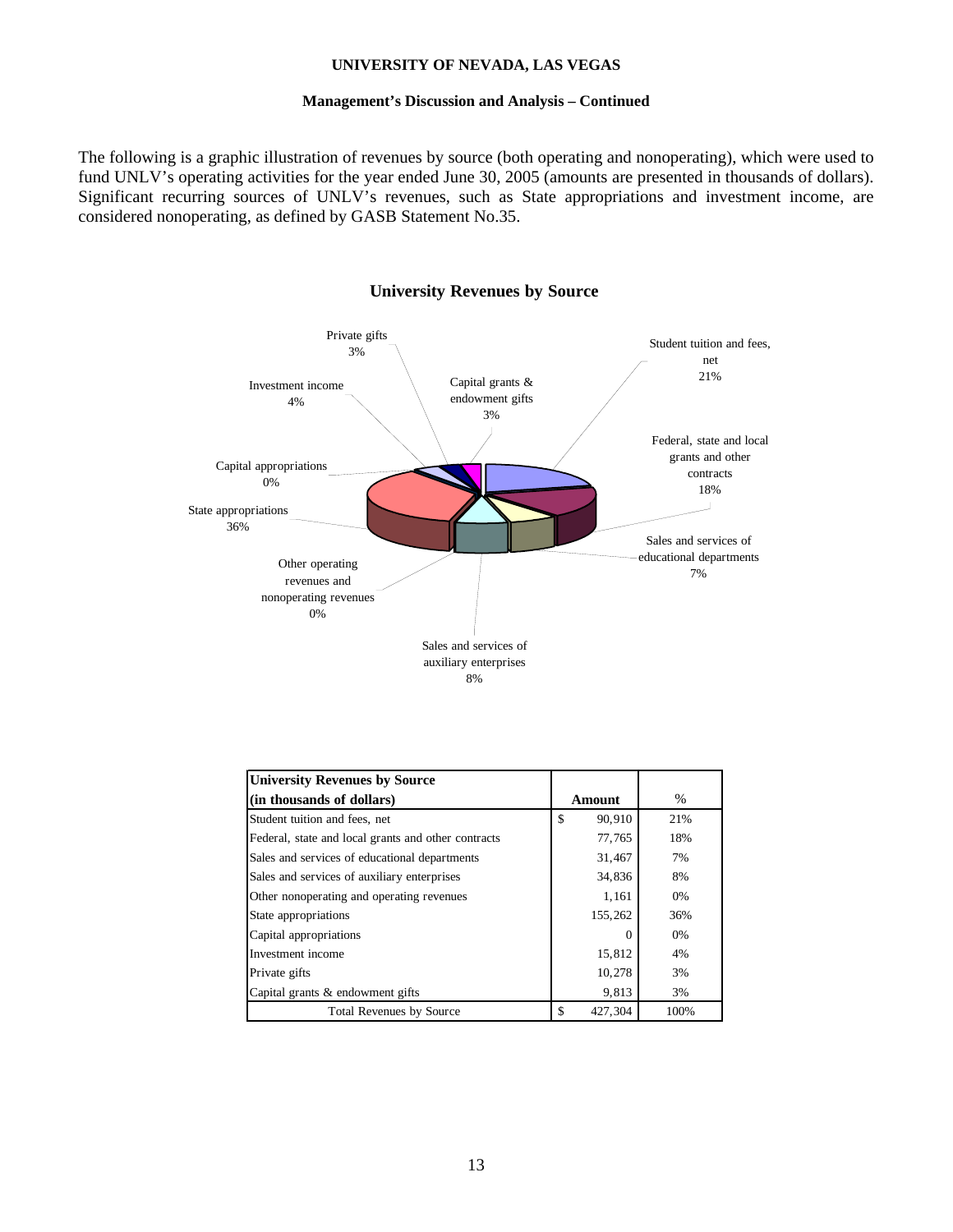The following is a graphic illustration of revenues by source (both operating and nonoperating), which were used to fund UNLV's operating activities for the year ended June 30, 2005 (amounts are presented in thousands of dollars). Significant recurring sources of UNLV's revenues, such as State appropriations and investment income, are considered nonoperating, as defined by GASB Statement No.35.

**University Revenues by Source**

| University Revenues by Source (in thousands of dollars) | Amount | % |
|---|---|---|
| Student tuition and fees, net | $ 90,910 | 21% |
| Federal, state and local grants and other contracts | 77,765 | 18% |
| Sales and services of educational departments | 31,467 | 7% |
| Sales and services of auxiliary enterprises | 34,836 | 8% |
| Other nonoperating and operating revenues | 1,161 | 0% |
| State appropriations | 155,262 | 36% |
| Capital appropriations | 0 | 0% |
| Investment income | 15,812 | 4% |
| Private gifts | 10,278 | 3% |
| Capital grants & endowment gifts | 9,813 | 3% |
| Total Revenues by Source | $ 427,304 | 100% |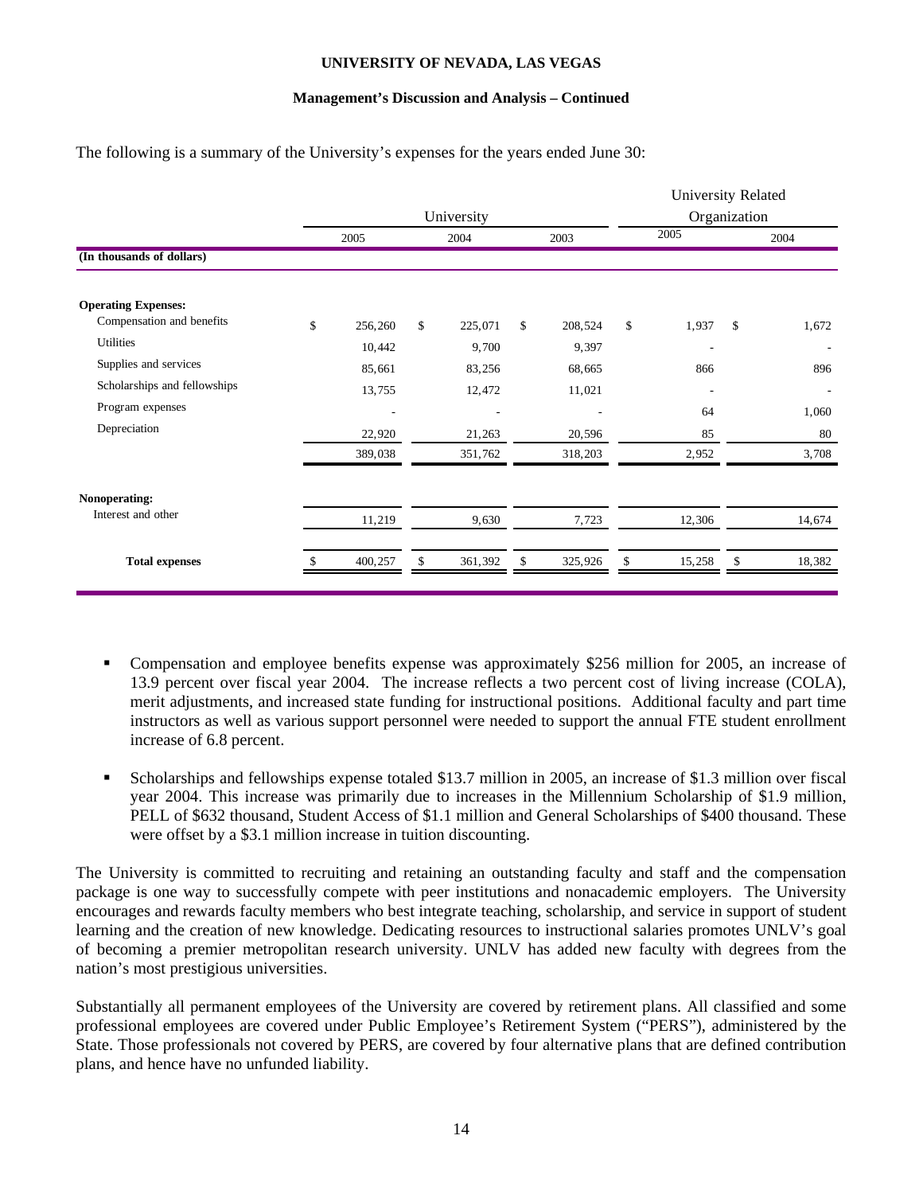UNIVERSITY OF NEVADA, LAS VEGAS

**Management's Discussion and Analysis – Continued**

The following is a summary of the University's expenses for the years ended June 30:

| | University | | | University Related Organization | |
|---|---|---|---|---|---|
| | 2005 | 2004 | 2003 | 2005 | 2004 |
| **(In thousands of dollars)** | | | | | |
| **Operating Expenses:** | | | | | |
| Compensation and benefits | $ 256,260 | $ 225,071 | $ 208,524 | $ 1,937 | $ 1,672 |
| Utilities | 10,442 | 9,700 | 9,397 | - | - |
| Supplies and services | 85,661 | 83,256 | 68,665 | 866 | 896 |
| Scholarships and fellowships | 13,755 | 12,472 | 11,021 | - | - |
| Program expenses | - | - | - | 64 | 1,060 |
| Depreciation | 22,920 | 21,263 | 20,596 | 85 | 80 |
| | 389,038 | 351,762 | 318,203 | 2,952 | 3,708 |
| **Nonoperating:** | | | | | |
| Interest and other | 11,219 | 9,630 | 7,723 | 12,306 | 14,674 |
| **Total expenses** | $ 400,257 | $ 361,392 | $ 325,926 | $ 15,258 | $ 18,382 |

- Compensation and employee benefits expense was approximately $256 million for 2005, an increase of 13.9 percent over fiscal year 2004. The increase reflects a two percent cost of living increase (COLA), merit adjustments, and increased state funding for instructional positions. Additional faculty and part time instructors as well as various support personnel were needed to support the annual FTE student enrollment increase of 6.8 percent.

- Scholarships and fellowships expense totaled $13.7 million in 2005, an increase of $1.3 million over fiscal year 2004. This increase was primarily due to increases in the Millennium Scholarship of $1.9 million, PELL of $632 thousand, Student Access of $1.1 million and General Scholarships of $400 thousand. These were offset by a $3.1 million increase in tuition discounting.

The University is committed to recruiting and retaining an outstanding faculty and staff and the compensation package is one way to successfully compete with peer institutions and nonacademic employers. The University encourages and rewards faculty members who best integrate teaching, scholarship, and service in support of student learning and the creation of new knowledge. Dedicating resources to instructional salaries promotes UNLV's goal of becoming a premier metropolitan research university. UNLV has added new faculty with degrees from the nation's most prestigious universities.

Substantially all permanent employees of the University are covered by retirement plans. All classified and some professional employees are covered under Public Employee's Retirement System ("PERS"), administered by the State. Those professionals not covered by PERS, are covered by four alternative plans that are defined contribution plans, and hence have no unfunded liability.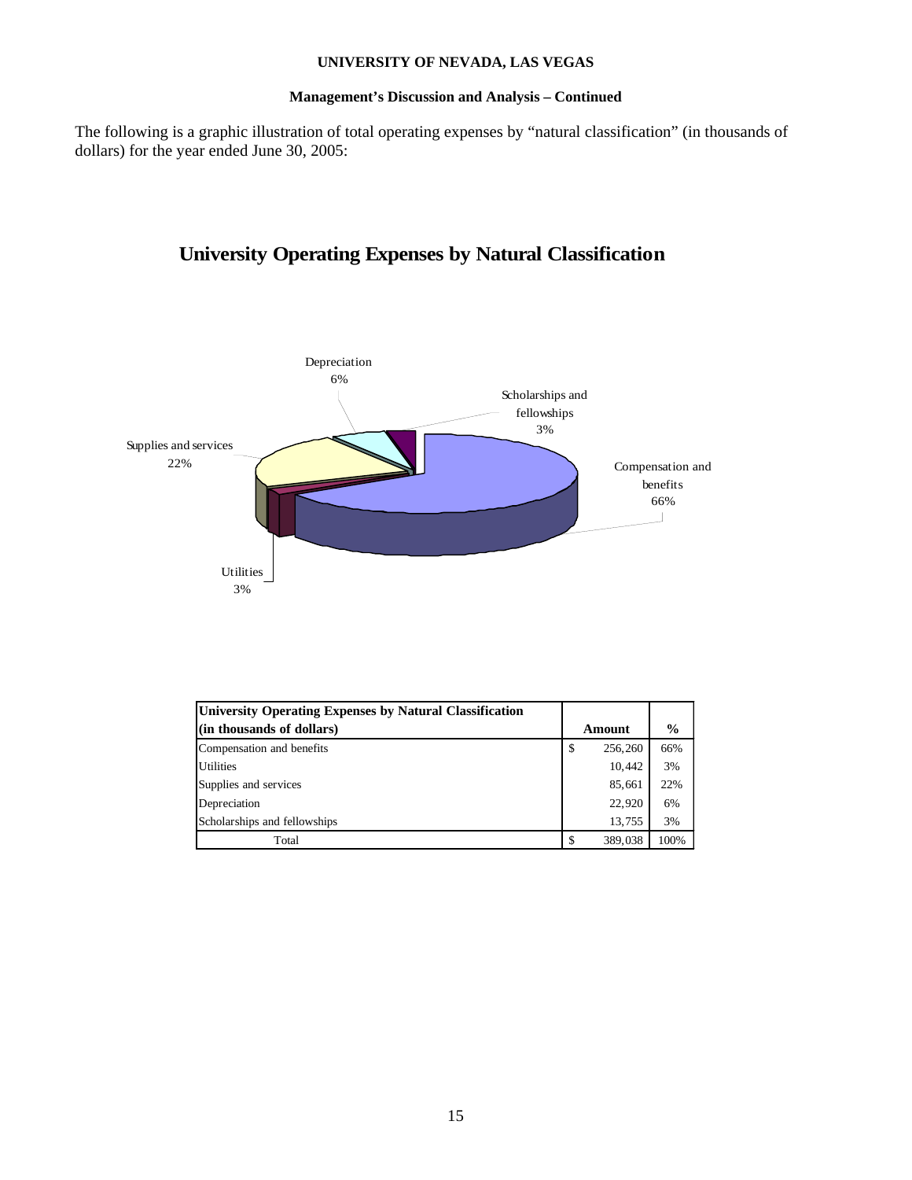The following is a graphic illustration of total operating expenses by "natural classification" (in thousands of dollars) for the year ended June 30, 2005:

## University Operating Expenses by Natural Classification

Depreciation 6%

Scholarships and fellowships 3%

Supplies and services 22%

Compensation and benefits 66%

Utilities 3%

| University Operating Expenses by Natural Classification (in thousands of dollars) | Amount | % |
|---|---|---|
| Compensation and benefits | $ 256,260 | 66% |
| Utilities | 10,442 | 3% |
| Supplies and services | 85,661 | 22% |
| Depreciation | 22,920 | 6% |
| Scholarships and fellowships | 13,755 | 3% |
| Total | $ 389,038 | 100% |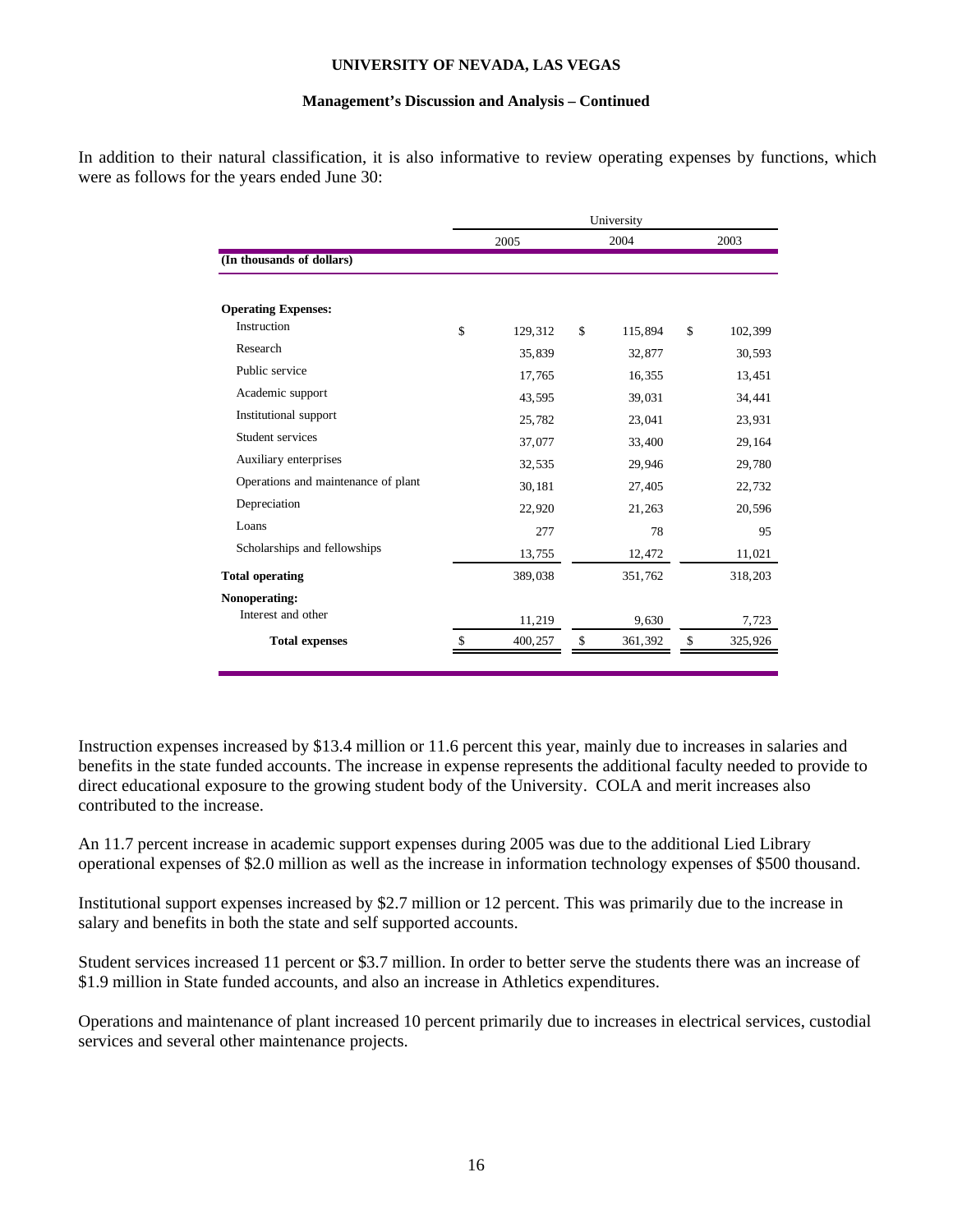In addition to their natural classification, it is also informative to review operating expenses by functions, which were as follows for the years ended June 30:

| | University | | |
|---|---|---|---|
| | 2005 | 2004 | 2003 |
| **(In thousands of dollars)** | | | |
| **Operating Expenses:** | | | |
| Instruction | $ 129,312 | $ 115,894 | $ 102,399 |
| Research | 35,839 | 32,877 | 30,593 |
| Public service | 17,765 | 16,355 | 13,451 |
| Academic support | 43,595 | 39,031 | 34,441 |
| Institutional support | 25,782 | 23,041 | 23,931 |
| Student services | 37,077 | 33,400 | 29,164 |
| Auxiliary enterprises | 32,535 | 29,946 | 29,780 |
| Operations and maintenance of plant | 30,181 | 27,405 | 22,732 |
| Depreciation | 22,920 | 21,263 | 20,596 |
| Loans | 277 | 78 | 95 |
| Scholarships and fellowships | 13,755 | 12,472 | 11,021 |
| **Total operating** | 389,038 | 351,762 | 318,203 |
| **Nonoperating:** | | | |
| Interest and other | 11,219 | 9,630 | 7,723 |
| **Total expenses** | $ 400,257 | $ 361,392 | $ 325,926 |

Instruction expenses increased by $13.4 million or 11.6 percent this year, mainly due to increases in salaries and benefits in the state funded accounts. The increase in expense represents the additional faculty needed to provide to direct educational exposure to the growing student body of the University. COLA and merit increases also contributed to the increase.

An 11.7 percent increase in academic support expenses during 2005 was due to the additional Lied Library operational expenses of $2.0 million as well as the increase in information technology expenses of $500 thousand.

Institutional support expenses increased by $2.7 million or 12 percent. This was primarily due to the increase in salary and benefits in both the state and self supported accounts.

Student services increased 11 percent or $3.7 million. In order to better serve the students there was an increase of $1.9 million in State funded accounts, and also an increase in Athletics expenditures.

Operations and maintenance of plant increased 10 percent primarily due to increases in electrical services, custodial services and several other maintenance projects.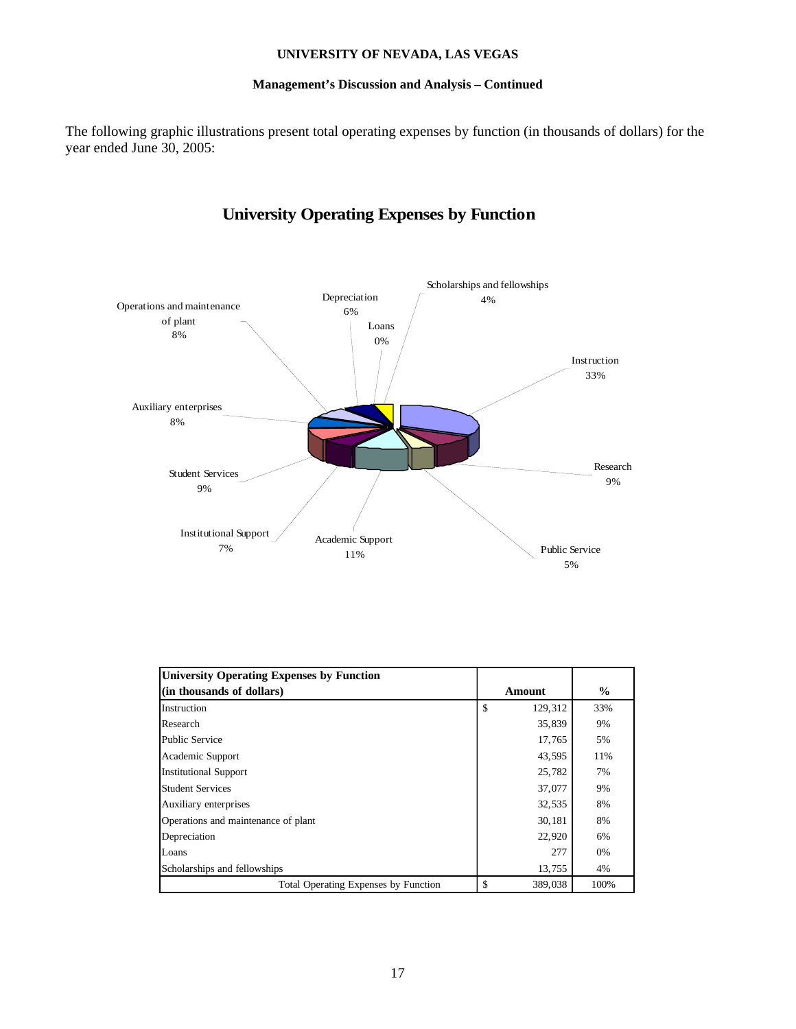The following graphic illustrations present total operating expenses by function (in thousands of dollars) for the year ended June 30, 2005:

## University Operating Expenses by Function

| University Operating Expenses by Function (in thousands of dollars) | Amount | % |
|---|---|---|
| Instruction | $ 129,312 | 33% |
| Research | 35,839 | 9% |
| Public Service | 17,765 | 5% |
| Academic Support | 43,595 | 11% |
| Institutional Support | 25,782 | 7% |
| Student Services | 37,077 | 9% |
| Auxiliary enterprises | 32,535 | 8% |
| Operations and maintenance of plant | 30,181 | 8% |
| Depreciation | 22,920 | 6% |
| Loans | 277 | 0% |
| Scholarships and fellowships | 13,755 | 4% |
| Total Operating Expenses by Function | $ 389,038 | 100% |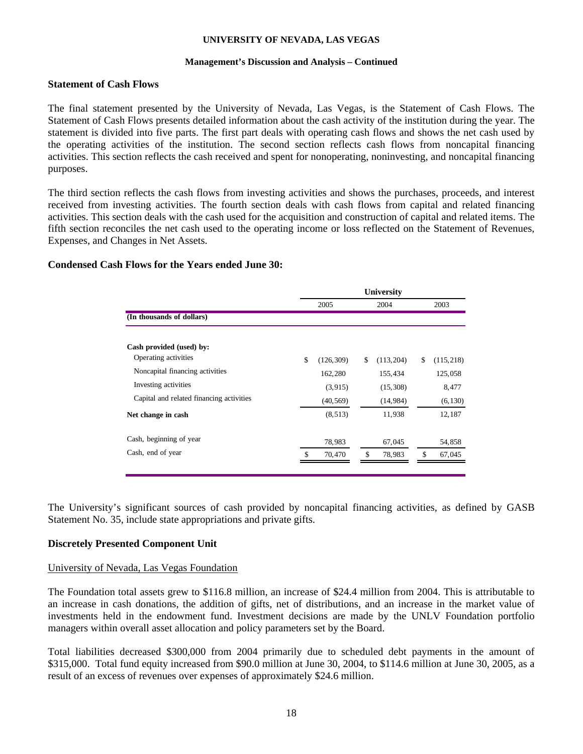## Statement of Cash Flows

The final statement presented by the University of Nevada, Las Vegas, is the Statement of Cash Flows. The Statement of Cash Flows presents detailed information about the cash activity of the institution during the year. The statement is divided into five parts. The first part deals with operating cash flows and shows the net cash used by the operating activities of the institution. The second section reflects cash flows from noncapital financing activities. This section reflects the cash received and spent for nonoperating, noninvesting, and noncapital financing purposes.

The third section reflects the cash flows from investing activities and shows the purchases, proceeds, and interest received from investing activities. The fourth section deals with cash flows from capital and related financing activities. This section deals with the cash used for the acquisition and construction of capital and related items. The fifth section reconciles the net cash used to the operating income or loss reflected on the Statement of Revenues, Expenses, and Changes in Net Assets.

## Condensed Cash Flows for the Years ended June 30:

| | University | | |
|---|---|---|---|
| | 2005 | 2004 | 2003 |
| **(In thousands of dollars)** | | | |
| **Cash provided (used) by:** | | | |
| Operating activities | $ (126,309) | $ (113,204) | $ (115,218) |
| Noncapital financing activities | 162,280 | 155,434 | 125,058 |
| Investing activities | (3,915) | (15,308) | 8,477 |
| Capital and related financing activities | (40,569) | (14,984) | (6,130) |
| **Net change in cash** | (8,513) | 11,938 | 12,187 |
| Cash, beginning of year | 78,983 | 67,045 | 54,858 |
| Cash, end of year | $ 70,470 | $ 78,983 | $ 67,045 |

The University's significant sources of cash provided by noncapital financing activities, as defined by GASB Statement No. 35, include state appropriations and private gifts.

## Discretely Presented Component Unit

University of Nevada, Las Vegas Foundation

The Foundation total assets grew to $116.8 million, an increase of $24.4 million from 2004. This is attributable to an increase in cash donations, the addition of gifts, net of distributions, and an increase in the market value of investments held in the endowment fund. Investment decisions are made by the UNLV Foundation portfolio managers within overall asset allocation and policy parameters set by the Board.

Total liabilities decreased $300,000 from 2004 primarily due to scheduled debt payments in the amount of $315,000. Total fund equity increased from $90.0 million at June 30, 2004, to $114.6 million at June 30, 2005, as a result of an excess of revenues over expenses of approximately $24.6 million.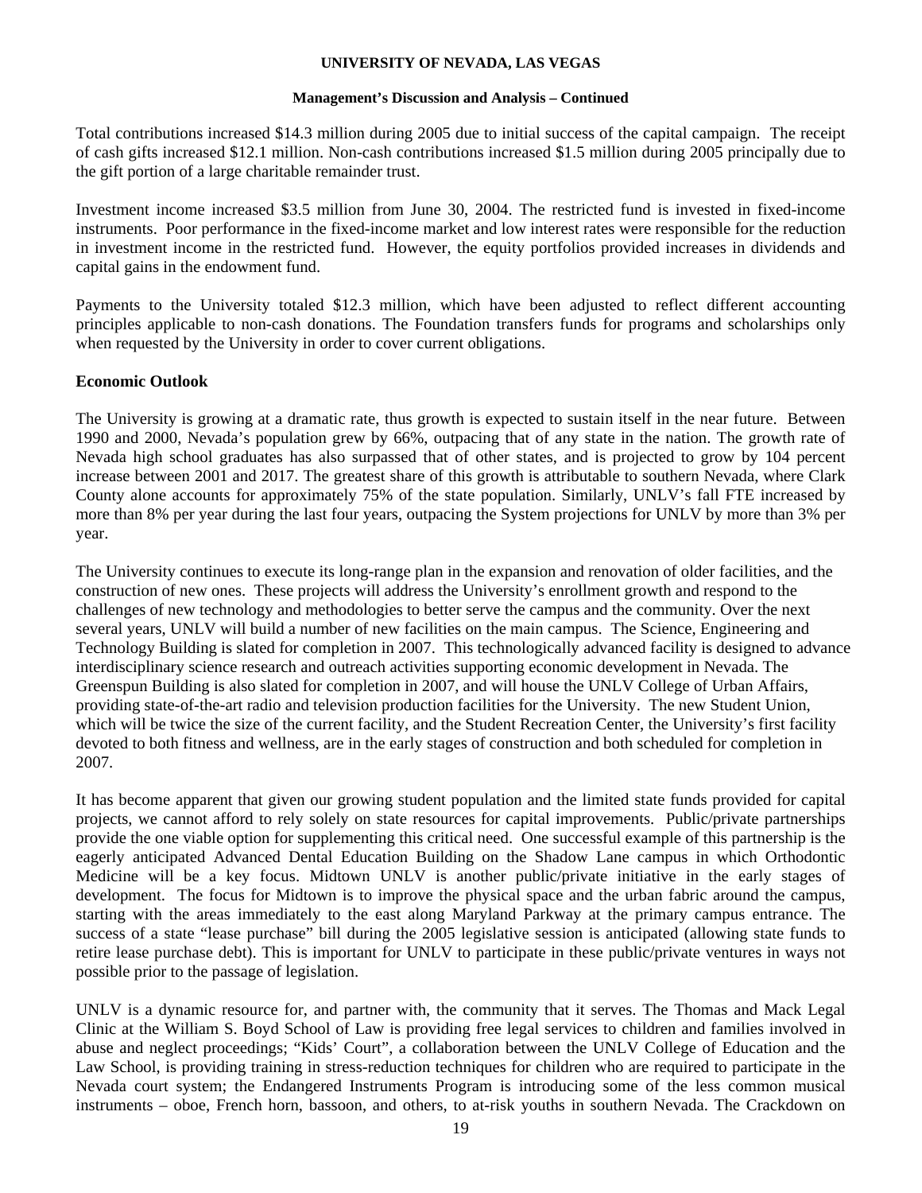Total contributions increased $14.3 million during 2005 due to initial success of the capital campaign. The receipt of cash gifts increased $12.1 million. Non-cash contributions increased $1.5 million during 2005 principally due to the gift portion of a large charitable remainder trust.

Investment income increased $3.5 million from June 30, 2004. The restricted fund is invested in fixed-income instruments. Poor performance in the fixed-income market and low interest rates were responsible for the reduction in investment income in the restricted fund. However, the equity portfolios provided increases in dividends and capital gains in the endowment fund.

Payments to the University totaled $12.3 million, which have been adjusted to reflect different accounting principles applicable to non-cash donations. The Foundation transfers funds for programs and scholarships only when requested by the University in order to cover current obligations.

**Economic Outlook**

The University is growing at a dramatic rate, thus growth is expected to sustain itself in the near future. Between 1990 and 2000, Nevada's population grew by 66%, outpacing that of any state in the nation. The growth rate of Nevada high school graduates has also surpassed that of other states, and is projected to grow by 104 percent increase between 2001 and 2017. The greatest share of this growth is attributable to southern Nevada, where Clark County alone accounts for approximately 75% of the state population. Similarly, UNLV's fall FTE increased by more than 8% per year during the last four years, outpacing the System projections for UNLV by more than 3% per year.

The University continues to execute its long-range plan in the expansion and renovation of older facilities, and the construction of new ones. These projects will address the University's enrollment growth and respond to the challenges of new technology and methodologies to better serve the campus and the community. Over the next several years, UNLV will build a number of new facilities on the main campus. The Science, Engineering and Technology Building is slated for completion in 2007. This technologically advanced facility is designed to advance interdisciplinary science research and outreach activities supporting economic development in Nevada. The Greenspun Building is also slated for completion in 2007, and will house the UNLV College of Urban Affairs, providing state-of-the-art radio and television production facilities for the University. The new Student Union, which will be twice the size of the current facility, and the Student Recreation Center, the University's first facility devoted to both fitness and wellness, are in the early stages of construction and both scheduled for completion in 2007.

It has become apparent that given our growing student population and the limited state funds provided for capital projects, we cannot afford to rely solely on state resources for capital improvements. Public/private partnerships provide the one viable option for supplementing this critical need. One successful example of this partnership is the eagerly anticipated Advanced Dental Education Building on the Shadow Lane campus in which Orthodontic Medicine will be a key focus. Midtown UNLV is another public/private initiative in the early stages of development. The focus for Midtown is to improve the physical space and the urban fabric around the campus, starting with the areas immediately to the east along Maryland Parkway at the primary campus entrance. The success of a state "lease purchase" bill during the 2005 legislative session is anticipated (allowing state funds to retire lease purchase debt). This is important for UNLV to participate in these public/private ventures in ways not possible prior to the passage of legislation.

UNLV is a dynamic resource for, and partner with, the community that it serves. The Thomas and Mack Legal Clinic at the William S. Boyd School of Law is providing free legal services to children and families involved in abuse and neglect proceedings; "Kids' Court", a collaboration between the UNLV College of Education and the Law School, is providing training in stress-reduction techniques for children who are required to participate in the Nevada court system; the Endangered Instruments Program is introducing some of the less common musical instruments – oboe, French horn, bassoon, and others, to at-risk youths in southern Nevada. The Crackdown on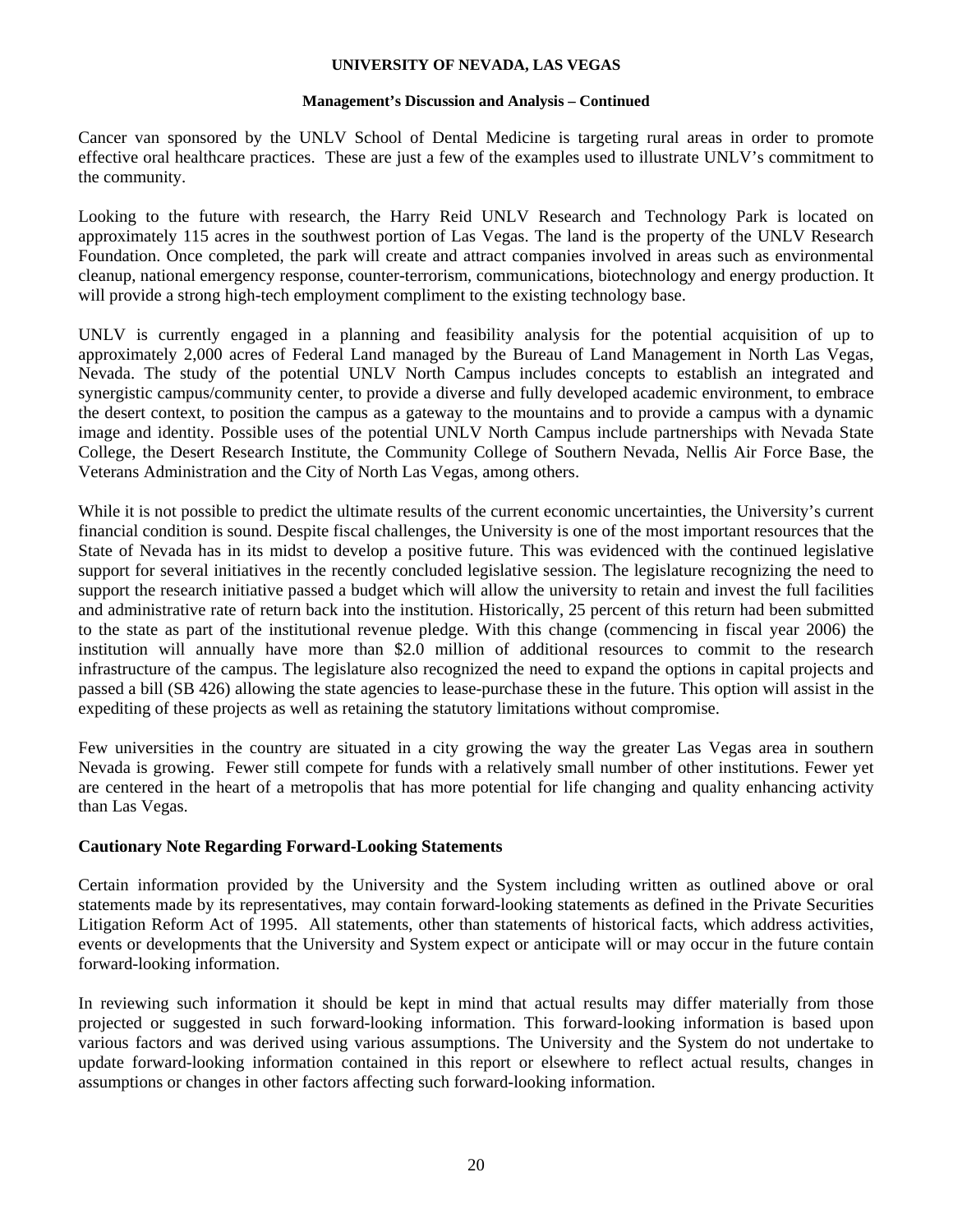Cancer van sponsored by the UNLV School of Dental Medicine is targeting rural areas in order to promote effective oral healthcare practices. These are just a few of the examples used to illustrate UNLV's commitment to the community.

Looking to the future with research, the Harry Reid UNLV Research and Technology Park is located on approximately 115 acres in the southwest portion of Las Vegas. The land is the property of the UNLV Research Foundation. Once completed, the park will create and attract companies involved in areas such as environmental cleanup, national emergency response, counter-terrorism, communications, biotechnology and energy production. It will provide a strong high-tech employment compliment to the existing technology base.

UNLV is currently engaged in a planning and feasibility analysis for the potential acquisition of up to approximately 2,000 acres of Federal Land managed by the Bureau of Land Management in North Las Vegas, Nevada. The study of the potential UNLV North Campus includes concepts to establish an integrated and synergistic campus/community center, to provide a diverse and fully developed academic environment, to embrace the desert context, to position the campus as a gateway to the mountains and to provide a campus with a dynamic image and identity. Possible uses of the potential UNLV North Campus include partnerships with Nevada State College, the Desert Research Institute, the Community College of Southern Nevada, Nellis Air Force Base, the Veterans Administration and the City of North Las Vegas, among others.

While it is not possible to predict the ultimate results of the current economic uncertainties, the University's current financial condition is sound. Despite fiscal challenges, the University is one of the most important resources that the State of Nevada has in its midst to develop a positive future. This was evidenced with the continued legislative support for several initiatives in the recently concluded legislative session. The legislature recognizing the need to support the research initiative passed a budget which will allow the university to retain and invest the full facilities and administrative rate of return back into the institution. Historically, 25 percent of this return had been submitted to the state as part of the institutional revenue pledge. With this change (commencing in fiscal year 2006) the institution will annually have more than $2.0 million of additional resources to commit to the research infrastructure of the campus. The legislature also recognized the need to expand the options in capital projects and passed a bill (SB 426) allowing the state agencies to lease-purchase these in the future. This option will assist in the expediting of these projects as well as retaining the statutory limitations without compromise.

Few universities in the country are situated in a city growing the way the greater Las Vegas area in southern Nevada is growing. Fewer still compete for funds with a relatively small number of other institutions. Fewer yet are centered in the heart of a metropolis that has more potential for life changing and quality enhancing activity than Las Vegas.

**Cautionary Note Regarding Forward-Looking Statements**

Certain information provided by the University and the System including written as outlined above or oral statements made by its representatives, may contain forward-looking statements as defined in the Private Securities Litigation Reform Act of 1995. All statements, other than statements of historical facts, which address activities, events or developments that the University and System expect or anticipate will or may occur in the future contain forward-looking information.

In reviewing such information it should be kept in mind that actual results may differ materially from those projected or suggested in such forward-looking information. This forward-looking information is based upon various factors and was derived using various assumptions. The University and the System do not undertake to update forward-looking information contained in this report or elsewhere to reflect actual results, changes in assumptions or changes in other factors affecting such forward-looking information.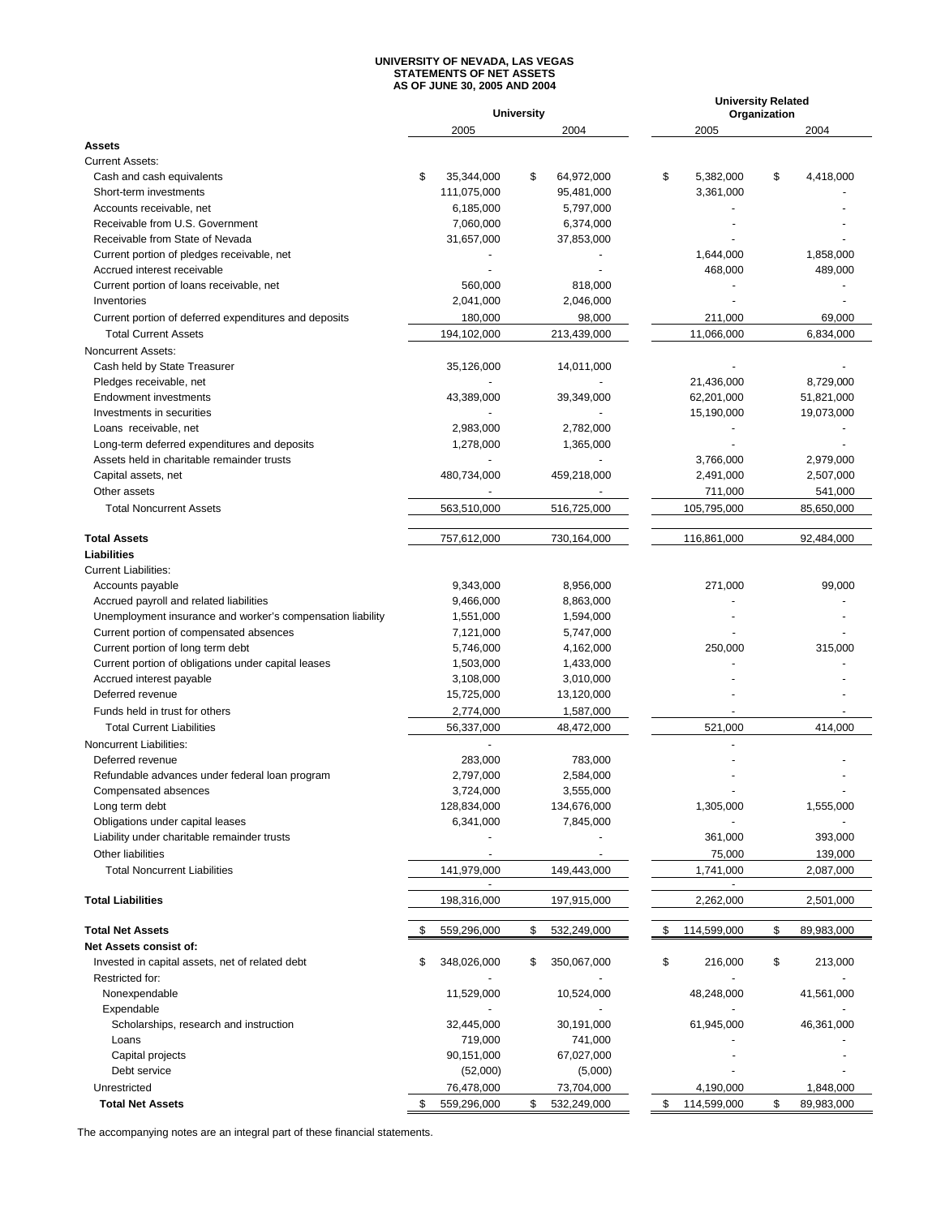# UNIVERSITY OF NEVADA, LAS VEGAS
## STATEMENTS OF NET ASSETS
### AS OF JUNE 30, 2005 AND 2004

| | University | | University Related Organization | |
|---|---|---|---|---|
| | 2005 | 2004 | 2005 | 2004 |
| **Assets** | | | | |
| Current Assets: | | | | |
| Cash and cash equivalents | $ 35,344,000 | $ 64,972,000 | $ 5,382,000 | $ 4,418,000 |
| Short-term investments | 111,075,000 | 95,481,000 | 3,361,000 | - |
| Accounts receivable, net | 6,185,000 | 5,797,000 | - | - |
| Receivable from U.S. Government | 7,060,000 | 6,374,000 | - | - |
| Receivable from State of Nevada | 31,657,000 | 37,853,000 | - | - |
| Current portion of pledges receivable, net | - | - | 1,644,000 | 1,858,000 |
| Accrued interest receivable | - | - | 468,000 | 489,000 |
| Current portion of loans receivable, net | 560,000 | 818,000 | - | - |
| Inventories | 2,041,000 | 2,046,000 | - | - |
| Current portion of deferred expenditures and deposits | 180,000 | 98,000 | 211,000 | 69,000 |
| Total Current Assets | 194,102,000 | 213,439,000 | 11,066,000 | 6,834,000 |
| Noncurrent Assets: | | | | |
| Cash held by State Treasurer | 35,126,000 | 14,011,000 | - | - |
| Pledges receivable, net | - | - | 21,436,000 | 8,729,000 |
| Endowment investments | 43,389,000 | 39,349,000 | 62,201,000 | 51,821,000 |
| Investments in securities | - | - | 15,190,000 | 19,073,000 |
| Loans receivable, net | 2,983,000 | 2,782,000 | - | - |
| Long-term deferred expenditures and deposits | 1,278,000 | 1,365,000 | - | - |
| Assets held in charitable remainder trusts | - | - | 3,766,000 | 2,979,000 |
| Capital assets, net | 480,734,000 | 459,218,000 | 2,491,000 | 2,507,000 |
| Other assets | - | - | 711,000 | 541,000 |
| Total Noncurrent Assets | 563,510,000 | 516,725,000 | 105,795,000 | 85,650,000 |
| **Total Assets** | 757,612,000 | 730,164,000 | 116,861,000 | 92,484,000 |
| **Liabilities** | | | | |
| Current Liabilities: | | | | |
| Accounts payable | 9,343,000 | 8,956,000 | 271,000 | 99,000 |
| Accrued payroll and related liabilities | 9,466,000 | 8,863,000 | - | - |
| Unemployment insurance and worker's compensation liability | 1,551,000 | 1,594,000 | - | - |
| Current portion of compensated absences | 7,121,000 | 5,747,000 | - | - |
| Current portion of long term debt | 5,746,000 | 4,162,000 | 250,000 | 315,000 |
| Current portion of obligations under capital leases | 1,503,000 | 1,433,000 | - | - |
| Accrued interest payable | 3,108,000 | 3,010,000 | - | - |
| Deferred revenue | 15,725,000 | 13,120,000 | - | - |
| Funds held in trust for others | 2,774,000 | 1,587,000 | - | - |
| Total Current Liabilities | 56,337,000 | 48,472,000 | 521,000 | 414,000 |
| Noncurrent Liabilities: | - | | - | |
| Deferred revenue | 283,000 | 783,000 | - | - |
| Refundable advances under federal loan program | 2,797,000 | 2,584,000 | - | - |
| Compensated absences | 3,724,000 | 3,555,000 | - | - |
| Long term debt | 128,834,000 | 134,676,000 | 1,305,000 | 1,555,000 |
| Obligations under capital leases | 6,341,000 | 7,845,000 | - | - |
| Liability under charitable remainder trusts | - | - | 361,000 | 393,000 |
| Other liabilities | - | - | 75,000 | 139,000 |
| Total Noncurrent Liabilities | 141,979,000 | 149,443,000 | 1,741,000 | 2,087,000 |
| **Total Liabilities** | 198,316,000 | 197,915,000 | 2,262,000 | 2,501,000 |
| **Total Net Assets** | $ 559,296,000 | $ 532,249,000 | $ 114,599,000 | $ 89,983,000 |
| **Net Assets consist of:** | | | | |
| Invested in capital assets, net of related debt | $ 348,026,000 | $ 350,067,000 | $ 216,000 | $ 213,000 |
| Restricted for: | - | - | | - |
| Nonexpendable | 11,529,000 | 10,524,000 | 48,248,000 | 41,561,000 |
| Expendable | - | - | - | - |
| Scholarships, research and instruction | 32,445,000 | 30,191,000 | 61,945,000 | 46,361,000 |
| Loans | 719,000 | 741,000 | - | - |
| Capital projects | 90,151,000 | 67,027,000 | - | - |
| Debt service | (52,000) | (5,000) | - | - |
| Unrestricted | 76,478,000 | 73,704,000 | 4,190,000 | 1,848,000 |
| **Total Net Assets** | $ 559,296,000 | $ 532,249,000 | $ 114,599,000 | $ 89,983,000 |

The accompanying notes are an integral part of these financial statements.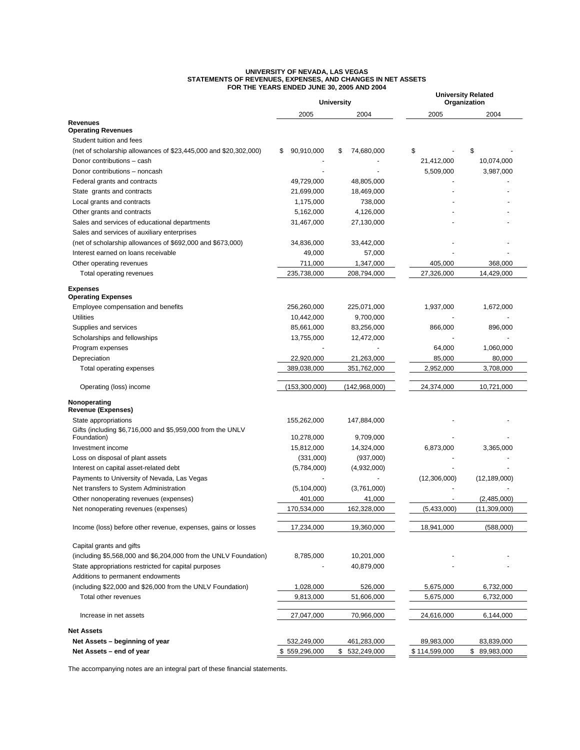# UNIVERSITY OF NEVADA, LAS VEGAS
## STATEMENTS OF REVENUES, EXPENSES, AND CHANGES IN NET ASSETS
### FOR THE YEARS ENDED JUNE 30, 2005 AND 2004

| | University | | University Related Organization | |
|---|---|---|---|---|
| | 2005 | 2004 | 2005 | 2004 |
| **Revenues** | | | | |
| **Operating Revenues** | | | | |
| Student tuition and fees | | | | |
| (net of scholarship allowances of $23,445,000 and $20,302,000) | $ 90,910,000 | $ 74,680,000 | $ - | $ - |
| Donor contributions – cash | - | - | 21,412,000 | 10,074,000 |
| Donor contributions – noncash | - | - | 5,509,000 | 3,987,000 |
| Federal grants and contracts | 49,729,000 | 48,805,000 | - | - |
| State grants and contracts | 21,699,000 | 18,469,000 | - | - |
| Local grants and contracts | 1,175,000 | 738,000 | - | - |
| Other grants and contracts | 5,162,000 | 4,126,000 | - | - |
| Sales and services of educational departments | 31,467,000 | 27,130,000 | - | - |
| Sales and services of auxiliary enterprises | | | | |
| (net of scholarship allowances of $692,000 and $673,000) | 34,836,000 | 33,442,000 | - | - |
| Interest earned on loans receivable | 49,000 | 57,000 | - | - |
| Other operating revenues | 711,000 | 1,347,000 | 405,000 | 368,000 |
| Total operating revenues | 235,738,000 | 208,794,000 | 27,326,000 | 14,429,000 |
| **Expenses** | | | | |
| **Operating Expenses** | | | | |
| Employee compensation and benefits | 256,260,000 | 225,071,000 | 1,937,000 | 1,672,000 |
| Utilities | 10,442,000 | 9,700,000 | - | - |
| Supplies and services | 85,661,000 | 83,256,000 | 866,000 | 896,000 |
| Scholarships and fellowships | 13,755,000 | 12,472,000 | - | - |
| Program expenses | - | - | 64,000 | 1,060,000 |
| Depreciation | 22,920,000 | 21,263,000 | 85,000 | 80,000 |
| Total operating expenses | 389,038,000 | 351,762,000 | 2,952,000 | 3,708,000 |
| Operating (loss) income | (153,300,000) | (142,968,000) | 24,374,000 | 10,721,000 |
| **Nonoperating Revenue (Expenses)** | | | | |
| State appropriations | 155,262,000 | 147,884,000 | - | - |
| Gifts (including $6,716,000 and $5,959,000 from the UNLV Foundation) | 10,278,000 | 9,709,000 | - | - |
| Investment income | 15,812,000 | 14,324,000 | 6,873,000 | 3,365,000 |
| Loss on disposal of plant assets | (331,000) | (937,000) | - | - |
| Interest on capital asset-related debt | (5,784,000) | (4,932,000) | - | - |
| Payments to University of Nevada, Las Vegas | - | - | (12,306,000) | (12,189,000) |
| Net transfers to System Administration | (5,104,000) | (3,761,000) | - | - |
| Other nonoperating revenues (expenses) | 401,000 | 41,000 | - | (2,485,000) |
| Net nonoperating revenues (expenses) | 170,534,000 | 162,328,000 | (5,433,000) | (11,309,000) |
| Income (loss) before other revenue, expenses, gains or losses | 17,234,000 | 19,360,000 | 18,941,000 | (588,000) |
| Capital grants and gifts | | | | |
| (including $5,568,000 and $6,204,000 from the UNLV Foundation) | 8,785,000 | 10,201,000 | - | - |
| State appropriations restricted for capital purposes | - | 40,879,000 | - | - |
| Additions to permanent endowments | | | | |
| (including $22,000 and $26,000 from the UNLV Foundation) | 1,028,000 | 526,000 | 5,675,000 | 6,732,000 |
| Total other revenues | 9,813,000 | 51,606,000 | 5,675,000 | 6,732,000 |
| Increase in net assets | 27,047,000 | 70,966,000 | 24,616,000 | 6,144,000 |
| **Net Assets** | | | | |
| **Net Assets – beginning of year** | 532,249,000 | 461,283,000 | 89,983,000 | 83,839,000 |
| **Net Assets – end of year** | $ 559,296,000 | $ 532,249,000 | $ 114,599,000 | $ 89,983,000 |

The accompanying notes are an integral part of these financial statements.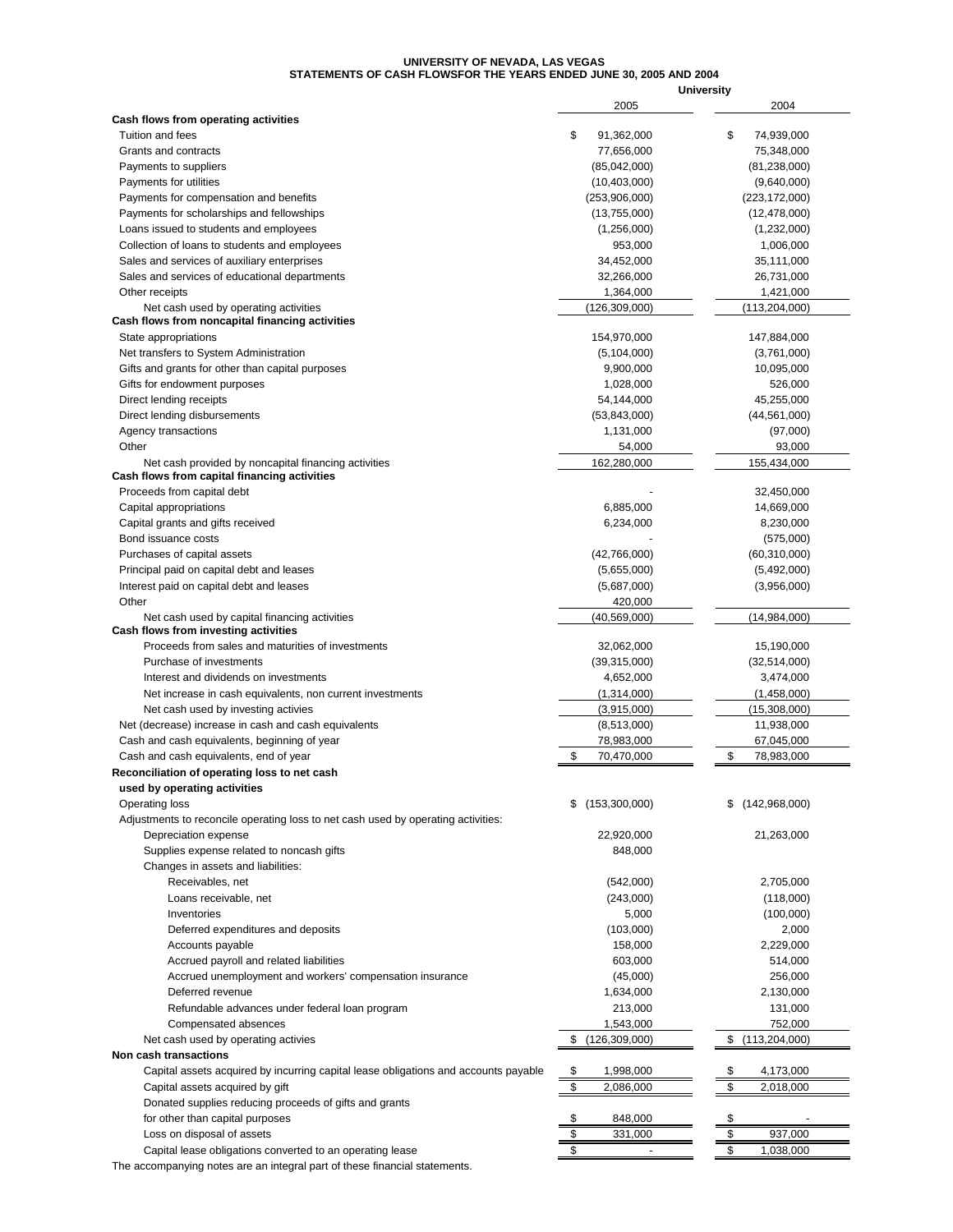# UNIVERSITY OF NEVADA, LAS VEGAS
## STATEMENTS OF CASH FLOWSFOR THE YEARS ENDED JUNE 30, 2005 AND 2004

| | University | |
|---|---|---|
| | 2005 | 2004 |
| **Cash flows from operating activities** | | |
| Tuition and fees | $ 91,362,000 | $ 74,939,000 |
| Grants and contracts | 77,656,000 | 75,348,000 |
| Payments to suppliers | (85,042,000) | (81,238,000) |
| Payments for utilities | (10,403,000) | (9,640,000) |
| Payments for compensation and benefits | (253,906,000) | (223,172,000) |
| Payments for scholarships and fellowships | (13,755,000) | (12,478,000) |
| Loans issued to students and employees | (1,256,000) | (1,232,000) |
| Collection of loans to students and employees | 953,000 | 1,006,000 |
| Sales and services of auxiliary enterprises | 34,452,000 | 35,111,000 |
| Sales and services of educational departments | 32,266,000 | 26,731,000 |
| Other receipts | 1,364,000 | 1,421,000 |
| Net cash used by operating activities | (126,309,000) | (113,204,000) |
| **Cash flows from noncapital financing activities** | | |
| State appropriations | 154,970,000 | 147,884,000 |
| Net transfers to System Administration | (5,104,000) | (3,761,000) |
| Gifts and grants for other than capital purposes | 9,900,000 | 10,095,000 |
| Gifts for endowment purposes | 1,028,000 | 526,000 |
| Direct lending receipts | 54,144,000 | 45,255,000 |
| Direct lending disbursements | (53,843,000) | (44,561,000) |
| Agency transactions | 1,131,000 | (97,000) |
| Other | 54,000 | 93,000 |
| Net cash provided by noncapital financing activities | 162,280,000 | 155,434,000 |
| **Cash flows from capital financing activities** | | |
| Proceeds from capital debt | - | 32,450,000 |
| Capital appropriations | 6,885,000 | 14,669,000 |
| Capital grants and gifts received | 6,234,000 | 8,230,000 |
| Bond issuance costs | - | (575,000) |
| Purchases of capital assets | (42,766,000) | (60,310,000) |
| Principal paid on capital debt and leases | (5,655,000) | (5,492,000) |
| Interest paid on capital debt and leases | (5,687,000) | (3,956,000) |
| Other | 420,000 | |
| Net cash used by capital financing activities | (40,569,000) | (14,984,000) |
| **Cash flows from investing activities** | | |
| Proceeds from sales and maturities of investments | 32,062,000 | 15,190,000 |
| Purchase of investments | (39,315,000) | (32,514,000) |
| Interest and dividends on investments | 4,652,000 | 3,474,000 |
| Net increase in cash equivalents, non current investments | (1,314,000) | (1,458,000) |
| Net cash used by investing activies | (3,915,000) | (15,308,000) |
| Net (decrease) increase in cash and cash equivalents | (8,513,000) | 11,938,000 |
| Cash and cash equivalents, beginning of year | 78,983,000 | 67,045,000 |
| Cash and cash equivalents, end of year | $ 70,470,000 | $ 78,983,000 |
| **Reconciliation of operating loss to net cash used by operating activities** | | |
| Operating loss | $ (153,300,000) | $ (142,968,000) |
| Adjustments to reconcile operating loss to net cash used by operating activities: | | |
| Depreciation expense | 22,920,000 | 21,263,000 |
| Supplies expense related to noncash gifts | 848,000 | |
| Changes in assets and liabilities: | | |
| Receivables, net | (542,000) | 2,705,000 |
| Loans receivable, net | (243,000) | (118,000) |
| Inventories | 5,000 | (100,000) |
| Deferred expenditures and deposits | (103,000) | 2,000 |
| Accounts payable | 158,000 | 2,229,000 |
| Accrued payroll and related liabilities | 603,000 | 514,000 |
| Accrued unemployment and workers' compensation insurance | (45,000) | 256,000 |
| Deferred revenue | 1,634,000 | 2,130,000 |
| Refundable advances under federal loan program | 213,000 | 131,000 |
| Compensated absences | 1,543,000 | 752,000 |
| Net cash used by operating activies | $ (126,309,000) | $ (113,204,000) |
| **Non cash transactions** | | |
| Capital assets acquired by incurring capital lease obligations and accounts payable | $ 1,998,000 | $ 4,173,000 |
| Capital assets acquired by gift | $ 2,086,000 | $ 2,018,000 |
| Donated supplies reducing proceeds of gifts and grants for other than capital purposes | $ 848,000 | $ - |
| Loss on disposal of assets | $ 331,000 | $ 937,000 |
| Capital lease obligations converted to an operating lease | $ - | $ 1,038,000 |

The accompanying notes are an integral part of these financial statements.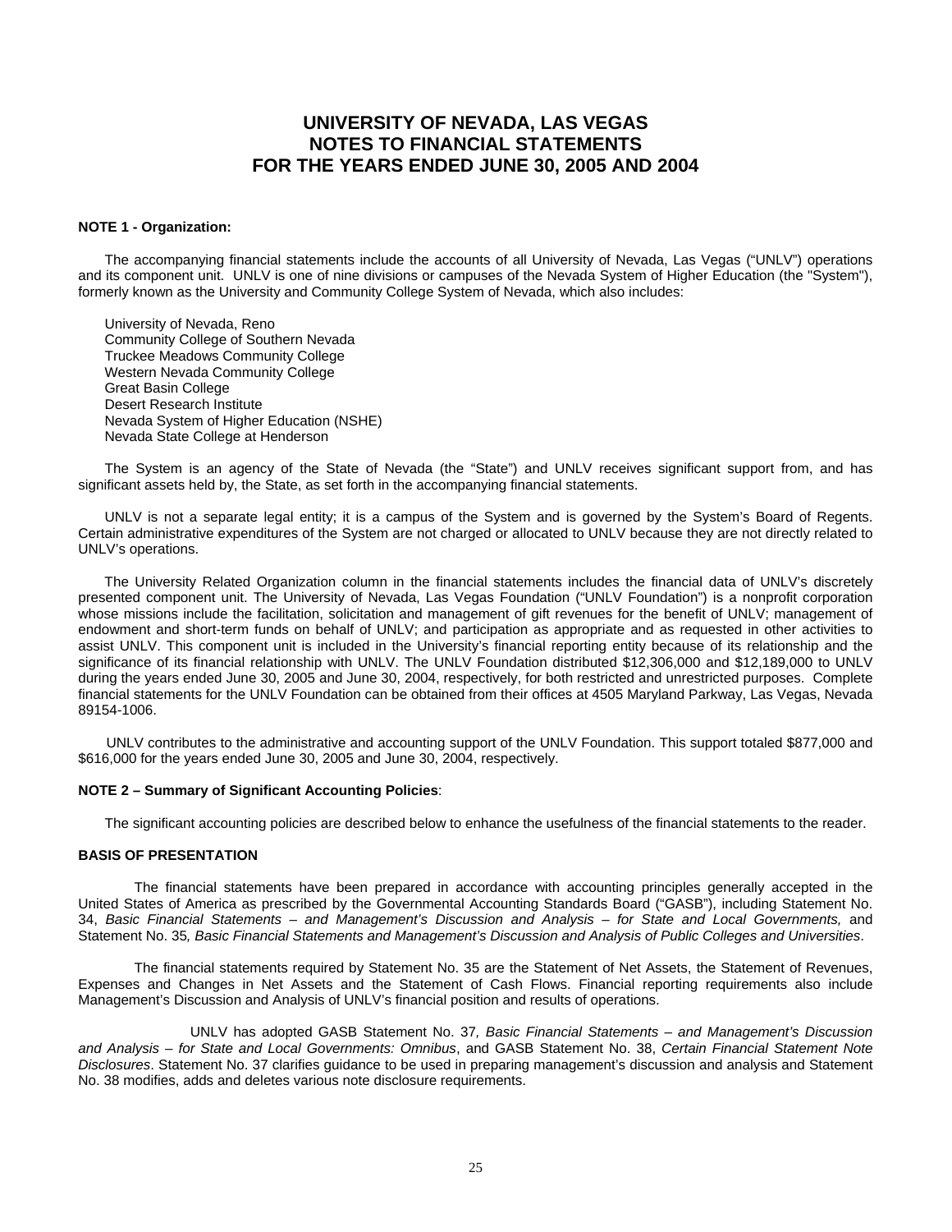# UNIVERSITY OF NEVADA, LAS VEGAS
# NOTES TO FINANCIAL STATEMENTS
# FOR THE YEARS ENDED JUNE 30, 2005 AND 2004

**NOTE 1 - Organization:**

The accompanying financial statements include the accounts of all University of Nevada, Las Vegas ("UNLV") operations and its component unit. UNLV is one of nine divisions or campuses of the Nevada System of Higher Education (the "System"), formerly known as the University and Community College System of Nevada, which also includes:

University of Nevada, Reno
Community College of Southern Nevada
Truckee Meadows Community College
Western Nevada Community College
Great Basin College
Desert Research Institute
Nevada System of Higher Education (NSHE)
Nevada State College at Henderson

The System is an agency of the State of Nevada (the "State") and UNLV receives significant support from, and has significant assets held by, the State, as set forth in the accompanying financial statements.

UNLV is not a separate legal entity; it is a campus of the System and is governed by the System's Board of Regents. Certain administrative expenditures of the System are not charged or allocated to UNLV because they are not directly related to UNLV's operations.

The University Related Organization column in the financial statements includes the financial data of UNLV's discretely presented component unit. The University of Nevada, Las Vegas Foundation ("UNLV Foundation") is a nonprofit corporation whose missions include the facilitation, solicitation and management of gift revenues for the benefit of UNLV; management of endowment and short-term funds on behalf of UNLV; and participation as appropriate and as requested in other activities to assist UNLV. This component unit is included in the University's financial reporting entity because of its relationship and the significance of its financial relationship with UNLV. The UNLV Foundation distributed $12,306,000 and $12,189,000 to UNLV during the years ended June 30, 2005 and June 30, 2004, respectively, for both restricted and unrestricted purposes. Complete financial statements for the UNLV Foundation can be obtained from their offices at 4505 Maryland Parkway, Las Vegas, Nevada 89154-1006.

UNLV contributes to the administrative and accounting support of the UNLV Foundation. This support totaled $877,000 and $616,000 for the years ended June 30, 2005 and June 30, 2004, respectively.

**NOTE 2 – Summary of Significant Accounting Policies**:

The significant accounting policies are described below to enhance the usefulness of the financial statements to the reader.

**BASIS OF PRESENTATION**

The financial statements have been prepared in accordance with accounting principles generally accepted in the United States of America as prescribed by the Governmental Accounting Standards Board ("GASB"), including Statement No. 34, *Basic Financial Statements – and Management's Discussion and Analysis – for State and Local Governments,* and Statement No. 35*, Basic Financial Statements and Management's Discussion and Analysis of Public Colleges and Universities*.

The financial statements required by Statement No. 35 are the Statement of Net Assets, the Statement of Revenues, Expenses and Changes in Net Assets and the Statement of Cash Flows. Financial reporting requirements also include Management's Discussion and Analysis of UNLV's financial position and results of operations.

UNLV has adopted GASB Statement No. 37*, Basic Financial Statements – and Management's Discussion and Analysis – for State and Local Governments: Omnibus*, and GASB Statement No. 38, *Certain Financial Statement Note Disclosures*. Statement No. 37 clarifies guidance to be used in preparing management's discussion and analysis and Statement No. 38 modifies, adds and deletes various note disclosure requirements.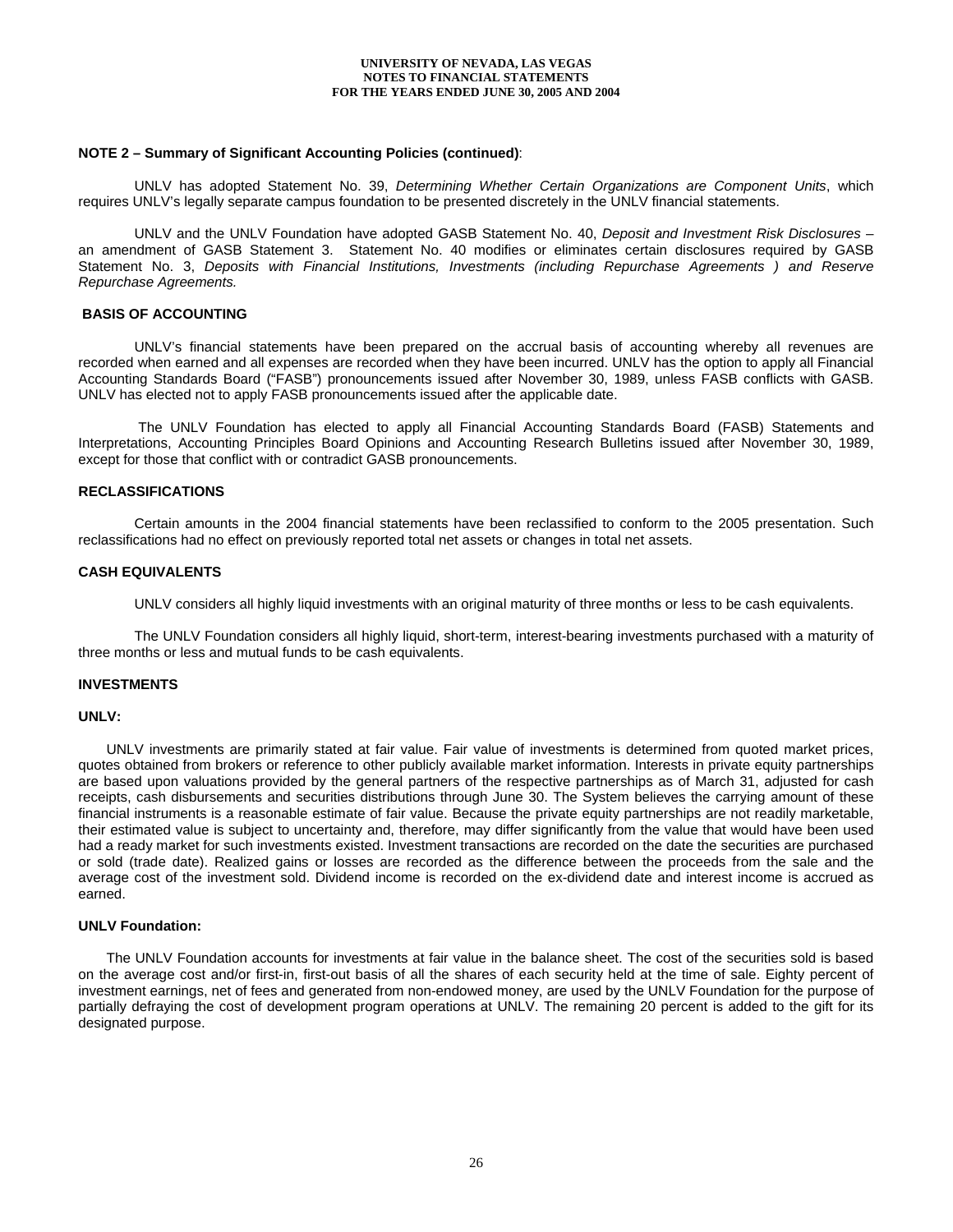**NOTE 2 – Summary of Significant Accounting Policies (continued)**:

UNLV has adopted Statement No. 39, *Determining Whether Certain Organizations are Component Units*, which requires UNLV's legally separate campus foundation to be presented discretely in the UNLV financial statements.

UNLV and the UNLV Foundation have adopted GASB Statement No. 40, *Deposit and Investment Risk Disclosures – an amendment of GASB Statement 3*. Statement No. 40 modifies or eliminates certain disclosures required by GASB Statement No. 3, *Deposits with Financial Institutions, Investments (including Repurchase Agreements ) and Reserve Repurchase Agreements.*

**BASIS OF ACCOUNTING**

UNLV's financial statements have been prepared on the accrual basis of accounting whereby all revenues are recorded when earned and all expenses are recorded when they have been incurred. UNLV has the option to apply all Financial Accounting Standards Board ("FASB") pronouncements issued after November 30, 1989, unless FASB conflicts with GASB. UNLV has elected not to apply FASB pronouncements issued after the applicable date.

The UNLV Foundation has elected to apply all Financial Accounting Standards Board (FASB) Statements and Interpretations, Accounting Principles Board Opinions and Accounting Research Bulletins issued after November 30, 1989, except for those that conflict with or contradict GASB pronouncements.

**RECLASSIFICATIONS**

Certain amounts in the 2004 financial statements have been reclassified to conform to the 2005 presentation. Such reclassifications had no effect on previously reported total net assets or changes in total net assets.

**CASH EQUIVALENTS**

UNLV considers all highly liquid investments with an original maturity of three months or less to be cash equivalents.

The UNLV Foundation considers all highly liquid, short-term, interest-bearing investments purchased with a maturity of three months or less and mutual funds to be cash equivalents.

**INVESTMENTS**

**UNLV:**

UNLV investments are primarily stated at fair value. Fair value of investments is determined from quoted market prices, quotes obtained from brokers or reference to other publicly available market information. Interests in private equity partnerships are based upon valuations provided by the general partners of the respective partnerships as of March 31, adjusted for cash receipts, cash disbursements and securities distributions through June 30. The System believes the carrying amount of these financial instruments is a reasonable estimate of fair value. Because the private equity partnerships are not readily marketable, their estimated value is subject to uncertainty and, therefore, may differ significantly from the value that would have been used had a ready market for such investments existed. Investment transactions are recorded on the date the securities are purchased or sold (trade date). Realized gains or losses are recorded as the difference between the proceeds from the sale and the average cost of the investment sold. Dividend income is recorded on the ex-dividend date and interest income is accrued as earned.

**UNLV Foundation:**

The UNLV Foundation accounts for investments at fair value in the balance sheet. The cost of the securities sold is based on the average cost and/or first-in, first-out basis of all the shares of each security held at the time of sale. Eighty percent of investment earnings, net of fees and generated from non-endowed money, are used by the UNLV Foundation for the purpose of partially defraying the cost of development program operations at UNLV. The remaining 20 percent is added to the gift for its designated purpose.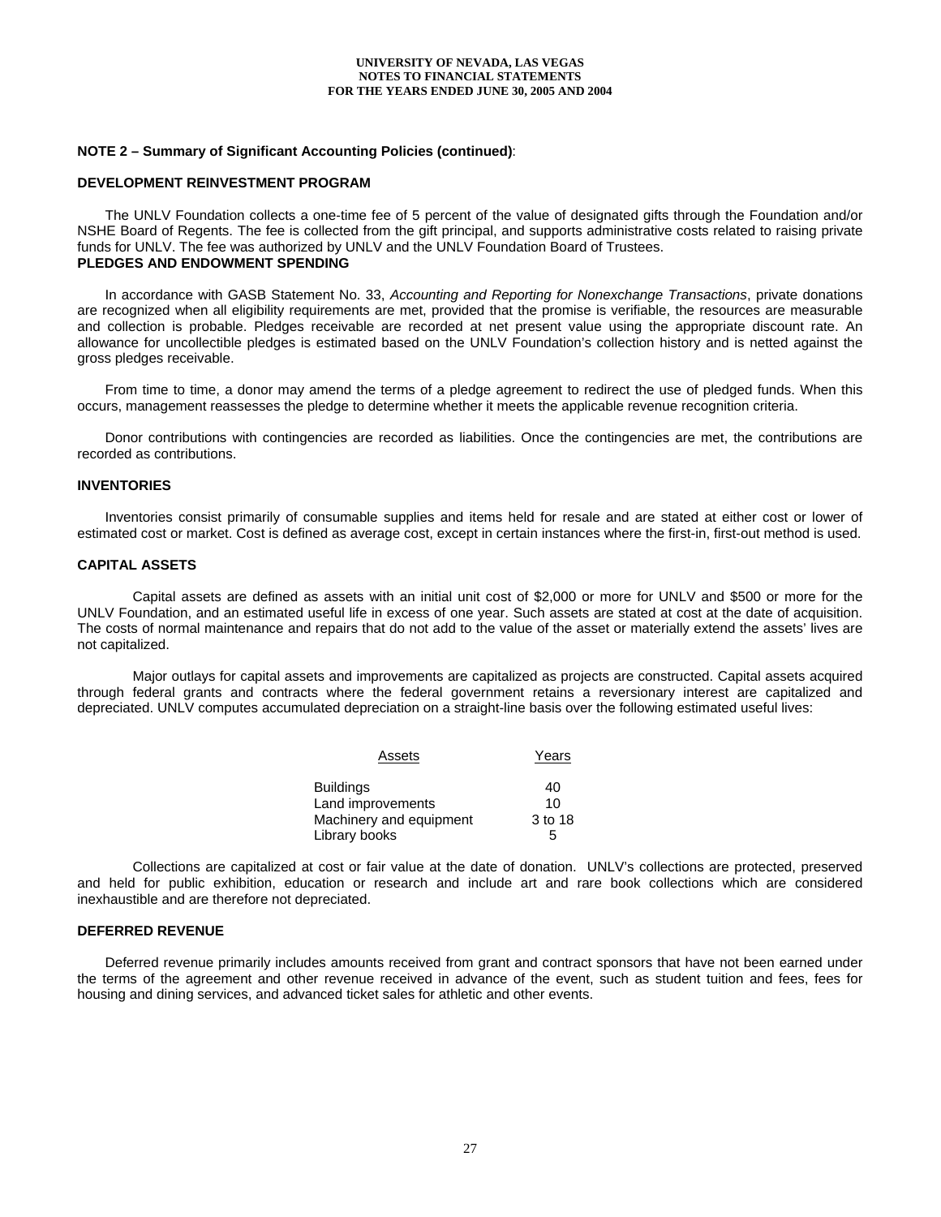## NOTE 2 – Summary of Significant Accounting Policies (continued):

### DEVELOPMENT REINVESTMENT PROGRAM

The UNLV Foundation collects a one-time fee of 5 percent of the value of designated gifts through the Foundation and/or NSHE Board of Regents. The fee is collected from the gift principal, and supports administrative costs related to raising private funds for UNLV. The fee was authorized by UNLV and the UNLV Foundation Board of Trustees.

### PLEDGES AND ENDOWMENT SPENDING

In accordance with GASB Statement No. 33, *Accounting and Reporting for Nonexchange Transactions*, private donations are recognized when all eligibility requirements are met, provided that the promise is verifiable, the resources are measurable and collection is probable. Pledges receivable are recorded at net present value using the appropriate discount rate. An allowance for uncollectible pledges is estimated based on the UNLV Foundation's collection history and is netted against the gross pledges receivable.

From time to time, a donor may amend the terms of a pledge agreement to redirect the use of pledged funds. When this occurs, management reassesses the pledge to determine whether it meets the applicable revenue recognition criteria.

Donor contributions with contingencies are recorded as liabilities. Once the contingencies are met, the contributions are recorded as contributions.

### INVENTORIES

Inventories consist primarily of consumable supplies and items held for resale and are stated at either cost or lower of estimated cost or market. Cost is defined as average cost, except in certain instances where the first-in, first-out method is used.

### CAPITAL ASSETS

Capital assets are defined as assets with an initial unit cost of $2,000 or more for UNLV and $500 or more for the UNLV Foundation, and an estimated useful life in excess of one year. Such assets are stated at cost at the date of acquisition. The costs of normal maintenance and repairs that do not add to the value of the asset or materially extend the assets' lives are not capitalized.

Major outlays for capital assets and improvements are capitalized as projects are constructed. Capital assets acquired through federal grants and contracts where the federal government retains a reversionary interest are capitalized and depreciated. UNLV computes accumulated depreciation on a straight-line basis over the following estimated useful lives:

| Assets | Years |
|---|---|
| Buildings | 40 |
| Land improvements | 10 |
| Machinery and equipment | 3 to 18 |
| Library books | 5 |

Collections are capitalized at cost or fair value at the date of donation. UNLV's collections are protected, preserved and held for public exhibition, education or research and include art and rare book collections which are considered inexhaustible and are therefore not depreciated.

### DEFERRED REVENUE

Deferred revenue primarily includes amounts received from grant and contract sponsors that have not been earned under the terms of the agreement and other revenue received in advance of the event, such as student tuition and fees, fees for housing and dining services, and advanced ticket sales for athletic and other events.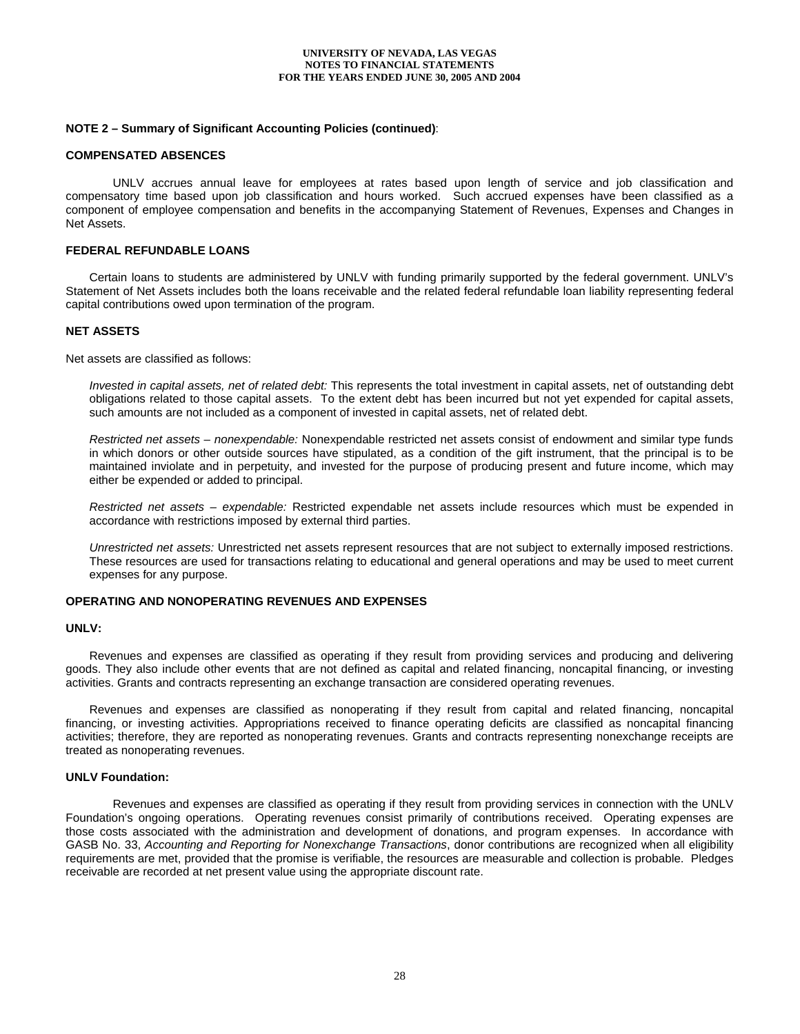**NOTE 2 – Summary of Significant Accounting Policies (continued)**:

**COMPENSATED ABSENCES**

UNLV accrues annual leave for employees at rates based upon length of service and job classification and compensatory time based upon job classification and hours worked. Such accrued expenses have been classified as a component of employee compensation and benefits in the accompanying Statement of Revenues, Expenses and Changes in Net Assets.

**FEDERAL REFUNDABLE LOANS**

Certain loans to students are administered by UNLV with funding primarily supported by the federal government. UNLV's Statement of Net Assets includes both the loans receivable and the related federal refundable loan liability representing federal capital contributions owed upon termination of the program.

**NET ASSETS**

Net assets are classified as follows:

*Invested in capital assets, net of related debt:* This represents the total investment in capital assets, net of outstanding debt obligations related to those capital assets. To the extent debt has been incurred but not yet expended for capital assets, such amounts are not included as a component of invested in capital assets, net of related debt.

*Restricted net assets – nonexpendable:* Nonexpendable restricted net assets consist of endowment and similar type funds in which donors or other outside sources have stipulated, as a condition of the gift instrument, that the principal is to be maintained inviolate and in perpetuity, and invested for the purpose of producing present and future income, which may either be expended or added to principal.

*Restricted net assets – expendable:* Restricted expendable net assets include resources which must be expended in accordance with restrictions imposed by external third parties.

*Unrestricted net assets:* Unrestricted net assets represent resources that are not subject to externally imposed restrictions. These resources are used for transactions relating to educational and general operations and may be used to meet current expenses for any purpose.

**OPERATING AND NONOPERATING REVENUES AND EXPENSES**

**UNLV:**

Revenues and expenses are classified as operating if they result from providing services and producing and delivering goods. They also include other events that are not defined as capital and related financing, noncapital financing, or investing activities. Grants and contracts representing an exchange transaction are considered operating revenues.

Revenues and expenses are classified as nonoperating if they result from capital and related financing, noncapital financing, or investing activities. Appropriations received to finance operating deficits are classified as noncapital financing activities; therefore, they are reported as nonoperating revenues. Grants and contracts representing nonexchange receipts are treated as nonoperating revenues.

**UNLV Foundation:**

Revenues and expenses are classified as operating if they result from providing services in connection with the UNLV Foundation's ongoing operations. Operating revenues consist primarily of contributions received. Operating expenses are those costs associated with the administration and development of donations, and program expenses. In accordance with GASB No. 33, *Accounting and Reporting for Nonexchange Transactions*, donor contributions are recognized when all eligibility requirements are met, provided that the promise is verifiable, the resources are measurable and collection is probable. Pledges receivable are recorded at net present value using the appropriate discount rate.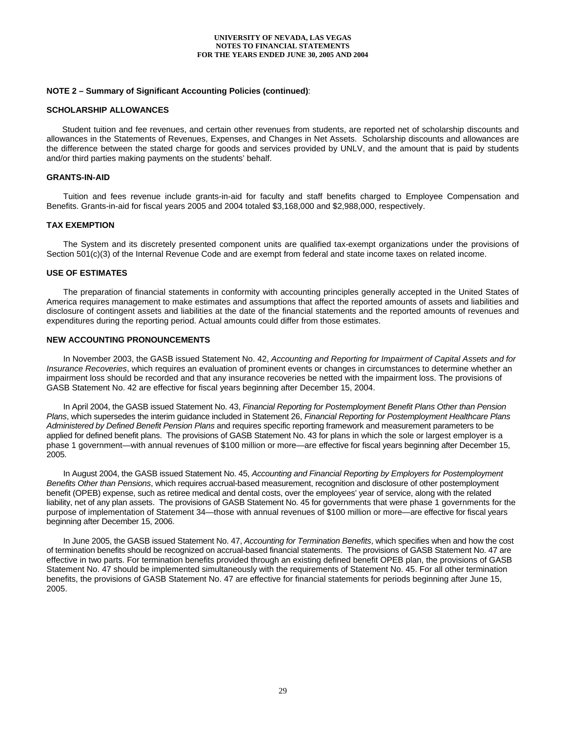**NOTE 2 – Summary of Significant Accounting Policies (continued)**:

**SCHOLARSHIP ALLOWANCES**

Student tuition and fee revenues, and certain other revenues from students, are reported net of scholarship discounts and allowances in the Statements of Revenues, Expenses, and Changes in Net Assets. Scholarship discounts and allowances are the difference between the stated charge for goods and services provided by UNLV, and the amount that is paid by students and/or third parties making payments on the students' behalf.

**GRANTS-IN-AID**

Tuition and fees revenue include grants-in-aid for faculty and staff benefits charged to Employee Compensation and Benefits. Grants-in-aid for fiscal years 2005 and 2004 totaled $3,168,000 and $2,988,000, respectively.

**TAX EXEMPTION**

The System and its discretely presented component units are qualified tax-exempt organizations under the provisions of Section 501(c)(3) of the Internal Revenue Code and are exempt from federal and state income taxes on related income.

**USE OF ESTIMATES**

The preparation of financial statements in conformity with accounting principles generally accepted in the United States of America requires management to make estimates and assumptions that affect the reported amounts of assets and liabilities and disclosure of contingent assets and liabilities at the date of the financial statements and the reported amounts of revenues and expenditures during the reporting period. Actual amounts could differ from those estimates.

**NEW ACCOUNTING PRONOUNCEMENTS**

In November 2003, the GASB issued Statement No. 42, *Accounting and Reporting for Impairment of Capital Assets and for Insurance Recoveries*, which requires an evaluation of prominent events or changes in circumstances to determine whether an impairment loss should be recorded and that any insurance recoveries be netted with the impairment loss. The provisions of GASB Statement No. 42 are effective for fiscal years beginning after December 15, 2004.

In April 2004, the GASB issued Statement No. 43, *Financial Reporting for Postemployment Benefit Plans Other than Pension Plans*, which supersedes the interim guidance included in Statement 26, *Financial Reporting for Postemployment Healthcare Plans Administered by Defined Benefit Pension Plans* and requires specific reporting framework and measurement parameters to be applied for defined benefit plans. The provisions of GASB Statement No. 43 for plans in which the sole or largest employer is a phase 1 government—with annual revenues of $100 million or more—are effective for fiscal years beginning after December 15, 2005.

In August 2004, the GASB issued Statement No. 45, *Accounting and Financial Reporting by Employers for Postemployment Benefits Other than Pensions*, which requires accrual-based measurement, recognition and disclosure of other postemployment benefit (OPEB) expense, such as retiree medical and dental costs, over the employees' year of service, along with the related liability, net of any plan assets. The provisions of GASB Statement No. 45 for governments that were phase 1 governments for the purpose of implementation of Statement 34—those with annual revenues of $100 million or more—are effective for fiscal years beginning after December 15, 2006.

In June 2005, the GASB issued Statement No. 47, *Accounting for Termination Benefits*, which specifies when and how the cost of termination benefits should be recognized on accrual-based financial statements. The provisions of GASB Statement No. 47 are effective in two parts. For termination benefits provided through an existing defined benefit OPEB plan, the provisions of GASB Statement No. 47 should be implemented simultaneously with the requirements of Statement No. 45. For all other termination benefits, the provisions of GASB Statement No. 47 are effective for financial statements for periods beginning after June 15, 2005.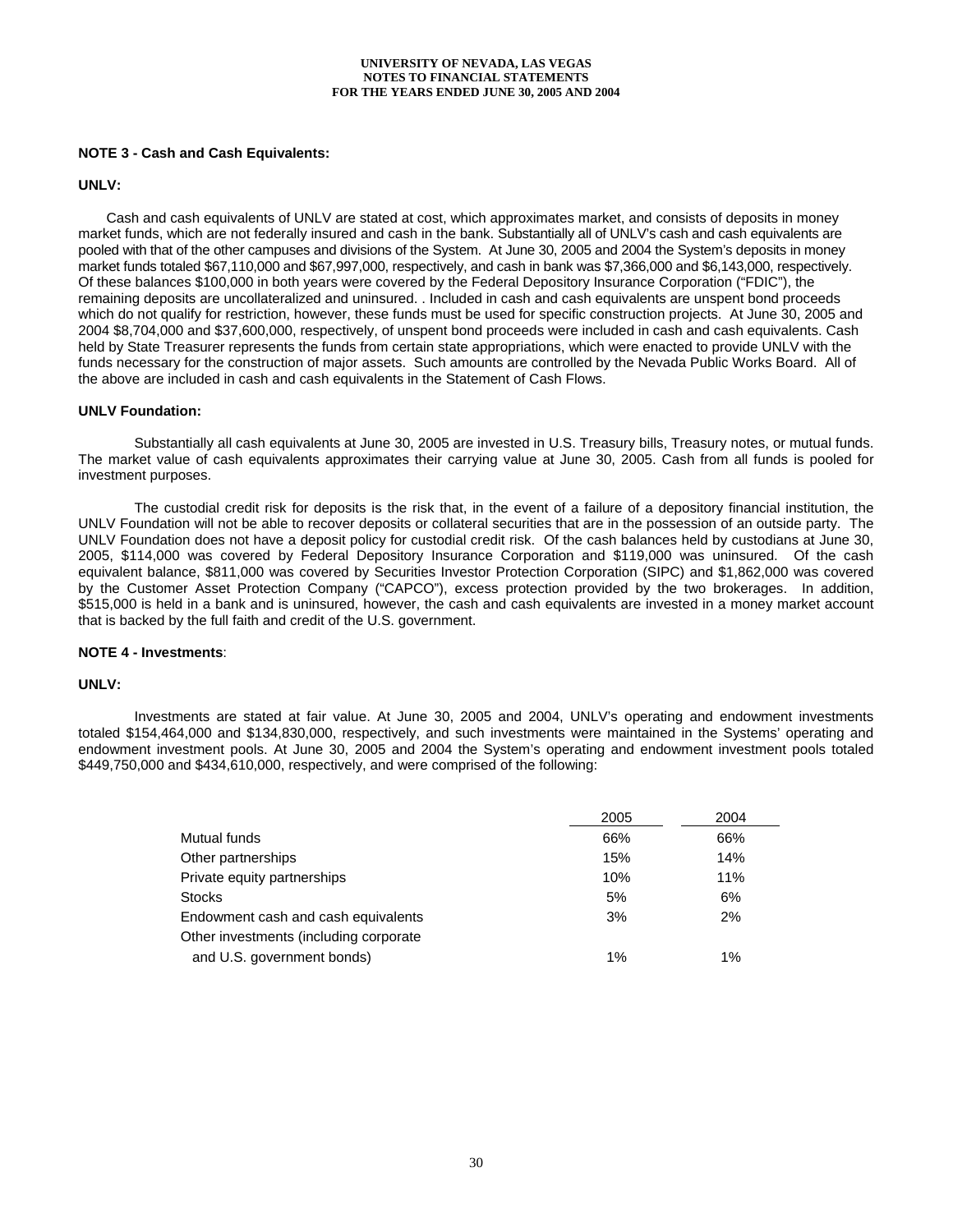## NOTE 3 - Cash and Cash Equivalents:

### UNLV:

Cash and cash equivalents of UNLV are stated at cost, which approximates market, and consists of deposits in money market funds, which are not federally insured and cash in the bank. Substantially all of UNLV's cash and cash equivalents are pooled with that of the other campuses and divisions of the System. At June 30, 2005 and 2004 the System's deposits in money market funds totaled $67,110,000 and $67,997,000, respectively, and cash in bank was $7,366,000 and $6,143,000, respectively. Of these balances $100,000 in both years were covered by the Federal Depository Insurance Corporation ("FDIC"), the remaining deposits are uncollateralized and uninsured. . Included in cash and cash equivalents are unspent bond proceeds which do not qualify for restriction, however, these funds must be used for specific construction projects. At June 30, 2005 and 2004 $8,704,000 and $37,600,000, respectively, of unspent bond proceeds were included in cash and cash equivalents. Cash held by State Treasurer represents the funds from certain state appropriations, which were enacted to provide UNLV with the funds necessary for the construction of major assets. Such amounts are controlled by the Nevada Public Works Board. All of the above are included in cash and cash equivalents in the Statement of Cash Flows.

### UNLV Foundation:

Substantially all cash equivalents at June 30, 2005 are invested in U.S. Treasury bills, Treasury notes, or mutual funds. The market value of cash equivalents approximates their carrying value at June 30, 2005. Cash from all funds is pooled for investment purposes.

The custodial credit risk for deposits is the risk that, in the event of a failure of a depository financial institution, the UNLV Foundation will not be able to recover deposits or collateral securities that are in the possession of an outside party. The UNLV Foundation does not have a deposit policy for custodial credit risk. Of the cash balances held by custodians at June 30, 2005, $114,000 was covered by Federal Depository Insurance Corporation and $119,000 was uninsured. Of the cash equivalent balance, $811,000 was covered by Securities Investor Protection Corporation (SIPC) and $1,862,000 was covered by the Customer Asset Protection Company ("CAPCO"), excess protection provided by the two brokerages. In addition, $515,000 is held in a bank and is uninsured, however, the cash and cash equivalents are invested in a money market account that is backed by the full faith and credit of the U.S. government.

## NOTE 4 - Investments:

### UNLV:

Investments are stated at fair value. At June 30, 2005 and 2004, UNLV's operating and endowment investments totaled $154,464,000 and $134,830,000, respectively, and such investments were maintained in the Systems' operating and endowment investment pools. At June 30, 2005 and 2004 the System's operating and endowment investment pools totaled $449,750,000 and $434,610,000, respectively, and were comprised of the following:

| | 2005 | 2004 |
|---|---|---|
| Mutual funds | 66% | 66% |
| Other partnerships | 15% | 14% |
| Private equity partnerships | 10% | 11% |
| Stocks | 5% | 6% |
| Endowment cash and cash equivalents | 3% | 2% |
| Other investments (including corporate and U.S. government bonds) | 1% | 1% |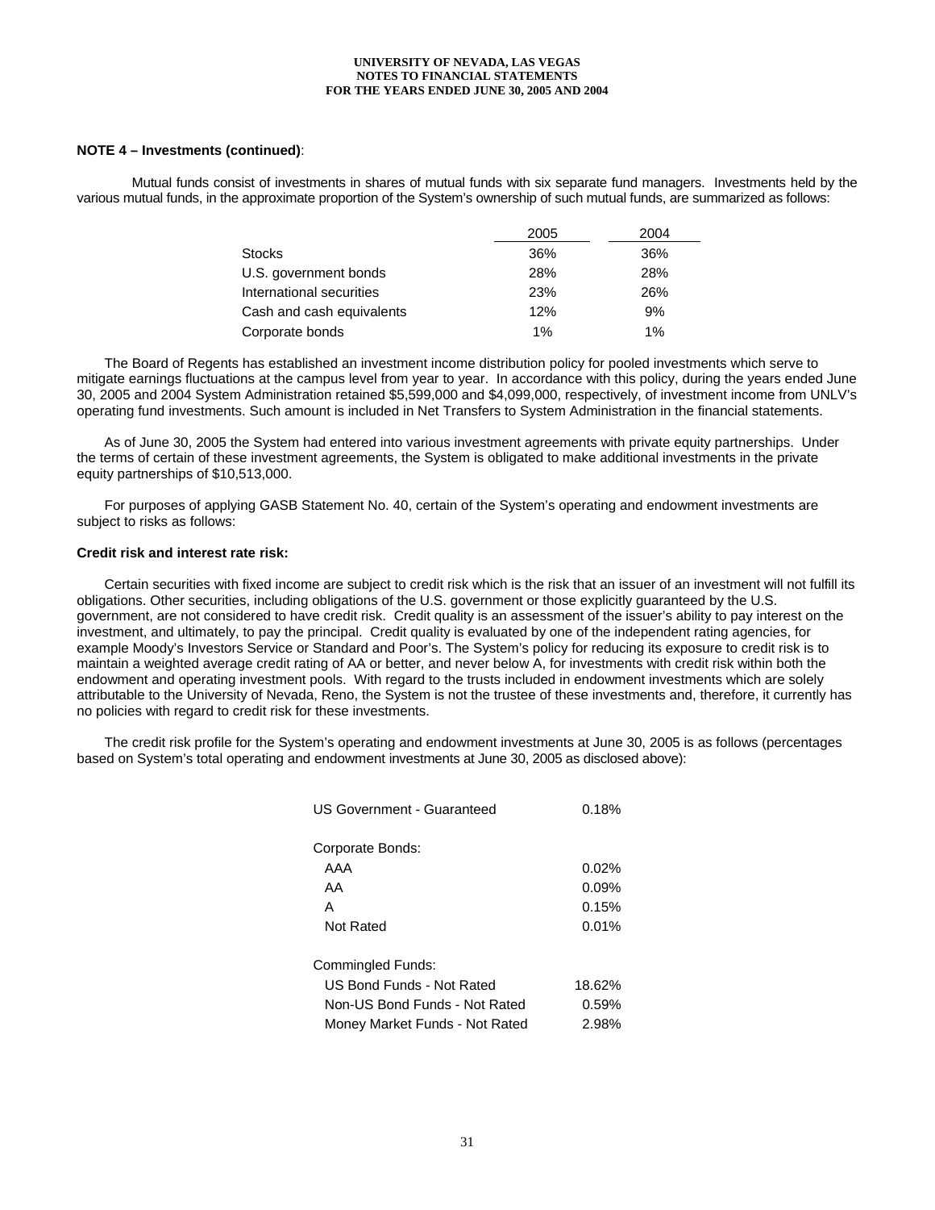**NOTE 4 – Investments (continued)**:

Mutual funds consist of investments in shares of mutual funds with six separate fund managers. Investments held by the various mutual funds, in the approximate proportion of the System's ownership of such mutual funds, are summarized as follows:

| | 2005 | 2004 |
|---|---|---|
| Stocks | 36% | 36% |
| U.S. government bonds | 28% | 28% |
| International securities | 23% | 26% |
| Cash and cash equivalents | 12% | 9% |
| Corporate bonds | 1% | 1% |

The Board of Regents has established an investment income distribution policy for pooled investments which serve to mitigate earnings fluctuations at the campus level from year to year. In accordance with this policy, during the years ended June 30, 2005 and 2004 System Administration retained $5,599,000 and $4,099,000, respectively, of investment income from UNLV's operating fund investments. Such amount is included in Net Transfers to System Administration in the financial statements.

As of June 30, 2005 the System had entered into various investment agreements with private equity partnerships. Under the terms of certain of these investment agreements, the System is obligated to make additional investments in the private equity partnerships of $10,513,000.

For purposes of applying GASB Statement No. 40, certain of the System's operating and endowment investments are subject to risks as follows:

**Credit risk and interest rate risk:**

Certain securities with fixed income are subject to credit risk which is the risk that an issuer of an investment will not fulfill its obligations. Other securities, including obligations of the U.S. government or those explicitly guaranteed by the U.S. government, are not considered to have credit risk. Credit quality is an assessment of the issuer's ability to pay interest on the investment, and ultimately, to pay the principal. Credit quality is evaluated by one of the independent rating agencies, for example Moody's Investors Service or Standard and Poor's. The System's policy for reducing its exposure to credit risk is to maintain a weighted average credit rating of AA or better, and never below A, for investments with credit risk within both the endowment and operating investment pools. With regard to the trusts included in endowment investments which are solely attributable to the University of Nevada, Reno, the System is not the trustee of these investments and, therefore, it currently has no policies with regard to credit risk for these investments.

The credit risk profile for the System's operating and endowment investments at June 30, 2005 is as follows (percentages based on System's total operating and endowment investments at June 30, 2005 as disclosed above):

| | |
|---|---|
| US Government - Guaranteed | 0.18% |
| Corporate Bonds: | |
| AAA | 0.02% |
| AA | 0.09% |
| A | 0.15% |
| Not Rated | 0.01% |
| Commingled Funds: | |
| US Bond Funds - Not Rated | 18.62% |
| Non-US Bond Funds - Not Rated | 0.59% |
| Money Market Funds - Not Rated | 2.98% |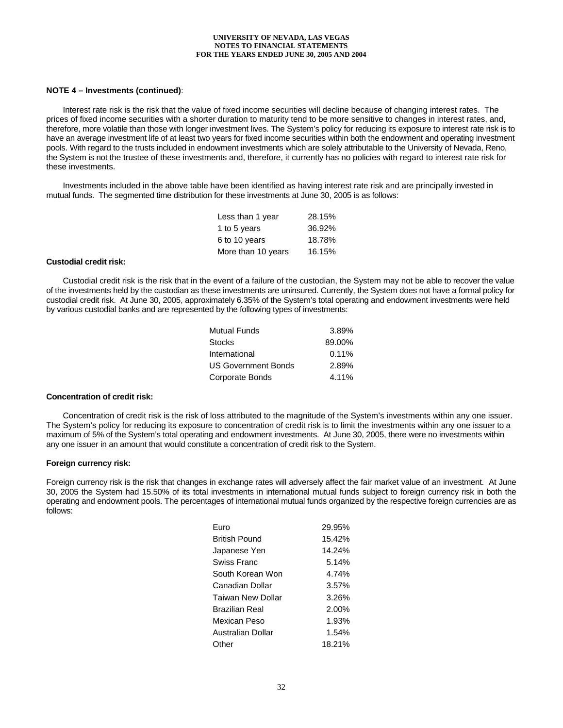**NOTE 4 – Investments (continued)**:

Interest rate risk is the risk that the value of fixed income securities will decline because of changing interest rates. The prices of fixed income securities with a shorter duration to maturity tend to be more sensitive to changes in interest rates, and, therefore, more volatile than those with longer investment lives. The System's policy for reducing its exposure to interest rate risk is to have an average investment life of at least two years for fixed income securities within both the endowment and operating investment pools. With regard to the trusts included in endowment investments which are solely attributable to the University of Nevada, Reno, the System is not the trustee of these investments and, therefore, it currently has no policies with regard to interest rate risk for these investments.

Investments included in the above table have been identified as having interest rate risk and are principally invested in mutual funds. The segmented time distribution for these investments at June 30, 2005 is as follows:

| | |
|---|---|
| Less than 1 year | 28.15% |
| 1 to 5 years | 36.92% |
| 6 to 10 years | 18.78% |
| More than 10 years | 16.15% |

**Custodial credit risk:**

Custodial credit risk is the risk that in the event of a failure of the custodian, the System may not be able to recover the value of the investments held by the custodian as these investments are uninsured. Currently, the System does not have a formal policy for custodial credit risk. At June 30, 2005, approximately 6.35% of the System's total operating and endowment investments were held by various custodial banks and are represented by the following types of investments:

| | |
|---|---|
| Mutual Funds | 3.89% |
| Stocks | 89.00% |
| International | 0.11% |
| US Government Bonds | 2.89% |
| Corporate Bonds | 4.11% |

**Concentration of credit risk:**

Concentration of credit risk is the risk of loss attributed to the magnitude of the System's investments within any one issuer. The System's policy for reducing its exposure to concentration of credit risk is to limit the investments within any one issuer to a maximum of 5% of the System's total operating and endowment investments. At June 30, 2005, there were no investments within any one issuer in an amount that would constitute a concentration of credit risk to the System.

**Foreign currency risk:**

Foreign currency risk is the risk that changes in exchange rates will adversely affect the fair market value of an investment. At June 30, 2005 the System had 15.50% of its total investments in international mutual funds subject to foreign currency risk in both the operating and endowment pools. The percentages of international mutual funds organized by the respective foreign currencies are as follows:

| | |
|---|---|
| Euro | 29.95% |
| British Pound | 15.42% |
| Japanese Yen | 14.24% |
| Swiss Franc | 5.14% |
| South Korean Won | 4.74% |
| Canadian Dollar | 3.57% |
| Taiwan New Dollar | 3.26% |
| Brazilian Real | 2.00% |
| Mexican Peso | 1.93% |
| Australian Dollar | 1.54% |
| Other | 18.21% |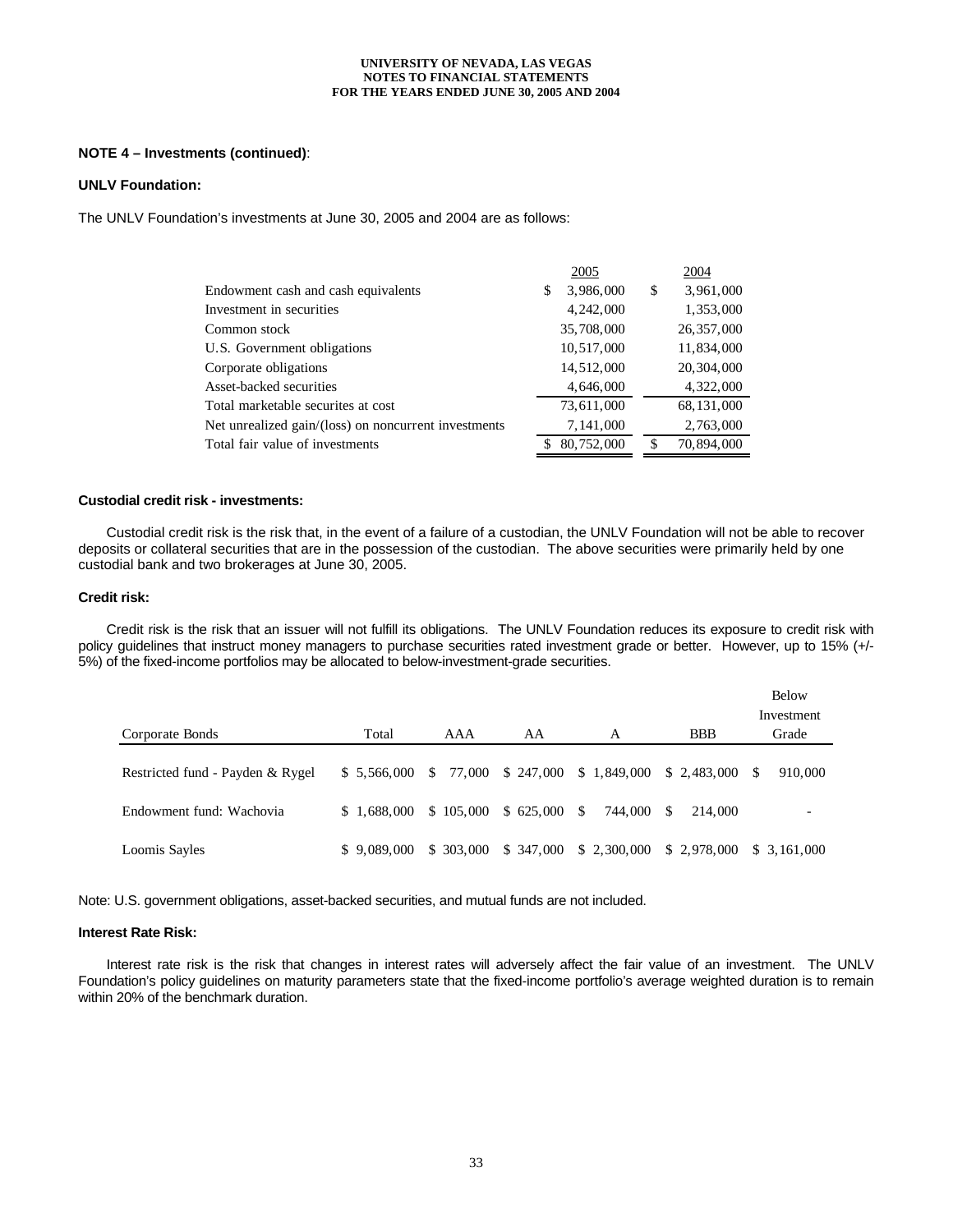**NOTE 4 – Investments (continued)**:

**UNLV Foundation:**

The UNLV Foundation's investments at June 30, 2005 and 2004 are as follows:

| | 2005 | 2004 |
|---|---|---|
| Endowment cash and cash equivalents | $ 3,986,000 | $ 3,961,000 |
| Investment in securities | 4,242,000 | 1,353,000 |
| Common stock | 35,708,000 | 26,357,000 |
| U.S. Government obligations | 10,517,000 | 11,834,000 |
| Corporate obligations | 14,512,000 | 20,304,000 |
| Asset-backed securities | 4,646,000 | 4,322,000 |
| Total marketable securites at cost | 73,611,000 | 68,131,000 |
| Net unrealized gain/(loss) on noncurrent investments | 7,141,000 | 2,763,000 |
| Total fair value of investments | $ 80,752,000 | $ 70,894,000 |

**Custodial credit risk - investments:**

Custodial credit risk is the risk that, in the event of a failure of a custodian, the UNLV Foundation will not be able to recover deposits or collateral securities that are in the possession of the custodian. The above securities were primarily held by one custodial bank and two brokerages at June 30, 2005.

**Credit risk:**

Credit risk is the risk that an issuer will not fulfill its obligations. The UNLV Foundation reduces its exposure to credit risk with policy guidelines that instruct money managers to purchase securities rated investment grade or better. However, up to 15% (+/- 5%) of the fixed-income portfolios may be allocated to below-investment-grade securities.

| Corporate Bonds | Total | AAA | AA | A | BBB | Below Investment Grade |
|---|---|---|---|---|---|---|
| Restricted fund - Payden & Rygel | $ 5,566,000 | $ 77,000 | $ 247,000 | $ 1,849,000 | $ 2,483,000 | $ 910,000 |
| Endowment fund: Wachovia | $ 1,688,000 | $ 105,000 | $ 625,000 | $ 744,000 | $ 214,000 | - |
| Loomis Sayles | $ 9,089,000 | $ 303,000 | $ 347,000 | $ 2,300,000 | $ 2,978,000 | $ 3,161,000 |

Note: U.S. government obligations, asset-backed securities, and mutual funds are not included.

**Interest Rate Risk:**

Interest rate risk is the risk that changes in interest rates will adversely affect the fair value of an investment. The UNLV Foundation's policy guidelines on maturity parameters state that the fixed-income portfolio's average weighted duration is to remain within 20% of the benchmark duration.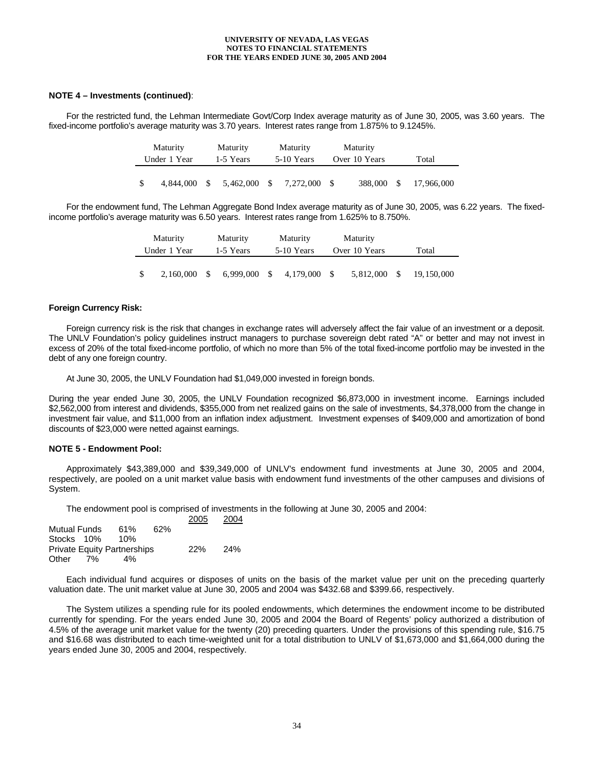**NOTE 4 – Investments (continued)**:

For the restricted fund, the Lehman Intermediate Govt/Corp Index average maturity as of June 30, 2005, was 3.60 years. The fixed-income portfolio's average maturity was 3.70 years. Interest rates range from 1.875% to 9.1245%.

| Maturity Under 1 Year | Maturity 1-5 Years | Maturity 5-10 Years | Maturity Over 10 Years | Total |
|---|---|---|---|---|
| $ 4,844,000 | $ 5,462,000 | $ 7,272,000 | $ 388,000 | $ 17,966,000 |

For the endowment fund, The Lehman Aggregate Bond Index average maturity as of June 30, 2005, was 6.22 years. The fixed-income portfolio's average maturity was 6.50 years. Interest rates range from 1.625% to 8.750%.

| Maturity Under 1 Year | Maturity 1-5 Years | Maturity 5-10 Years | Maturity Over 10 Years | Total |
|---|---|---|---|---|
| $ 2,160,000 | $ 6,999,000 | $ 4,179,000 | $ 5,812,000 | $ 19,150,000 |

**Foreign Currency Risk:**

Foreign currency risk is the risk that changes in exchange rates will adversely affect the fair value of an investment or a deposit. The UNLV Foundation's policy guidelines instruct managers to purchase sovereign debt rated "A" or better and may not invest in excess of 20% of the total fixed-income portfolio, of which no more than 5% of the total fixed-income portfolio may be invested in the debt of any one foreign country.

At June 30, 2005, the UNLV Foundation had $1,049,000 invested in foreign bonds.

During the year ended June 30, 2005, the UNLV Foundation recognized $6,873,000 in investment income. Earnings included $2,562,000 from interest and dividends, $355,000 from net realized gains on the sale of investments, $4,378,000 from the change in investment fair value, and $11,000 from an inflation index adjustment. Investment expenses of $409,000 and amortization of bond discounts of $23,000 were netted against earnings.

**NOTE 5 - Endowment Pool:**

Approximately $43,389,000 and $39,349,000 of UNLV's endowment fund investments at June 30, 2005 and 2004, respectively, are pooled on a unit market value basis with endowment fund investments of the other campuses and divisions of System.

The endowment pool is comprised of investments in the following at June 30, 2005 and 2004:

| | 2005 | 2004 |
|---|---|---|
| Mutual Funds | 61% | 62% |
| Stocks | 10% | 10% |
| Private Equity Partnerships | 22% | 24% |
| Other | 7% | 4% |

Each individual fund acquires or disposes of units on the basis of the market value per unit on the preceding quarterly valuation date. The unit market value at June 30, 2005 and 2004 was $432.68 and $399.66, respectively.

The System utilizes a spending rule for its pooled endowments, which determines the endowment income to be distributed currently for spending. For the years ended June 30, 2005 and 2004 the Board of Regents' policy authorized a distribution of 4.5% of the average unit market value for the twenty (20) preceding quarters. Under the provisions of this spending rule, $16.75 and $16.68 was distributed to each time-weighted unit for a total distribution to UNLV of $1,673,000 and $1,664,000 during the years ended June 30, 2005 and 2004, respectively.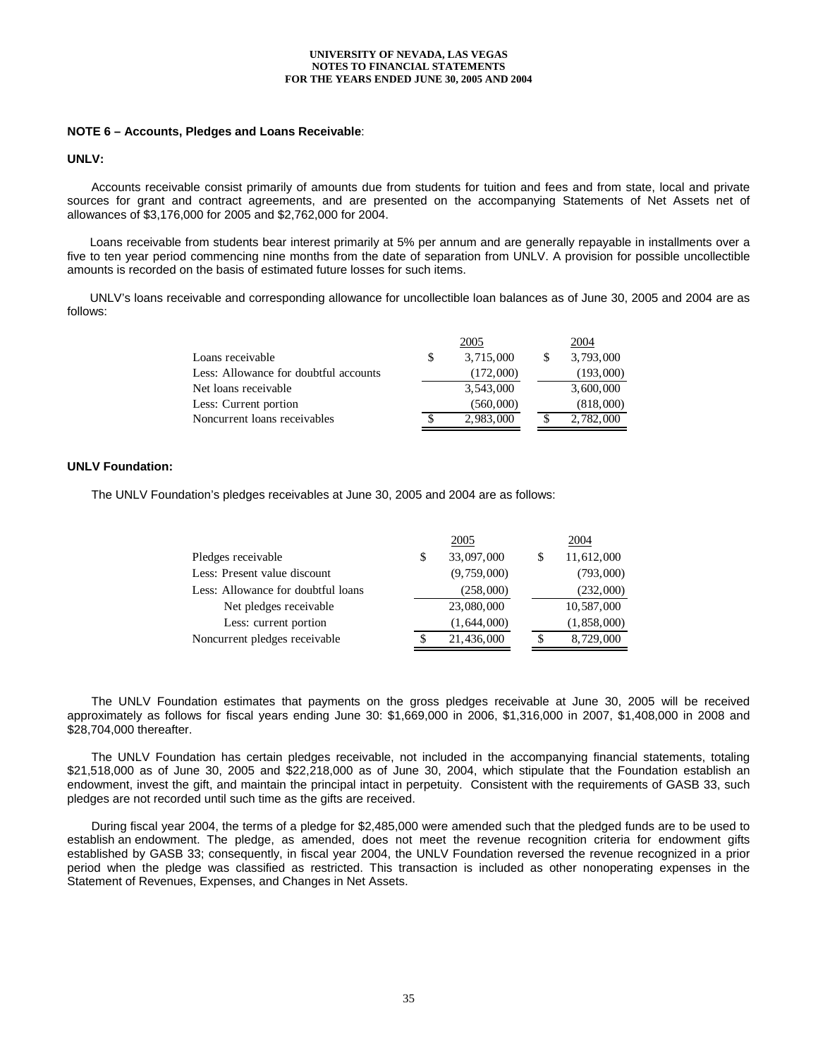**NOTE 6 – Accounts, Pledges and Loans Receivable**:

**UNLV:**

Accounts receivable consist primarily of amounts due from students for tuition and fees and from state, local and private sources for grant and contract agreements, and are presented on the accompanying Statements of Net Assets net of allowances of $3,176,000 for 2005 and $2,762,000 for 2004.

Loans receivable from students bear interest primarily at 5% per annum and are generally repayable in installments over a five to ten year period commencing nine months from the date of separation from UNLV. A provision for possible uncollectible amounts is recorded on the basis of estimated future losses for such items.

UNLV's loans receivable and corresponding allowance for uncollectible loan balances as of June 30, 2005 and 2004 are as follows:

| | 2005 | 2004 |
|---|---|---|
| Loans receivable | $ 3,715,000 | $ 3,793,000 |
| Less: Allowance for doubtful accounts | (172,000) | (193,000) |
| Net loans receivable | 3,543,000 | 3,600,000 |
| Less: Current portion | (560,000) | (818,000) |
| Noncurrent loans receivables | $ 2,983,000 | $ 2,782,000 |

**UNLV Foundation:**

The UNLV Foundation's pledges receivables at June 30, 2005 and 2004 are as follows:

| | 2005 | 2004 |
|---|---|---|
| Pledges receivable | $ 33,097,000 | $ 11,612,000 |
| Less: Present value discount | (9,759,000) | (793,000) |
| Less: Allowance for doubtful loans | (258,000) | (232,000) |
| Net pledges receivable | 23,080,000 | 10,587,000 |
| Less: current portion | (1,644,000) | (1,858,000) |
| Noncurrent pledges receivable | $ 21,436,000 | $ 8,729,000 |

The UNLV Foundation estimates that payments on the gross pledges receivable at June 30, 2005 will be received approximately as follows for fiscal years ending June 30: $1,669,000 in 2006, $1,316,000 in 2007, $1,408,000 in 2008 and $28,704,000 thereafter.

The UNLV Foundation has certain pledges receivable, not included in the accompanying financial statements, totaling $21,518,000 as of June 30, 2005 and $22,218,000 as of June 30, 2004, which stipulate that the Foundation establish an endowment, invest the gift, and maintain the principal intact in perpetuity. Consistent with the requirements of GASB 33, such pledges are not recorded until such time as the gifts are received.

During fiscal year 2004, the terms of a pledge for $2,485,000 were amended such that the pledged funds are to be used to establish an endowment. The pledge, as amended, does not meet the revenue recognition criteria for endowment gifts established by GASB 33; consequently, in fiscal year 2004, the UNLV Foundation reversed the revenue recognized in a prior period when the pledge was classified as restricted. This transaction is included as other nonoperating expenses in the Statement of Revenues, Expenses, and Changes in Net Assets.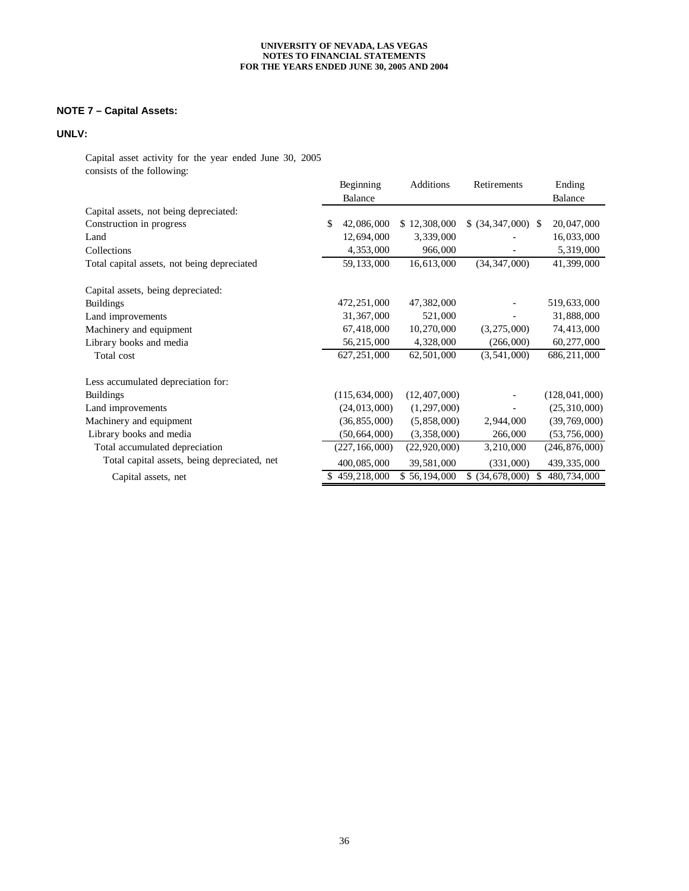## NOTE 7 – Capital Assets:

### UNLV:

Capital asset activity for the year ended June 30, 2005 consists of the following:

| | Beginning Balance | Additions | Retirements | Ending Balance |
|---|---|---|---|---|
| Capital assets, not being depreciated: | | | | |
| Construction in progress | $ 42,086,000 | $ 12,308,000 | $ (34,347,000) | $ 20,047,000 |
| Land | 12,694,000 | 3,339,000 | - | 16,033,000 |
| Collections | 4,353,000 | 966,000 | - | 5,319,000 |
| Total capital assets, not being depreciated | 59,133,000 | 16,613,000 | (34,347,000) | 41,399,000 |
| Capital assets, being depreciated: | | | | |
| Buildings | 472,251,000 | 47,382,000 | - | 519,633,000 |
| Land improvements | 31,367,000 | 521,000 | - | 31,888,000 |
| Machinery and equipment | 67,418,000 | 10,270,000 | (3,275,000) | 74,413,000 |
| Library books and media | 56,215,000 | 4,328,000 | (266,000) | 60,277,000 |
| Total cost | 627,251,000 | 62,501,000 | (3,541,000) | 686,211,000 |
| Less accumulated depreciation for: | | | | |
| Buildings | (115,634,000) | (12,407,000) | - | (128,041,000) |
| Land improvements | (24,013,000) | (1,297,000) | - | (25,310,000) |
| Machinery and equipment | (36,855,000) | (5,858,000) | 2,944,000 | (39,769,000) |
| Library books and media | (50,664,000) | (3,358,000) | 266,000 | (53,756,000) |
| Total accumulated depreciation | (227,166,000) | (22,920,000) | 3,210,000 | (246,876,000) |
| Total capital assets, being depreciated, net | 400,085,000 | 39,581,000 | (331,000) | 439,335,000 |
| Capital assets, net | $ 459,218,000 | $ 56,194,000 | $ (34,678,000) | $ 480,734,000 |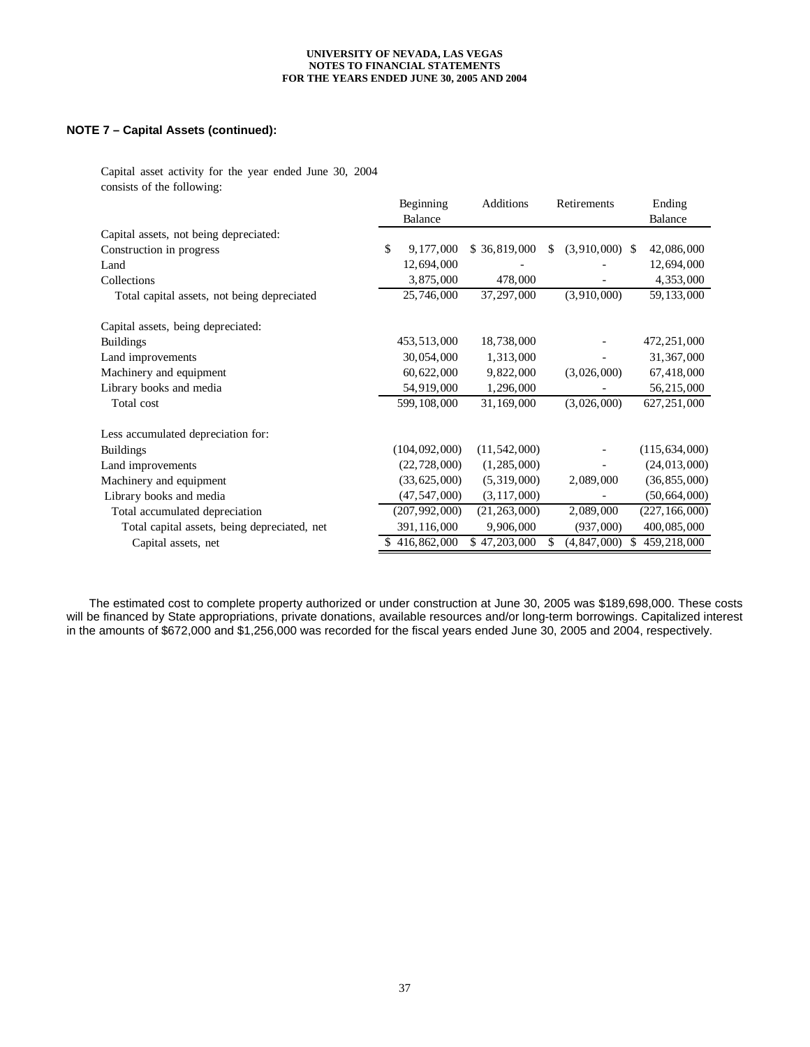UNIVERSITY OF NEVADA, LAS VEGAS
NOTES TO FINANCIAL STATEMENTS
FOR THE YEARS ENDED JUNE 30, 2005 AND 2004

## NOTE 7 – Capital Assets (continued):

Capital asset activity for the year ended June 30, 2004 consists of the following:

| | Beginning Balance | Additions | Retirements | Ending Balance |
|---|---|---|---|---|
| Capital assets, not being depreciated: | | | | |
| Construction in progress | $ 9,177,000 | $ 36,819,000 | $ (3,910,000) | $ 42,086,000 |
| Land | 12,694,000 | - | - | 12,694,000 |
| Collections | 3,875,000 | 478,000 | - | 4,353,000 |
| Total capital assets, not being depreciated | 25,746,000 | 37,297,000 | (3,910,000) | 59,133,000 |
| Capital assets, being depreciated: | | | | |
| Buildings | 453,513,000 | 18,738,000 | - | 472,251,000 |
| Land improvements | 30,054,000 | 1,313,000 | - | 31,367,000 |
| Machinery and equipment | 60,622,000 | 9,822,000 | (3,026,000) | 67,418,000 |
| Library books and media | 54,919,000 | 1,296,000 | - | 56,215,000 |
| Total cost | 599,108,000 | 31,169,000 | (3,026,000) | 627,251,000 |
| Less accumulated depreciation for: | | | | |
| Buildings | (104,092,000) | (11,542,000) | - | (115,634,000) |
| Land improvements | (22,728,000) | (1,285,000) | - | (24,013,000) |
| Machinery and equipment | (33,625,000) | (5,319,000) | 2,089,000 | (36,855,000) |
| Library books and media | (47,547,000) | (3,117,000) | - | (50,664,000) |
| Total accumulated depreciation | (207,992,000) | (21,263,000) | 2,089,000 | (227,166,000) |
| Total capital assets, being depreciated, net | 391,116,000 | 9,906,000 | (937,000) | 400,085,000 |
| Capital assets, net | $ 416,862,000 | $ 47,203,000 | $ (4,847,000) | $ 459,218,000 |

The estimated cost to complete property authorized or under construction at June 30, 2005 was $189,698,000. These costs will be financed by State appropriations, private donations, available resources and/or long-term borrowings. Capitalized interest in the amounts of $672,000 and $1,256,000 was recorded for the fiscal years ended June 30, 2005 and 2004, respectively.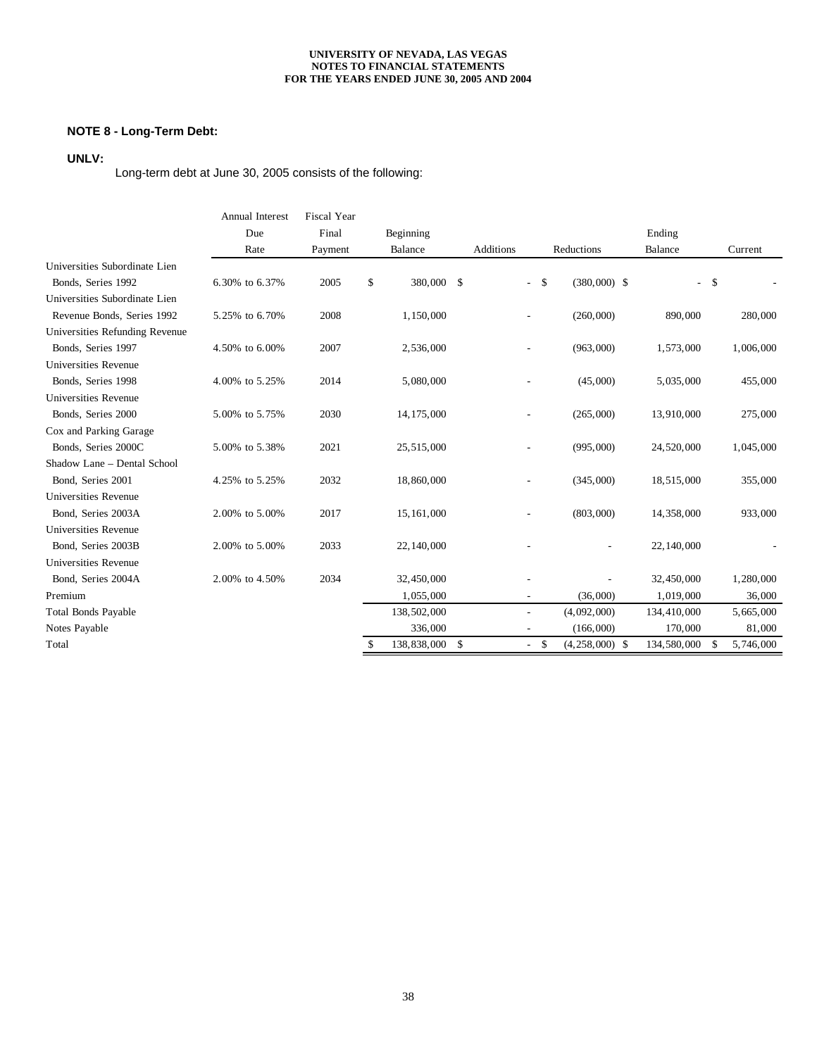UNIVERSITY OF NEVADA, LAS VEGAS
NOTES TO FINANCIAL STATEMENTS
FOR THE YEARS ENDED JUNE 30, 2005 AND 2004

## NOTE 8 - Long-Term Debt:

### UNLV:

Long-term debt at June 30, 2005 consists of the following:

| | Annual Interest Due Rate | Fiscal Year Final Payment | Beginning Balance | Additions | Reductions | Ending Balance | Current |
|---|---|---|---|---|---|---|---|
| Universities Subordinate Lien Bonds, Series 1992 | 6.30% to 6.37% | 2005 | $ 380,000 | $ - | $ (380,000) | $ - | $ - |
| Universities Subordinate Lien Revenue Bonds, Series 1992 | 5.25% to 6.70% | 2008 | 1,150,000 | - | (260,000) | 890,000 | 280,000 |
| Universities Refunding Revenue Bonds, Series 1997 | 4.50% to 6.00% | 2007 | 2,536,000 | - | (963,000) | 1,573,000 | 1,006,000 |
| Universities Revenue Bonds, Series 1998 | 4.00% to 5.25% | 2014 | 5,080,000 | - | (45,000) | 5,035,000 | 455,000 |
| Universities Revenue Bonds, Series 2000 | 5.00% to 5.75% | 2030 | 14,175,000 | - | (265,000) | 13,910,000 | 275,000 |
| Cox and Parking Garage Bonds, Series 2000C | 5.00% to 5.38% | 2021 | 25,515,000 | - | (995,000) | 24,520,000 | 1,045,000 |
| Shadow Lane – Dental School Bond, Series 2001 | 4.25% to 5.25% | 2032 | 18,860,000 | - | (345,000) | 18,515,000 | 355,000 |
| Universities Revenue Bond, Series 2003A | 2.00% to 5.00% | 2017 | 15,161,000 | - | (803,000) | 14,358,000 | 933,000 |
| Universities Revenue Bond, Series 2003B | 2.00% to 5.00% | 2033 | 22,140,000 | - | - | 22,140,000 | - |
| Universities Revenue Bond, Series 2004A | 2.00% to 4.50% | 2034 | 32,450,000 | - | - | 32,450,000 | 1,280,000 |
| Premium | | | 1,055,000 | - | (36,000) | 1,019,000 | 36,000 |
| Total Bonds Payable | | | 138,502,000 | - | (4,092,000) | 134,410,000 | 5,665,000 |
| Notes Payable | | | 336,000 | - | (166,000) | 170,000 | 81,000 |
| Total | | | $ 138,838,000 | $ - | $ (4,258,000) | $ 134,580,000 | $ 5,746,000 |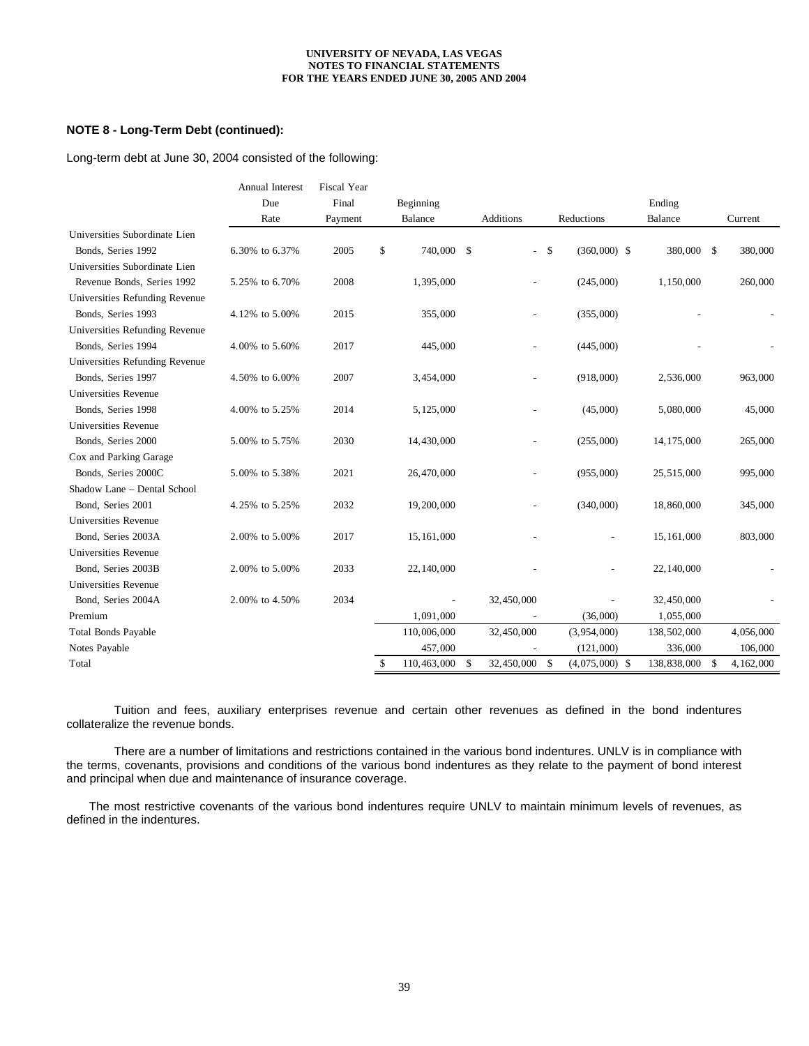**NOTE 8 - Long-Term Debt (continued):**

Long-term debt at June 30, 2004 consisted of the following:

| | Annual Interest Due Rate | Fiscal Year Final Payment | Beginning Balance | Additions | Reductions | Ending Balance | Current |
|---|---|---|---|---|---|---|---|
| Universities Subordinate Lien Bonds, Series 1992 | 6.30% to 6.37% | 2005 | $ 740,000 | $ - | $ (360,000) | $ 380,000 | $ 380,000 |
| Universities Subordinate Lien Revenue Bonds, Series 1992 | 5.25% to 6.70% | 2008 | 1,395,000 | - | (245,000) | 1,150,000 | 260,000 |
| Universities Refunding Revenue Bonds, Series 1993 | 4.12% to 5.00% | 2015 | 355,000 | - | (355,000) | - | - |
| Universities Refunding Revenue Bonds, Series 1994 | 4.00% to 5.60% | 2017 | 445,000 | - | (445,000) | - | - |
| Universities Refunding Revenue Bonds, Series 1997 | 4.50% to 6.00% | 2007 | 3,454,000 | - | (918,000) | 2,536,000 | 963,000 |
| Universities Revenue Bonds, Series 1998 | 4.00% to 5.25% | 2014 | 5,125,000 | - | (45,000) | 5,080,000 | 45,000 |
| Universities Revenue Bonds, Series 2000 | 5.00% to 5.75% | 2030 | 14,430,000 | - | (255,000) | 14,175,000 | 265,000 |
| Cox and Parking Garage Bonds, Series 2000C | 5.00% to 5.38% | 2021 | 26,470,000 | - | (955,000) | 25,515,000 | 995,000 |
| Shadow Lane – Dental School Bond, Series 2001 | 4.25% to 5.25% | 2032 | 19,200,000 | - | (340,000) | 18,860,000 | 345,000 |
| Universities Revenue Bond, Series 2003A | 2.00% to 5.00% | 2017 | 15,161,000 | - | - | 15,161,000 | 803,000 |
| Universities Revenue Bond, Series 2003B | 2.00% to 5.00% | 2033 | 22,140,000 | - | - | 22,140,000 | - |
| Universities Revenue Bond, Series 2004A | 2.00% to 4.50% | 2034 | - | 32,450,000 | - | 32,450,000 | - |
| Premium | | | 1,091,000 | - | (36,000) | 1,055,000 | |
| Total Bonds Payable | | | 110,006,000 | 32,450,000 | (3,954,000) | 138,502,000 | 4,056,000 |
| Notes Payable | | | 457,000 | - | (121,000) | 336,000 | 106,000 |
| Total | | | $ 110,463,000 | $ 32,450,000 | $ (4,075,000) | $ 138,838,000 | $ 4,162,000 |

Tuition and fees, auxiliary enterprises revenue and certain other revenues as defined in the bond indentures collateralize the revenue bonds.

There are a number of limitations and restrictions contained in the various bond indentures. UNLV is in compliance with the terms, covenants, provisions and conditions of the various bond indentures as they relate to the payment of bond interest and principal when due and maintenance of insurance coverage.

The most restrictive covenants of the various bond indentures require UNLV to maintain minimum levels of revenues, as defined in the indentures.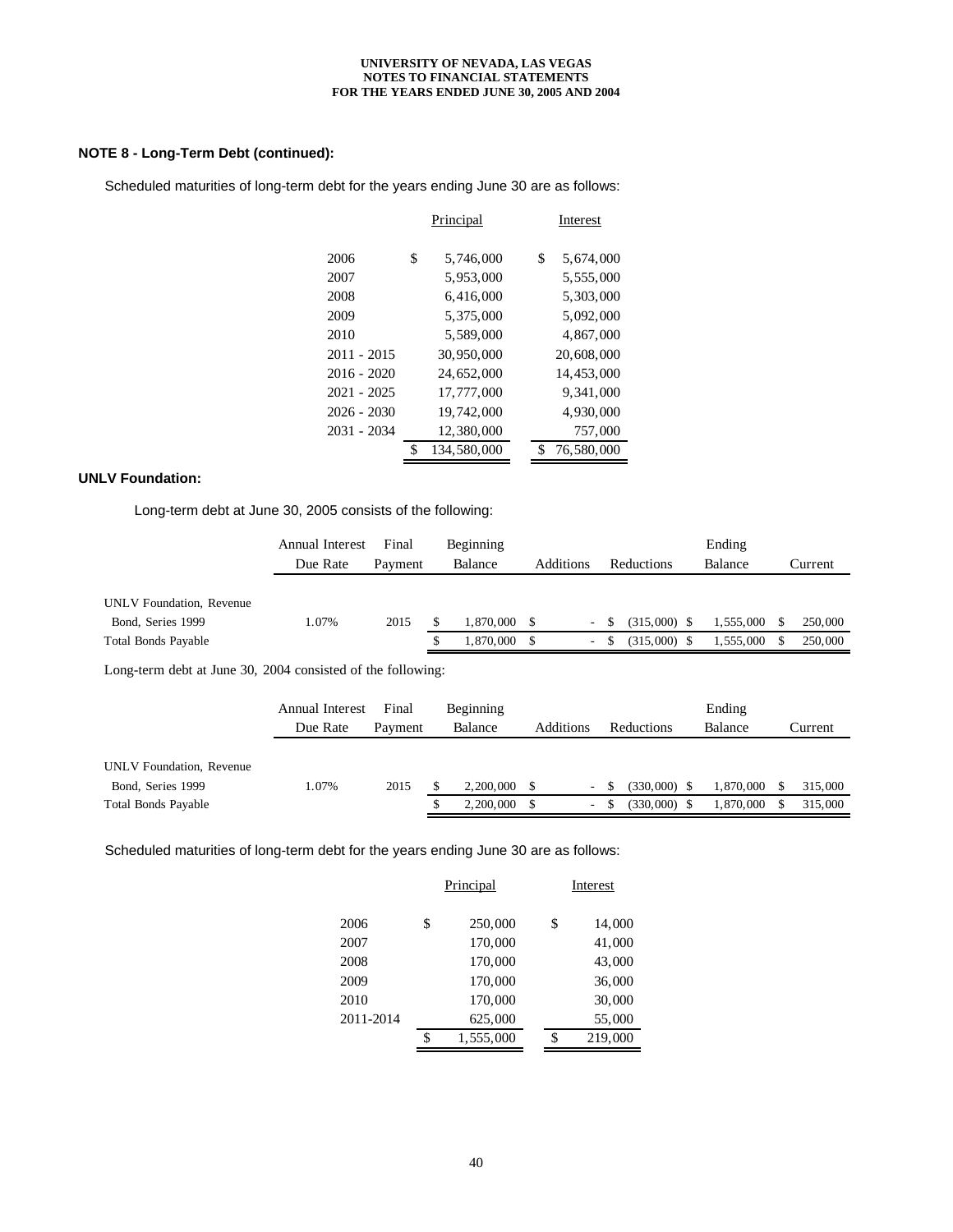## NOTE 8 - Long-Term Debt (continued):

Scheduled maturities of long-term debt for the years ending June 30 are as follows:

| | Principal | Interest |
|---|---|---|
| 2006 | $ 5,746,000 | $ 5,674,000 |
| 2007 | 5,953,000 | 5,555,000 |
| 2008 | 6,416,000 | 5,303,000 |
| 2009 | 5,375,000 | 5,092,000 |
| 2010 | 5,589,000 | 4,867,000 |
| 2011 - 2015 | 30,950,000 | 20,608,000 |
| 2016 - 2020 | 24,652,000 | 14,453,000 |
| 2021 - 2025 | 17,777,000 | 9,341,000 |
| 2026 - 2030 | 19,742,000 | 4,930,000 |
| 2031 - 2034 | 12,380,000 | 757,000 |
| | $ 134,580,000 | $ 76,580,000 |

### UNLV Foundation:

Long-term debt at June 30, 2005 consists of the following:

| | Annual Interest Due Rate | Final Payment | Beginning Balance | Additions | Reductions | Ending Balance | Current |
|---|---|---|---|---|---|---|---|
| UNLV Foundation, Revenue Bond, Series 1999 | 1.07% | 2015 | $ 1,870,000 | $ - | $ (315,000) | $ 1,555,000 | $ 250,000 |
| Total Bonds Payable | | | $ 1,870,000 | $ - | $ (315,000) | $ 1,555,000 | $ 250,000 |

Long-term debt at June 30, 2004 consisted of the following:

| | Annual Interest Due Rate | Final Payment | Beginning Balance | Additions | Reductions | Ending Balance | Current |
|---|---|---|---|---|---|---|---|
| UNLV Foundation, Revenue Bond, Series 1999 | 1.07% | 2015 | $ 2,200,000 | $ - | $ (330,000) | $ 1,870,000 | $ 315,000 |
| Total Bonds Payable | | | $ 2,200,000 | $ - | $ (330,000) | $ 1,870,000 | $ 315,000 |

Scheduled maturities of long-term debt for the years ending June 30 are as follows:

| | Principal | Interest |
|---|---|---|
| 2006 | $ 250,000 | $ 14,000 |
| 2007 | 170,000 | 41,000 |
| 2008 | 170,000 | 43,000 |
| 2009 | 170,000 | 36,000 |
| 2010 | 170,000 | 30,000 |
| 2011-2014 | 625,000 | 55,000 |
| | $ 1,555,000 | $ 219,000 |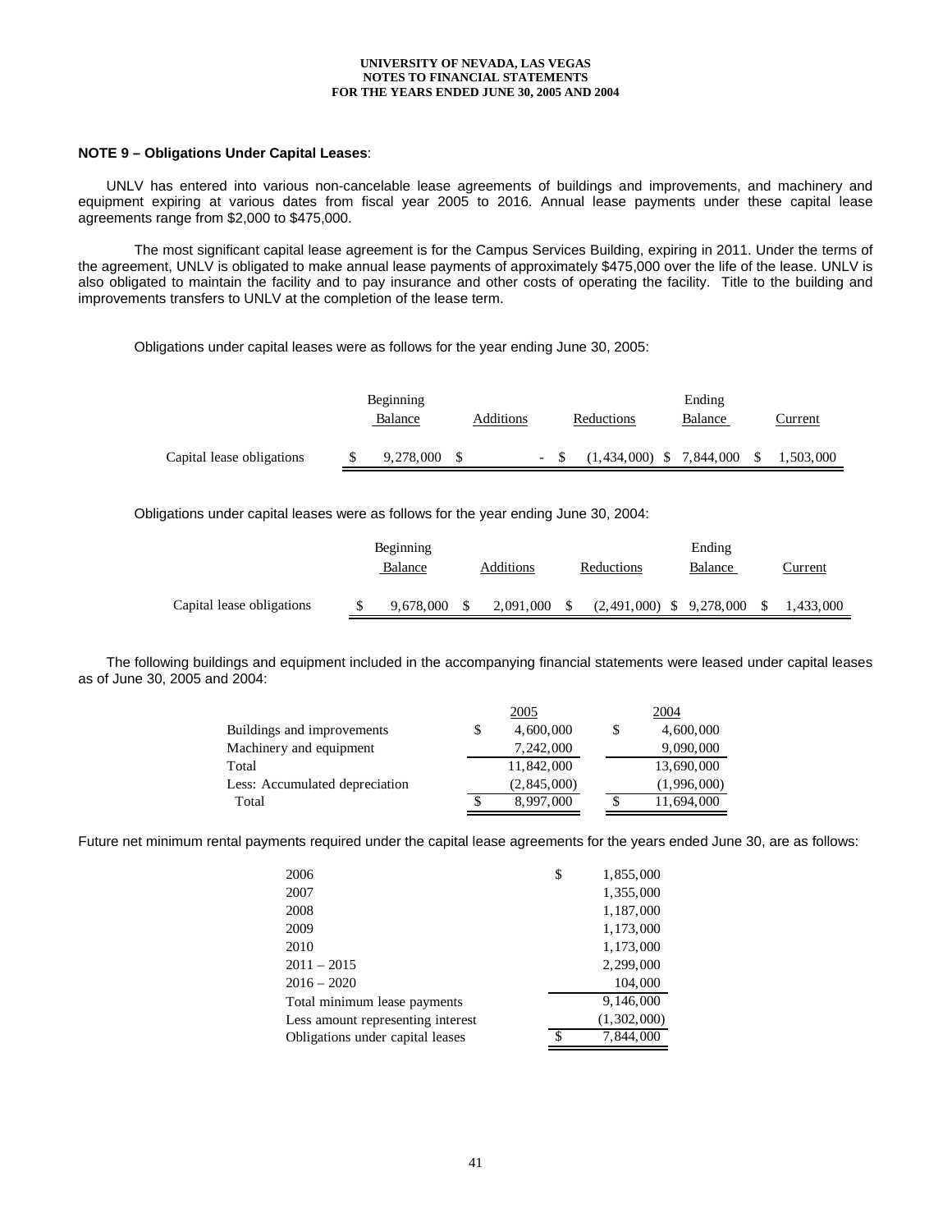UNIVERSITY OF NEVADA, LAS VEGAS
NOTES TO FINANCIAL STATEMENTS
FOR THE YEARS ENDED JUNE 30, 2005 AND 2004

**NOTE 9 – Obligations Under Capital Leases**:

UNLV has entered into various non-cancelable lease agreements of buildings and improvements, and machinery and equipment expiring at various dates from fiscal year 2005 to 2016. Annual lease payments under these capital lease agreements range from $2,000 to $475,000.

The most significant capital lease agreement is for the Campus Services Building, expiring in 2011. Under the terms of the agreement, UNLV is obligated to make annual lease payments of approximately $475,000 over the life of the lease. UNLV is also obligated to maintain the facility and to pay insurance and other costs of operating the facility. Title to the building and improvements transfers to UNLV at the completion of the lease term.

Obligations under capital leases were as follows for the year ending June 30, 2005:

| | Beginning Balance | Additions | Reductions | Ending Balance | Current |
|---|---|---|---|---|---|
| Capital lease obligations | $ 9,278,000 | $ - | $ (1,434,000) | $ 7,844,000 | $ 1,503,000 |

Obligations under capital leases were as follows for the year ending June 30, 2004:

| | Beginning Balance | Additions | Reductions | Ending Balance | Current |
|---|---|---|---|---|---|
| Capital lease obligations | $ 9,678,000 | $ 2,091,000 | $ (2,491,000) | $ 9,278,000 | $ 1,433,000 |

The following buildings and equipment included in the accompanying financial statements were leased under capital leases as of June 30, 2005 and 2004:

| | 2005 | 2004 |
|---|---|---|
| Buildings and improvements | $ 4,600,000 | $ 4,600,000 |
| Machinery and equipment | 7,242,000 | 9,090,000 |
| Total | 11,842,000 | 13,690,000 |
| Less: Accumulated depreciation | (2,845,000) | (1,996,000) |
| Total | $ 8,997,000 | $ 11,694,000 |

Future net minimum rental payments required under the capital lease agreements for the years ended June 30, are as follows:

| | |
|---|---|
| 2006 | $ 1,855,000 |
| 2007 | 1,355,000 |
| 2008 | 1,187,000 |
| 2009 | 1,173,000 |
| 2010 | 1,173,000 |
| 2011 – 2015 | 2,299,000 |
| 2016 – 2020 | 104,000 |
| Total minimum lease payments | 9,146,000 |
| Less amount representing interest | (1,302,000) |
| Obligations under capital leases | $ 7,844,000 |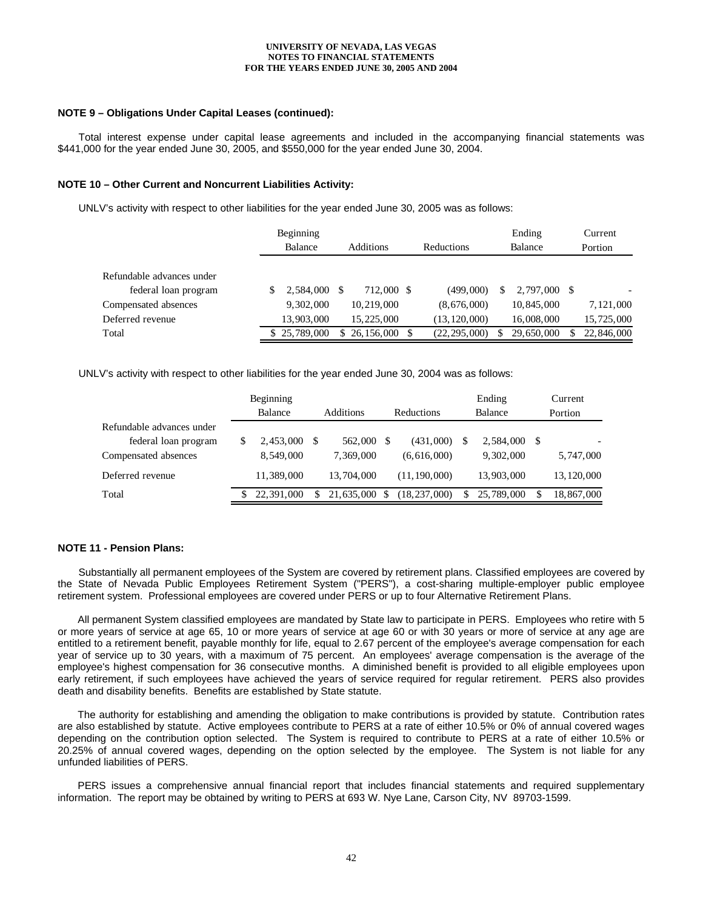**NOTE 9 – Obligations Under Capital Leases (continued):**

Total interest expense under capital lease agreements and included in the accompanying financial statements was \$441,000 for the year ended June 30, 2005, and \$550,000 for the year ended June 30, 2004.

**NOTE 10 – Other Current and Noncurrent Liabilities Activity:**

UNLV's activity with respect to other liabilities for the year ended June 30, 2005 was as follows:

| | Beginning Balance | Additions | Reductions | Ending Balance | Current Portion |
|---|---|---|---|---|---|
| Refundable advances under federal loan program | \$ 2,584,000 | \$ 712,000 | \$ (499,000) | \$ 2,797,000 | \$ - |
| Compensated absences | 9,302,000 | 10,219,000 | (8,676,000) | 10,845,000 | 7,121,000 |
| Deferred revenue | 13,903,000 | 15,225,000 | (13,120,000) | 16,008,000 | 15,725,000 |
| Total | \$ 25,789,000 | \$ 26,156,000 | \$ (22,295,000) | \$ 29,650,000 | \$ 22,846,000 |

UNLV's activity with respect to other liabilities for the year ended June 30, 2004 was as follows:

| | Beginning Balance | Additions | Reductions | Ending Balance | Current Portion |
|---|---|---|---|---|---|
| Refundable advances under federal loan program | \$ 2,453,000 | \$ 562,000 | \$ (431,000) | \$ 2,584,000 | \$ - |
| Compensated absences | 8,549,000 | 7,369,000 | (6,616,000) | 9,302,000 | 5,747,000 |
| Deferred revenue | 11,389,000 | 13,704,000 | (11,190,000) | 13,903,000 | 13,120,000 |
| Total | \$ 22,391,000 | \$ 21,635,000 | \$ (18,237,000) | \$ 25,789,000 | \$ 18,867,000 |

**NOTE 11 - Pension Plans:**

Substantially all permanent employees of the System are covered by retirement plans. Classified employees are covered by the State of Nevada Public Employees Retirement System ("PERS"), a cost-sharing multiple-employer public employee retirement system. Professional employees are covered under PERS or up to four Alternative Retirement Plans.

All permanent System classified employees are mandated by State law to participate in PERS. Employees who retire with 5 or more years of service at age 65, 10 or more years of service at age 60 or with 30 years or more of service at any age are entitled to a retirement benefit, payable monthly for life, equal to 2.67 percent of the employee's average compensation for each year of service up to 30 years, with a maximum of 75 percent. An employees' average compensation is the average of the employee's highest compensation for 36 consecutive months. A diminished benefit is provided to all eligible employees upon early retirement, if such employees have achieved the years of service required for regular retirement. PERS also provides death and disability benefits. Benefits are established by State statute.

The authority for establishing and amending the obligation to make contributions is provided by statute. Contribution rates are also established by statute. Active employees contribute to PERS at a rate of either 10.5% or 0% of annual covered wages depending on the contribution option selected. The System is required to contribute to PERS at a rate of either 10.5% or 20.25% of annual covered wages, depending on the option selected by the employee. The System is not liable for any unfunded liabilities of PERS.

PERS issues a comprehensive annual financial report that includes financial statements and required supplementary information. The report may be obtained by writing to PERS at 693 W. Nye Lane, Carson City, NV 89703-1599.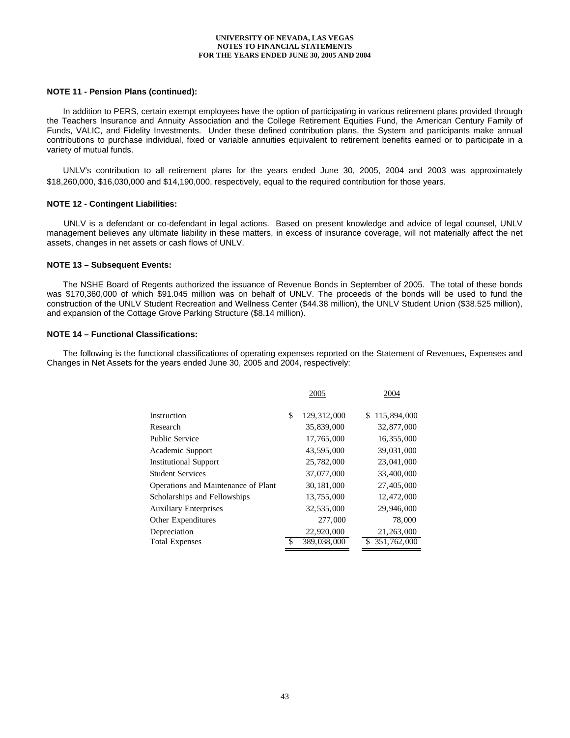**NOTE 11 - Pension Plans (continued):**

In addition to PERS, certain exempt employees have the option of participating in various retirement plans provided through the Teachers Insurance and Annuity Association and the College Retirement Equities Fund, the American Century Family of Funds, VALIC, and Fidelity Investments. Under these defined contribution plans, the System and participants make annual contributions to purchase individual, fixed or variable annuities equivalent to retirement benefits earned or to participate in a variety of mutual funds.

UNLV's contribution to all retirement plans for the years ended June 30, 2005, 2004 and 2003 was approximately $18,260,000, $16,030,000 and $14,190,000, respectively, equal to the required contribution for those years.

**NOTE 12 - Contingent Liabilities:**

UNLV is a defendant or co-defendant in legal actions. Based on present knowledge and advice of legal counsel, UNLV management believes any ultimate liability in these matters, in excess of insurance coverage, will not materially affect the net assets, changes in net assets or cash flows of UNLV.

**NOTE 13 – Subsequent Events:**

The NSHE Board of Regents authorized the issuance of Revenue Bonds in September of 2005. The total of these bonds was $170,360,000 of which $91.045 million was on behalf of UNLV. The proceeds of the bonds will be used to fund the construction of the UNLV Student Recreation and Wellness Center ($44.38 million), the UNLV Student Union ($38.525 million), and expansion of the Cottage Grove Parking Structure ($8.14 million).

**NOTE 14 – Functional Classifications:**

The following is the functional classifications of operating expenses reported on the Statement of Revenues, Expenses and Changes in Net Assets for the years ended June 30, 2005 and 2004, respectively:

| | 2005 | 2004 |
|---|---|---|
| Instruction | $ 129,312,000 | $ 115,894,000 |
| Research | 35,839,000 | 32,877,000 |
| Public Service | 17,765,000 | 16,355,000 |
| Academic Support | 43,595,000 | 39,031,000 |
| Institutional Support | 25,782,000 | 23,041,000 |
| Student Services | 37,077,000 | 33,400,000 |
| Operations and Maintenance of Plant | 30,181,000 | 27,405,000 |
| Scholarships and Fellowships | 13,755,000 | 12,472,000 |
| Auxiliary Enterprises | 32,535,000 | 29,946,000 |
| Other Expenditures | 277,000 | 78,000 |
| Depreciation | 22,920,000 | 21,263,000 |
| Total Expenses | $ 389,038,000 | $ 351,762,000 |